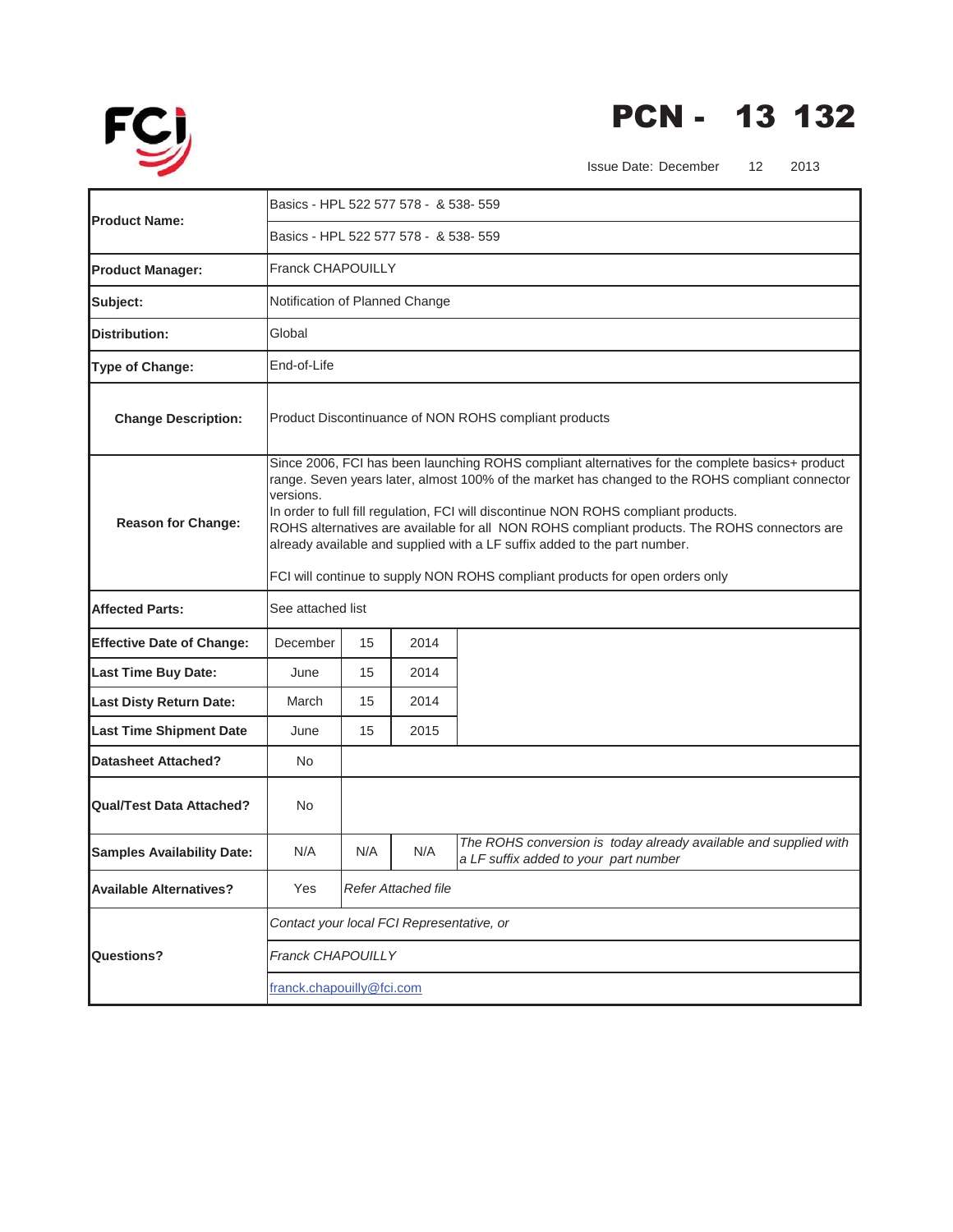# PCN - 13 132

Issue Date: December 12 2013

| | | | | |
|---|---|---|---|---|
| **Product Name:** | Basics - HPL 522 577 578 - & 538- 559 | | | |
| | Basics - HPL 522 577 578 - & 538- 559 | | | |
| **Product Manager:** | Franck CHAPOUILLY | | | |
| **Subject:** | Notification of Planned Change | | | |
| **Distribution:** | Global | | | |
| **Type of Change:** | End-of-Life | | | |
| **Change Description:** | Product Discontinuance of NON ROHS compliant products | | | |
| **Reason for Change:** | Since 2006, FCI has been launching ROHS compliant alternatives for the complete basics+ product range. Seven years later, almost 100% of the market has changed to the ROHS compliant connector versions.<br>In order to full fill regulation, FCI will discontinue NON ROHS compliant products.<br>ROHS alternatives are available for all NON ROHS compliant products. The ROHS connectors are already available and supplied with a LF suffix added to the part number.<br><br>FCI will continue to supply NON ROHS compliant products for open orders only | | | |
| **Affected Parts:** | See attached list | | | |
| **Effective Date of Change:** | December | 15 | 2014 | |
| **Last Time Buy Date:** | June | 15 | 2014 | |
| **Last Disty Return Date:** | March | 15 | 2014 | |
| **Last Time Shipment Date** | June | 15 | 2015 | |
| **Datasheet Attached?** | No | | | |
| **Qual/Test Data Attached?** | No | | | |
| **Samples Availability Date:** | N/A | N/A | N/A | *The ROHS conversion is today already available and supplied with a LF suffix added to your part number* |
| **Available Alternatives?** | Yes | *Refer Attached file* | | |
| **Questions?** | *Contact your local FCI Representative, or* | | | |
| | *Franck CHAPOUILLY* | | | |
| | franck.chapouilly@fci.com | | | |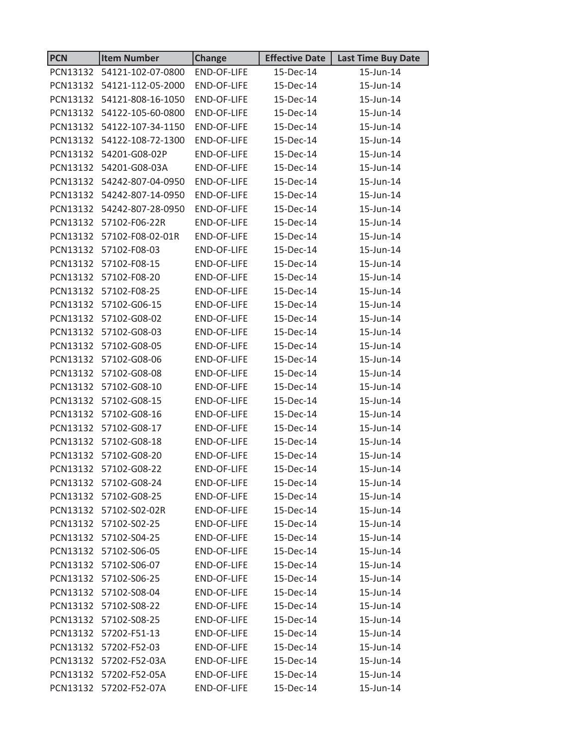| PCN | Item Number | Change | Effective Date | Last Time Buy Date |
|---|---|---|---|---|
| PCN13132 | 54121-102-07-0800 | END-OF-LIFE | 15-Dec-14 | 15-Jun-14 |
| PCN13132 | 54121-112-05-2000 | END-OF-LIFE | 15-Dec-14 | 15-Jun-14 |
| PCN13132 | 54121-808-16-1050 | END-OF-LIFE | 15-Dec-14 | 15-Jun-14 |
| PCN13132 | 54122-105-60-0800 | END-OF-LIFE | 15-Dec-14 | 15-Jun-14 |
| PCN13132 | 54122-107-34-1150 | END-OF-LIFE | 15-Dec-14 | 15-Jun-14 |
| PCN13132 | 54122-108-72-1300 | END-OF-LIFE | 15-Dec-14 | 15-Jun-14 |
| PCN13132 | 54201-G08-02P | END-OF-LIFE | 15-Dec-14 | 15-Jun-14 |
| PCN13132 | 54201-G08-03A | END-OF-LIFE | 15-Dec-14 | 15-Jun-14 |
| PCN13132 | 54242-807-04-0950 | END-OF-LIFE | 15-Dec-14 | 15-Jun-14 |
| PCN13132 | 54242-807-14-0950 | END-OF-LIFE | 15-Dec-14 | 15-Jun-14 |
| PCN13132 | 54242-807-28-0950 | END-OF-LIFE | 15-Dec-14 | 15-Jun-14 |
| PCN13132 | 57102-F06-22R | END-OF-LIFE | 15-Dec-14 | 15-Jun-14 |
| PCN13132 | 57102-F08-02-01R | END-OF-LIFE | 15-Dec-14 | 15-Jun-14 |
| PCN13132 | 57102-F08-03 | END-OF-LIFE | 15-Dec-14 | 15-Jun-14 |
| PCN13132 | 57102-F08-15 | END-OF-LIFE | 15-Dec-14 | 15-Jun-14 |
| PCN13132 | 57102-F08-20 | END-OF-LIFE | 15-Dec-14 | 15-Jun-14 |
| PCN13132 | 57102-F08-25 | END-OF-LIFE | 15-Dec-14 | 15-Jun-14 |
| PCN13132 | 57102-G06-15 | END-OF-LIFE | 15-Dec-14 | 15-Jun-14 |
| PCN13132 | 57102-G08-02 | END-OF-LIFE | 15-Dec-14 | 15-Jun-14 |
| PCN13132 | 57102-G08-03 | END-OF-LIFE | 15-Dec-14 | 15-Jun-14 |
| PCN13132 | 57102-G08-05 | END-OF-LIFE | 15-Dec-14 | 15-Jun-14 |
| PCN13132 | 57102-G08-06 | END-OF-LIFE | 15-Dec-14 | 15-Jun-14 |
| PCN13132 | 57102-G08-08 | END-OF-LIFE | 15-Dec-14 | 15-Jun-14 |
| PCN13132 | 57102-G08-10 | END-OF-LIFE | 15-Dec-14 | 15-Jun-14 |
| PCN13132 | 57102-G08-15 | END-OF-LIFE | 15-Dec-14 | 15-Jun-14 |
| PCN13132 | 57102-G08-16 | END-OF-LIFE | 15-Dec-14 | 15-Jun-14 |
| PCN13132 | 57102-G08-17 | END-OF-LIFE | 15-Dec-14 | 15-Jun-14 |
| PCN13132 | 57102-G08-18 | END-OF-LIFE | 15-Dec-14 | 15-Jun-14 |
| PCN13132 | 57102-G08-20 | END-OF-LIFE | 15-Dec-14 | 15-Jun-14 |
| PCN13132 | 57102-G08-22 | END-OF-LIFE | 15-Dec-14 | 15-Jun-14 |
| PCN13132 | 57102-G08-24 | END-OF-LIFE | 15-Dec-14 | 15-Jun-14 |
| PCN13132 | 57102-G08-25 | END-OF-LIFE | 15-Dec-14 | 15-Jun-14 |
| PCN13132 | 57102-S02-02R | END-OF-LIFE | 15-Dec-14 | 15-Jun-14 |
| PCN13132 | 57102-S02-25 | END-OF-LIFE | 15-Dec-14 | 15-Jun-14 |
| PCN13132 | 57102-S04-25 | END-OF-LIFE | 15-Dec-14 | 15-Jun-14 |
| PCN13132 | 57102-S06-05 | END-OF-LIFE | 15-Dec-14 | 15-Jun-14 |
| PCN13132 | 57102-S06-07 | END-OF-LIFE | 15-Dec-14 | 15-Jun-14 |
| PCN13132 | 57102-S06-25 | END-OF-LIFE | 15-Dec-14 | 15-Jun-14 |
| PCN13132 | 57102-S08-04 | END-OF-LIFE | 15-Dec-14 | 15-Jun-14 |
| PCN13132 | 57102-S08-22 | END-OF-LIFE | 15-Dec-14 | 15-Jun-14 |
| PCN13132 | 57102-S08-25 | END-OF-LIFE | 15-Dec-14 | 15-Jun-14 |
| PCN13132 | 57202-F51-13 | END-OF-LIFE | 15-Dec-14 | 15-Jun-14 |
| PCN13132 | 57202-F52-03 | END-OF-LIFE | 15-Dec-14 | 15-Jun-14 |
| PCN13132 | 57202-F52-03A | END-OF-LIFE | 15-Dec-14 | 15-Jun-14 |
| PCN13132 | 57202-F52-05A | END-OF-LIFE | 15-Dec-14 | 15-Jun-14 |
| PCN13132 | 57202-F52-07A | END-OF-LIFE | 15-Dec-14 | 15-Jun-14 |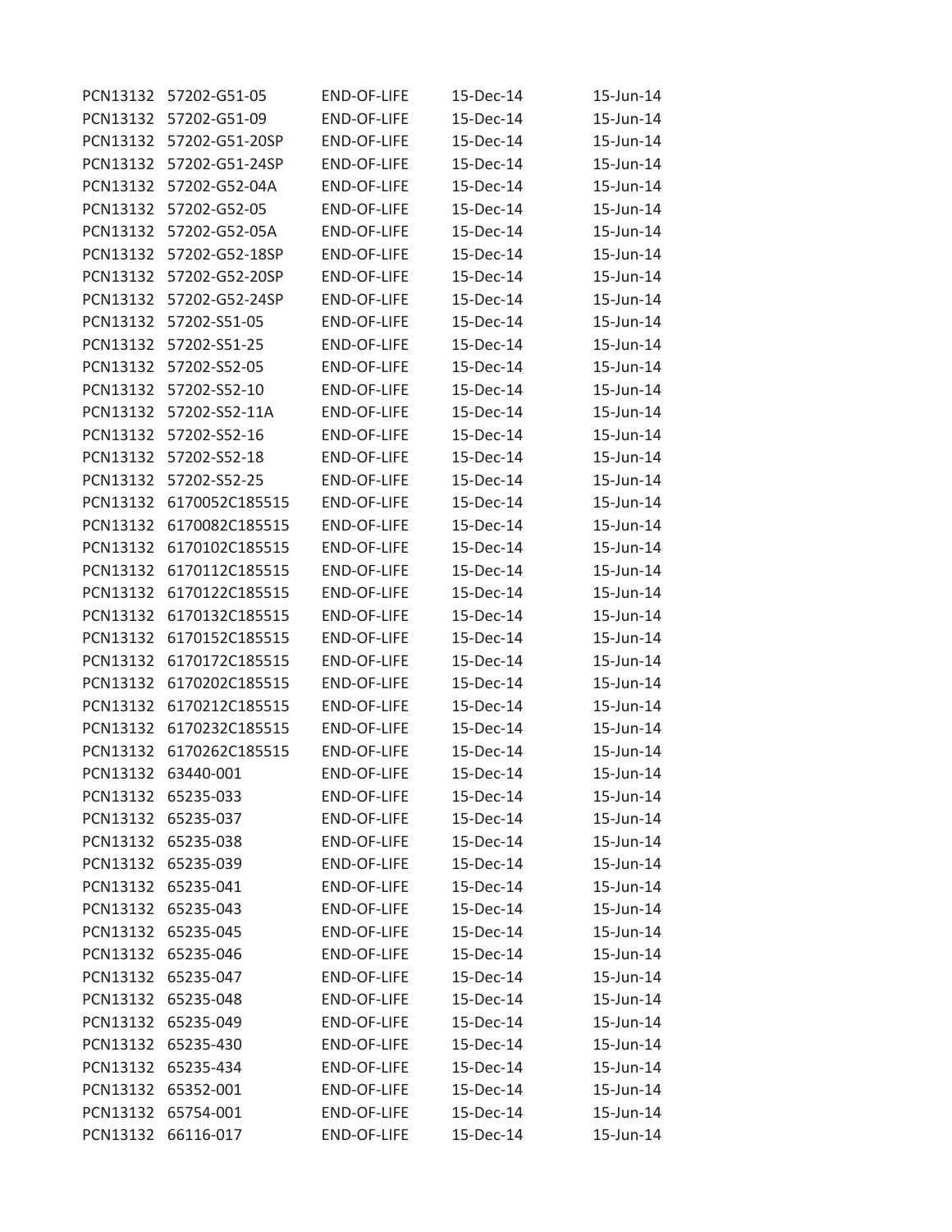| | | | | |
|---|---|---|---|---|
| PCN13132 | 57202-G51-05 | END-OF-LIFE | 15-Dec-14 | 15-Jun-14 |
| PCN13132 | 57202-G51-09 | END-OF-LIFE | 15-Dec-14 | 15-Jun-14 |
| PCN13132 | 57202-G51-20SP | END-OF-LIFE | 15-Dec-14 | 15-Jun-14 |
| PCN13132 | 57202-G51-24SP | END-OF-LIFE | 15-Dec-14 | 15-Jun-14 |
| PCN13132 | 57202-G52-04A | END-OF-LIFE | 15-Dec-14 | 15-Jun-14 |
| PCN13132 | 57202-G52-05 | END-OF-LIFE | 15-Dec-14 | 15-Jun-14 |
| PCN13132 | 57202-G52-05A | END-OF-LIFE | 15-Dec-14 | 15-Jun-14 |
| PCN13132 | 57202-G52-18SP | END-OF-LIFE | 15-Dec-14 | 15-Jun-14 |
| PCN13132 | 57202-G52-20SP | END-OF-LIFE | 15-Dec-14 | 15-Jun-14 |
| PCN13132 | 57202-G52-24SP | END-OF-LIFE | 15-Dec-14 | 15-Jun-14 |
| PCN13132 | 57202-S51-05 | END-OF-LIFE | 15-Dec-14 | 15-Jun-14 |
| PCN13132 | 57202-S51-25 | END-OF-LIFE | 15-Dec-14 | 15-Jun-14 |
| PCN13132 | 57202-S52-05 | END-OF-LIFE | 15-Dec-14 | 15-Jun-14 |
| PCN13132 | 57202-S52-10 | END-OF-LIFE | 15-Dec-14 | 15-Jun-14 |
| PCN13132 | 57202-S52-11A | END-OF-LIFE | 15-Dec-14 | 15-Jun-14 |
| PCN13132 | 57202-S52-16 | END-OF-LIFE | 15-Dec-14 | 15-Jun-14 |
| PCN13132 | 57202-S52-18 | END-OF-LIFE | 15-Dec-14 | 15-Jun-14 |
| PCN13132 | 57202-S52-25 | END-OF-LIFE | 15-Dec-14 | 15-Jun-14 |
| PCN13132 | 6170052C185515 | END-OF-LIFE | 15-Dec-14 | 15-Jun-14 |
| PCN13132 | 6170082C185515 | END-OF-LIFE | 15-Dec-14 | 15-Jun-14 |
| PCN13132 | 6170102C185515 | END-OF-LIFE | 15-Dec-14 | 15-Jun-14 |
| PCN13132 | 6170112C185515 | END-OF-LIFE | 15-Dec-14 | 15-Jun-14 |
| PCN13132 | 6170122C185515 | END-OF-LIFE | 15-Dec-14 | 15-Jun-14 |
| PCN13132 | 6170132C185515 | END-OF-LIFE | 15-Dec-14 | 15-Jun-14 |
| PCN13132 | 6170152C185515 | END-OF-LIFE | 15-Dec-14 | 15-Jun-14 |
| PCN13132 | 6170172C185515 | END-OF-LIFE | 15-Dec-14 | 15-Jun-14 |
| PCN13132 | 6170202C185515 | END-OF-LIFE | 15-Dec-14 | 15-Jun-14 |
| PCN13132 | 6170212C185515 | END-OF-LIFE | 15-Dec-14 | 15-Jun-14 |
| PCN13132 | 6170232C185515 | END-OF-LIFE | 15-Dec-14 | 15-Jun-14 |
| PCN13132 | 6170262C185515 | END-OF-LIFE | 15-Dec-14 | 15-Jun-14 |
| PCN13132 | 63440-001 | END-OF-LIFE | 15-Dec-14 | 15-Jun-14 |
| PCN13132 | 65235-033 | END-OF-LIFE | 15-Dec-14 | 15-Jun-14 |
| PCN13132 | 65235-037 | END-OF-LIFE | 15-Dec-14 | 15-Jun-14 |
| PCN13132 | 65235-038 | END-OF-LIFE | 15-Dec-14 | 15-Jun-14 |
| PCN13132 | 65235-039 | END-OF-LIFE | 15-Dec-14 | 15-Jun-14 |
| PCN13132 | 65235-041 | END-OF-LIFE | 15-Dec-14 | 15-Jun-14 |
| PCN13132 | 65235-043 | END-OF-LIFE | 15-Dec-14 | 15-Jun-14 |
| PCN13132 | 65235-045 | END-OF-LIFE | 15-Dec-14 | 15-Jun-14 |
| PCN13132 | 65235-046 | END-OF-LIFE | 15-Dec-14 | 15-Jun-14 |
| PCN13132 | 65235-047 | END-OF-LIFE | 15-Dec-14 | 15-Jun-14 |
| PCN13132 | 65235-048 | END-OF-LIFE | 15-Dec-14 | 15-Jun-14 |
| PCN13132 | 65235-049 | END-OF-LIFE | 15-Dec-14 | 15-Jun-14 |
| PCN13132 | 65235-430 | END-OF-LIFE | 15-Dec-14 | 15-Jun-14 |
| PCN13132 | 65235-434 | END-OF-LIFE | 15-Dec-14 | 15-Jun-14 |
| PCN13132 | 65352-001 | END-OF-LIFE | 15-Dec-14 | 15-Jun-14 |
| PCN13132 | 65754-001 | END-OF-LIFE | 15-Dec-14 | 15-Jun-14 |
| PCN13132 | 66116-017 | END-OF-LIFE | 15-Dec-14 | 15-Jun-14 |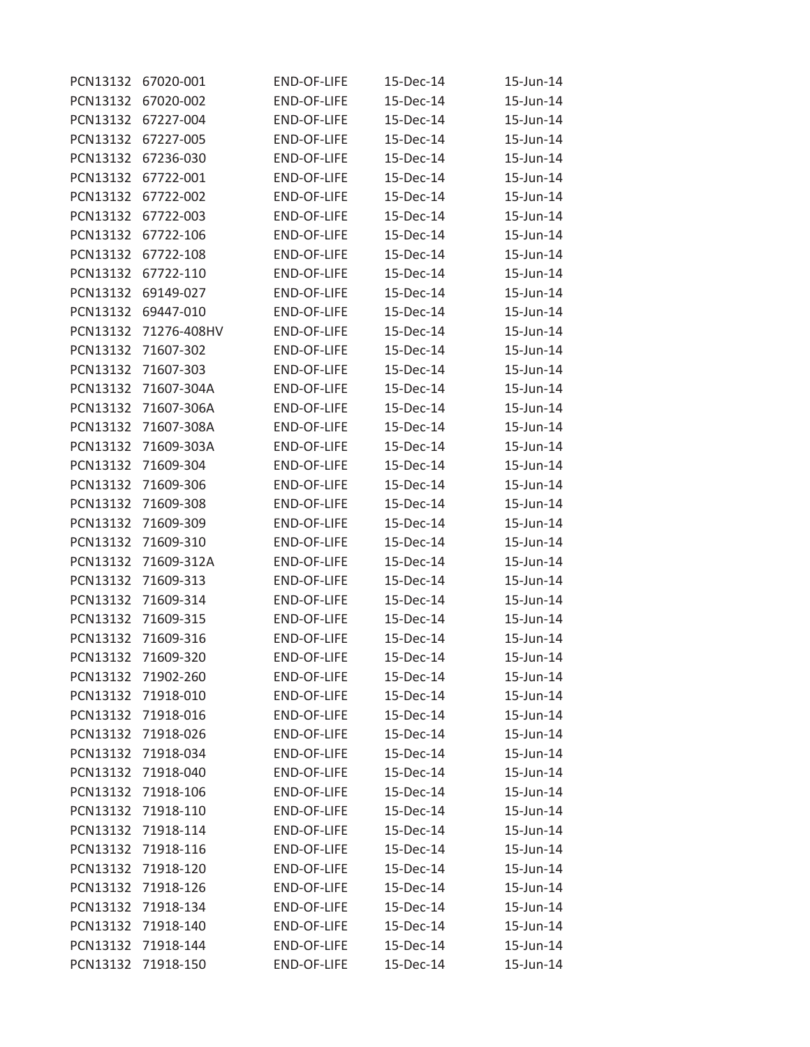| | | | | |
|---|---|---|---|---|
| PCN13132 | 67020-001 | END-OF-LIFE | 15-Dec-14 | 15-Jun-14 |
| PCN13132 | 67020-002 | END-OF-LIFE | 15-Dec-14 | 15-Jun-14 |
| PCN13132 | 67227-004 | END-OF-LIFE | 15-Dec-14 | 15-Jun-14 |
| PCN13132 | 67227-005 | END-OF-LIFE | 15-Dec-14 | 15-Jun-14 |
| PCN13132 | 67236-030 | END-OF-LIFE | 15-Dec-14 | 15-Jun-14 |
| PCN13132 | 67722-001 | END-OF-LIFE | 15-Dec-14 | 15-Jun-14 |
| PCN13132 | 67722-002 | END-OF-LIFE | 15-Dec-14 | 15-Jun-14 |
| PCN13132 | 67722-003 | END-OF-LIFE | 15-Dec-14 | 15-Jun-14 |
| PCN13132 | 67722-106 | END-OF-LIFE | 15-Dec-14 | 15-Jun-14 |
| PCN13132 | 67722-108 | END-OF-LIFE | 15-Dec-14 | 15-Jun-14 |
| PCN13132 | 67722-110 | END-OF-LIFE | 15-Dec-14 | 15-Jun-14 |
| PCN13132 | 69149-027 | END-OF-LIFE | 15-Dec-14 | 15-Jun-14 |
| PCN13132 | 69447-010 | END-OF-LIFE | 15-Dec-14 | 15-Jun-14 |
| PCN13132 | 71276-408HV | END-OF-LIFE | 15-Dec-14 | 15-Jun-14 |
| PCN13132 | 71607-302 | END-OF-LIFE | 15-Dec-14 | 15-Jun-14 |
| PCN13132 | 71607-303 | END-OF-LIFE | 15-Dec-14 | 15-Jun-14 |
| PCN13132 | 71607-304A | END-OF-LIFE | 15-Dec-14 | 15-Jun-14 |
| PCN13132 | 71607-306A | END-OF-LIFE | 15-Dec-14 | 15-Jun-14 |
| PCN13132 | 71607-308A | END-OF-LIFE | 15-Dec-14 | 15-Jun-14 |
| PCN13132 | 71609-303A | END-OF-LIFE | 15-Dec-14 | 15-Jun-14 |
| PCN13132 | 71609-304 | END-OF-LIFE | 15-Dec-14 | 15-Jun-14 |
| PCN13132 | 71609-306 | END-OF-LIFE | 15-Dec-14 | 15-Jun-14 |
| PCN13132 | 71609-308 | END-OF-LIFE | 15-Dec-14 | 15-Jun-14 |
| PCN13132 | 71609-309 | END-OF-LIFE | 15-Dec-14 | 15-Jun-14 |
| PCN13132 | 71609-310 | END-OF-LIFE | 15-Dec-14 | 15-Jun-14 |
| PCN13132 | 71609-312A | END-OF-LIFE | 15-Dec-14 | 15-Jun-14 |
| PCN13132 | 71609-313 | END-OF-LIFE | 15-Dec-14 | 15-Jun-14 |
| PCN13132 | 71609-314 | END-OF-LIFE | 15-Dec-14 | 15-Jun-14 |
| PCN13132 | 71609-315 | END-OF-LIFE | 15-Dec-14 | 15-Jun-14 |
| PCN13132 | 71609-316 | END-OF-LIFE | 15-Dec-14 | 15-Jun-14 |
| PCN13132 | 71609-320 | END-OF-LIFE | 15-Dec-14 | 15-Jun-14 |
| PCN13132 | 71902-260 | END-OF-LIFE | 15-Dec-14 | 15-Jun-14 |
| PCN13132 | 71918-010 | END-OF-LIFE | 15-Dec-14 | 15-Jun-14 |
| PCN13132 | 71918-016 | END-OF-LIFE | 15-Dec-14 | 15-Jun-14 |
| PCN13132 | 71918-026 | END-OF-LIFE | 15-Dec-14 | 15-Jun-14 |
| PCN13132 | 71918-034 | END-OF-LIFE | 15-Dec-14 | 15-Jun-14 |
| PCN13132 | 71918-040 | END-OF-LIFE | 15-Dec-14 | 15-Jun-14 |
| PCN13132 | 71918-106 | END-OF-LIFE | 15-Dec-14 | 15-Jun-14 |
| PCN13132 | 71918-110 | END-OF-LIFE | 15-Dec-14 | 15-Jun-14 |
| PCN13132 | 71918-114 | END-OF-LIFE | 15-Dec-14 | 15-Jun-14 |
| PCN13132 | 71918-116 | END-OF-LIFE | 15-Dec-14 | 15-Jun-14 |
| PCN13132 | 71918-120 | END-OF-LIFE | 15-Dec-14 | 15-Jun-14 |
| PCN13132 | 71918-126 | END-OF-LIFE | 15-Dec-14 | 15-Jun-14 |
| PCN13132 | 71918-134 | END-OF-LIFE | 15-Dec-14 | 15-Jun-14 |
| PCN13132 | 71918-140 | END-OF-LIFE | 15-Dec-14 | 15-Jun-14 |
| PCN13132 | 71918-144 | END-OF-LIFE | 15-Dec-14 | 15-Jun-14 |
| PCN13132 | 71918-150 | END-OF-LIFE | 15-Dec-14 | 15-Jun-14 |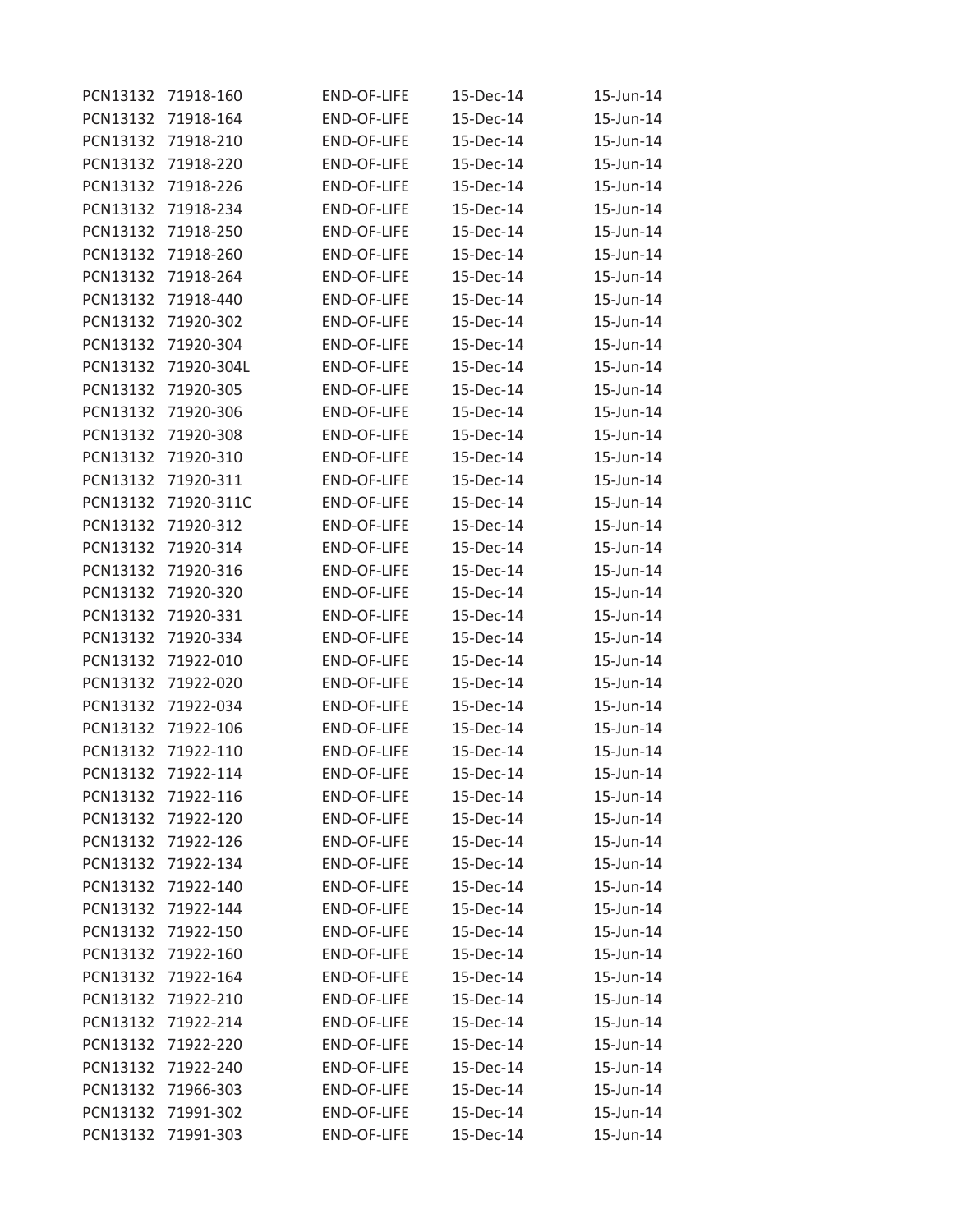| | | | | |
|---|---|---|---|---|
| PCN13132 | 71918-160 | END-OF-LIFE | 15-Dec-14 | 15-Jun-14 |
| PCN13132 | 71918-164 | END-OF-LIFE | 15-Dec-14 | 15-Jun-14 |
| PCN13132 | 71918-210 | END-OF-LIFE | 15-Dec-14 | 15-Jun-14 |
| PCN13132 | 71918-220 | END-OF-LIFE | 15-Dec-14 | 15-Jun-14 |
| PCN13132 | 71918-226 | END-OF-LIFE | 15-Dec-14 | 15-Jun-14 |
| PCN13132 | 71918-234 | END-OF-LIFE | 15-Dec-14 | 15-Jun-14 |
| PCN13132 | 71918-250 | END-OF-LIFE | 15-Dec-14 | 15-Jun-14 |
| PCN13132 | 71918-260 | END-OF-LIFE | 15-Dec-14 | 15-Jun-14 |
| PCN13132 | 71918-264 | END-OF-LIFE | 15-Dec-14 | 15-Jun-14 |
| PCN13132 | 71918-440 | END-OF-LIFE | 15-Dec-14 | 15-Jun-14 |
| PCN13132 | 71920-302 | END-OF-LIFE | 15-Dec-14 | 15-Jun-14 |
| PCN13132 | 71920-304 | END-OF-LIFE | 15-Dec-14 | 15-Jun-14 |
| PCN13132 | 71920-304L | END-OF-LIFE | 15-Dec-14 | 15-Jun-14 |
| PCN13132 | 71920-305 | END-OF-LIFE | 15-Dec-14 | 15-Jun-14 |
| PCN13132 | 71920-306 | END-OF-LIFE | 15-Dec-14 | 15-Jun-14 |
| PCN13132 | 71920-308 | END-OF-LIFE | 15-Dec-14 | 15-Jun-14 |
| PCN13132 | 71920-310 | END-OF-LIFE | 15-Dec-14 | 15-Jun-14 |
| PCN13132 | 71920-311 | END-OF-LIFE | 15-Dec-14 | 15-Jun-14 |
| PCN13132 | 71920-311C | END-OF-LIFE | 15-Dec-14 | 15-Jun-14 |
| PCN13132 | 71920-312 | END-OF-LIFE | 15-Dec-14 | 15-Jun-14 |
| PCN13132 | 71920-314 | END-OF-LIFE | 15-Dec-14 | 15-Jun-14 |
| PCN13132 | 71920-316 | END-OF-LIFE | 15-Dec-14 | 15-Jun-14 |
| PCN13132 | 71920-320 | END-OF-LIFE | 15-Dec-14 | 15-Jun-14 |
| PCN13132 | 71920-331 | END-OF-LIFE | 15-Dec-14 | 15-Jun-14 |
| PCN13132 | 71920-334 | END-OF-LIFE | 15-Dec-14 | 15-Jun-14 |
| PCN13132 | 71922-010 | END-OF-LIFE | 15-Dec-14 | 15-Jun-14 |
| PCN13132 | 71922-020 | END-OF-LIFE | 15-Dec-14 | 15-Jun-14 |
| PCN13132 | 71922-034 | END-OF-LIFE | 15-Dec-14 | 15-Jun-14 |
| PCN13132 | 71922-106 | END-OF-LIFE | 15-Dec-14 | 15-Jun-14 |
| PCN13132 | 71922-110 | END-OF-LIFE | 15-Dec-14 | 15-Jun-14 |
| PCN13132 | 71922-114 | END-OF-LIFE | 15-Dec-14 | 15-Jun-14 |
| PCN13132 | 71922-116 | END-OF-LIFE | 15-Dec-14 | 15-Jun-14 |
| PCN13132 | 71922-120 | END-OF-LIFE | 15-Dec-14 | 15-Jun-14 |
| PCN13132 | 71922-126 | END-OF-LIFE | 15-Dec-14 | 15-Jun-14 |
| PCN13132 | 71922-134 | END-OF-LIFE | 15-Dec-14 | 15-Jun-14 |
| PCN13132 | 71922-140 | END-OF-LIFE | 15-Dec-14 | 15-Jun-14 |
| PCN13132 | 71922-144 | END-OF-LIFE | 15-Dec-14 | 15-Jun-14 |
| PCN13132 | 71922-150 | END-OF-LIFE | 15-Dec-14 | 15-Jun-14 |
| PCN13132 | 71922-160 | END-OF-LIFE | 15-Dec-14 | 15-Jun-14 |
| PCN13132 | 71922-164 | END-OF-LIFE | 15-Dec-14 | 15-Jun-14 |
| PCN13132 | 71922-210 | END-OF-LIFE | 15-Dec-14 | 15-Jun-14 |
| PCN13132 | 71922-214 | END-OF-LIFE | 15-Dec-14 | 15-Jun-14 |
| PCN13132 | 71922-220 | END-OF-LIFE | 15-Dec-14 | 15-Jun-14 |
| PCN13132 | 71922-240 | END-OF-LIFE | 15-Dec-14 | 15-Jun-14 |
| PCN13132 | 71966-303 | END-OF-LIFE | 15-Dec-14 | 15-Jun-14 |
| PCN13132 | 71991-302 | END-OF-LIFE | 15-Dec-14 | 15-Jun-14 |
| PCN13132 | 71991-303 | END-OF-LIFE | 15-Dec-14 | 15-Jun-14 |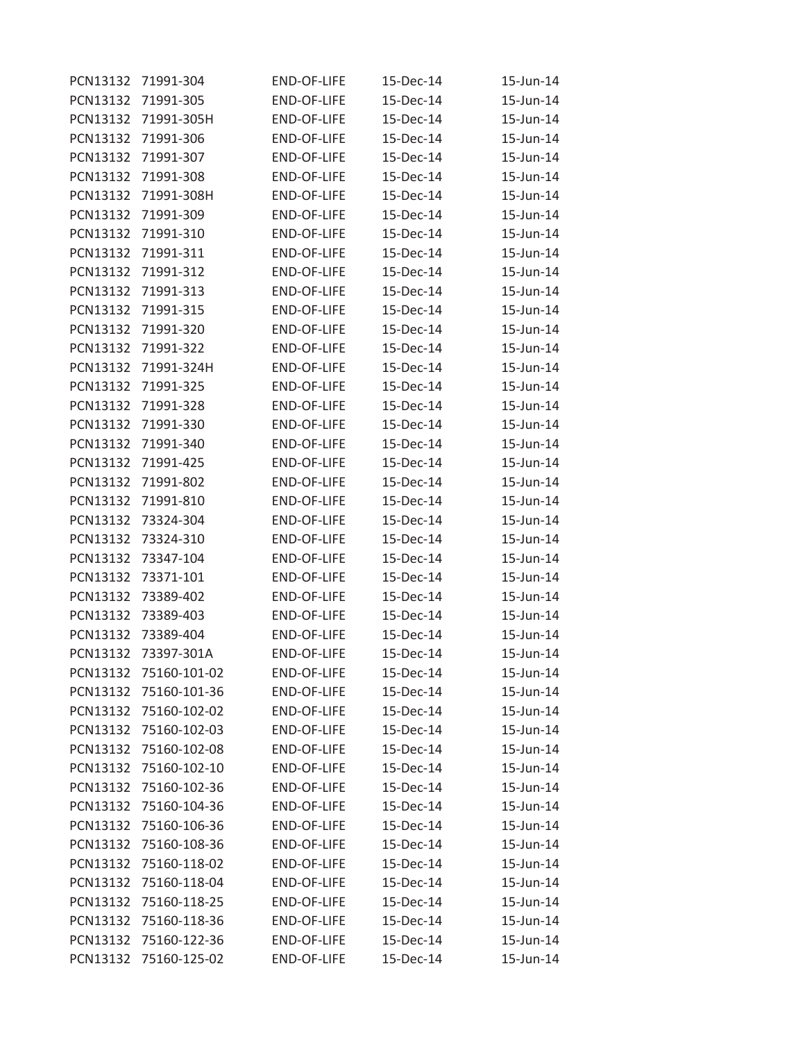| | | | | |
|---|---|---|---|---|
| PCN13132 | 71991-304 | END-OF-LIFE | 15-Dec-14 | 15-Jun-14 |
| PCN13132 | 71991-305 | END-OF-LIFE | 15-Dec-14 | 15-Jun-14 |
| PCN13132 | 71991-305H | END-OF-LIFE | 15-Dec-14 | 15-Jun-14 |
| PCN13132 | 71991-306 | END-OF-LIFE | 15-Dec-14 | 15-Jun-14 |
| PCN13132 | 71991-307 | END-OF-LIFE | 15-Dec-14 | 15-Jun-14 |
| PCN13132 | 71991-308 | END-OF-LIFE | 15-Dec-14 | 15-Jun-14 |
| PCN13132 | 71991-308H | END-OF-LIFE | 15-Dec-14 | 15-Jun-14 |
| PCN13132 | 71991-309 | END-OF-LIFE | 15-Dec-14 | 15-Jun-14 |
| PCN13132 | 71991-310 | END-OF-LIFE | 15-Dec-14 | 15-Jun-14 |
| PCN13132 | 71991-311 | END-OF-LIFE | 15-Dec-14 | 15-Jun-14 |
| PCN13132 | 71991-312 | END-OF-LIFE | 15-Dec-14 | 15-Jun-14 |
| PCN13132 | 71991-313 | END-OF-LIFE | 15-Dec-14 | 15-Jun-14 |
| PCN13132 | 71991-315 | END-OF-LIFE | 15-Dec-14 | 15-Jun-14 |
| PCN13132 | 71991-320 | END-OF-LIFE | 15-Dec-14 | 15-Jun-14 |
| PCN13132 | 71991-322 | END-OF-LIFE | 15-Dec-14 | 15-Jun-14 |
| PCN13132 | 71991-324H | END-OF-LIFE | 15-Dec-14 | 15-Jun-14 |
| PCN13132 | 71991-325 | END-OF-LIFE | 15-Dec-14 | 15-Jun-14 |
| PCN13132 | 71991-328 | END-OF-LIFE | 15-Dec-14 | 15-Jun-14 |
| PCN13132 | 71991-330 | END-OF-LIFE | 15-Dec-14 | 15-Jun-14 |
| PCN13132 | 71991-340 | END-OF-LIFE | 15-Dec-14 | 15-Jun-14 |
| PCN13132 | 71991-425 | END-OF-LIFE | 15-Dec-14 | 15-Jun-14 |
| PCN13132 | 71991-802 | END-OF-LIFE | 15-Dec-14 | 15-Jun-14 |
| PCN13132 | 71991-810 | END-OF-LIFE | 15-Dec-14 | 15-Jun-14 |
| PCN13132 | 73324-304 | END-OF-LIFE | 15-Dec-14 | 15-Jun-14 |
| PCN13132 | 73324-310 | END-OF-LIFE | 15-Dec-14 | 15-Jun-14 |
| PCN13132 | 73347-104 | END-OF-LIFE | 15-Dec-14 | 15-Jun-14 |
| PCN13132 | 73371-101 | END-OF-LIFE | 15-Dec-14 | 15-Jun-14 |
| PCN13132 | 73389-402 | END-OF-LIFE | 15-Dec-14 | 15-Jun-14 |
| PCN13132 | 73389-403 | END-OF-LIFE | 15-Dec-14 | 15-Jun-14 |
| PCN13132 | 73389-404 | END-OF-LIFE | 15-Dec-14 | 15-Jun-14 |
| PCN13132 | 73397-301A | END-OF-LIFE | 15-Dec-14 | 15-Jun-14 |
| PCN13132 | 75160-101-02 | END-OF-LIFE | 15-Dec-14 | 15-Jun-14 |
| PCN13132 | 75160-101-36 | END-OF-LIFE | 15-Dec-14 | 15-Jun-14 |
| PCN13132 | 75160-102-02 | END-OF-LIFE | 15-Dec-14 | 15-Jun-14 |
| PCN13132 | 75160-102-03 | END-OF-LIFE | 15-Dec-14 | 15-Jun-14 |
| PCN13132 | 75160-102-08 | END-OF-LIFE | 15-Dec-14 | 15-Jun-14 |
| PCN13132 | 75160-102-10 | END-OF-LIFE | 15-Dec-14 | 15-Jun-14 |
| PCN13132 | 75160-102-36 | END-OF-LIFE | 15-Dec-14 | 15-Jun-14 |
| PCN13132 | 75160-104-36 | END-OF-LIFE | 15-Dec-14 | 15-Jun-14 |
| PCN13132 | 75160-106-36 | END-OF-LIFE | 15-Dec-14 | 15-Jun-14 |
| PCN13132 | 75160-108-36 | END-OF-LIFE | 15-Dec-14 | 15-Jun-14 |
| PCN13132 | 75160-118-02 | END-OF-LIFE | 15-Dec-14 | 15-Jun-14 |
| PCN13132 | 75160-118-04 | END-OF-LIFE | 15-Dec-14 | 15-Jun-14 |
| PCN13132 | 75160-118-25 | END-OF-LIFE | 15-Dec-14 | 15-Jun-14 |
| PCN13132 | 75160-118-36 | END-OF-LIFE | 15-Dec-14 | 15-Jun-14 |
| PCN13132 | 75160-122-36 | END-OF-LIFE | 15-Dec-14 | 15-Jun-14 |
| PCN13132 | 75160-125-02 | END-OF-LIFE | 15-Dec-14 | 15-Jun-14 |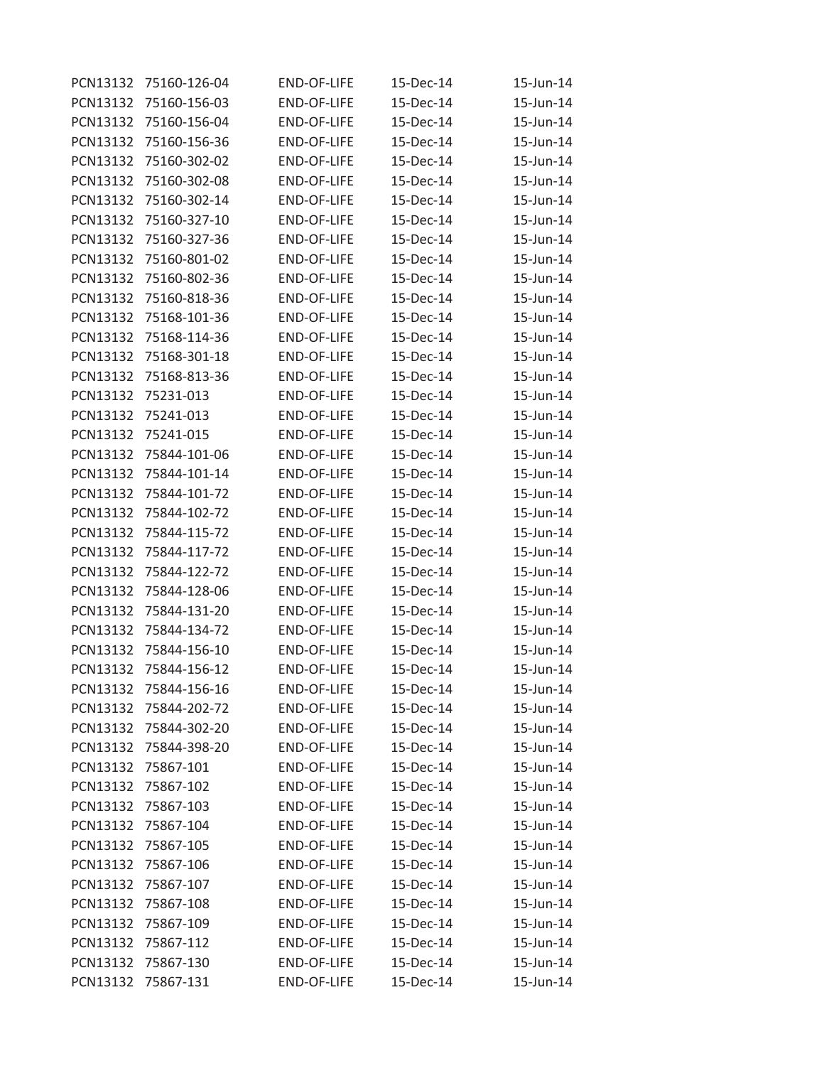| | | | | |
|---|---|---|---|---|
| PCN13132 | 75160-126-04 | END-OF-LIFE | 15-Dec-14 | 15-Jun-14 |
| PCN13132 | 75160-156-03 | END-OF-LIFE | 15-Dec-14 | 15-Jun-14 |
| PCN13132 | 75160-156-04 | END-OF-LIFE | 15-Dec-14 | 15-Jun-14 |
| PCN13132 | 75160-156-36 | END-OF-LIFE | 15-Dec-14 | 15-Jun-14 |
| PCN13132 | 75160-302-02 | END-OF-LIFE | 15-Dec-14 | 15-Jun-14 |
| PCN13132 | 75160-302-08 | END-OF-LIFE | 15-Dec-14 | 15-Jun-14 |
| PCN13132 | 75160-302-14 | END-OF-LIFE | 15-Dec-14 | 15-Jun-14 |
| PCN13132 | 75160-327-10 | END-OF-LIFE | 15-Dec-14 | 15-Jun-14 |
| PCN13132 | 75160-327-36 | END-OF-LIFE | 15-Dec-14 | 15-Jun-14 |
| PCN13132 | 75160-801-02 | END-OF-LIFE | 15-Dec-14 | 15-Jun-14 |
| PCN13132 | 75160-802-36 | END-OF-LIFE | 15-Dec-14 | 15-Jun-14 |
| PCN13132 | 75160-818-36 | END-OF-LIFE | 15-Dec-14 | 15-Jun-14 |
| PCN13132 | 75168-101-36 | END-OF-LIFE | 15-Dec-14 | 15-Jun-14 |
| PCN13132 | 75168-114-36 | END-OF-LIFE | 15-Dec-14 | 15-Jun-14 |
| PCN13132 | 75168-301-18 | END-OF-LIFE | 15-Dec-14 | 15-Jun-14 |
| PCN13132 | 75168-813-36 | END-OF-LIFE | 15-Dec-14 | 15-Jun-14 |
| PCN13132 | 75231-013 | END-OF-LIFE | 15-Dec-14 | 15-Jun-14 |
| PCN13132 | 75241-013 | END-OF-LIFE | 15-Dec-14 | 15-Jun-14 |
| PCN13132 | 75241-015 | END-OF-LIFE | 15-Dec-14 | 15-Jun-14 |
| PCN13132 | 75844-101-06 | END-OF-LIFE | 15-Dec-14 | 15-Jun-14 |
| PCN13132 | 75844-101-14 | END-OF-LIFE | 15-Dec-14 | 15-Jun-14 |
| PCN13132 | 75844-101-72 | END-OF-LIFE | 15-Dec-14 | 15-Jun-14 |
| PCN13132 | 75844-102-72 | END-OF-LIFE | 15-Dec-14 | 15-Jun-14 |
| PCN13132 | 75844-115-72 | END-OF-LIFE | 15-Dec-14 | 15-Jun-14 |
| PCN13132 | 75844-117-72 | END-OF-LIFE | 15-Dec-14 | 15-Jun-14 |
| PCN13132 | 75844-122-72 | END-OF-LIFE | 15-Dec-14 | 15-Jun-14 |
| PCN13132 | 75844-128-06 | END-OF-LIFE | 15-Dec-14 | 15-Jun-14 |
| PCN13132 | 75844-131-20 | END-OF-LIFE | 15-Dec-14 | 15-Jun-14 |
| PCN13132 | 75844-134-72 | END-OF-LIFE | 15-Dec-14 | 15-Jun-14 |
| PCN13132 | 75844-156-10 | END-OF-LIFE | 15-Dec-14 | 15-Jun-14 |
| PCN13132 | 75844-156-12 | END-OF-LIFE | 15-Dec-14 | 15-Jun-14 |
| PCN13132 | 75844-156-16 | END-OF-LIFE | 15-Dec-14 | 15-Jun-14 |
| PCN13132 | 75844-202-72 | END-OF-LIFE | 15-Dec-14 | 15-Jun-14 |
| PCN13132 | 75844-302-20 | END-OF-LIFE | 15-Dec-14 | 15-Jun-14 |
| PCN13132 | 75844-398-20 | END-OF-LIFE | 15-Dec-14 | 15-Jun-14 |
| PCN13132 | 75867-101 | END-OF-LIFE | 15-Dec-14 | 15-Jun-14 |
| PCN13132 | 75867-102 | END-OF-LIFE | 15-Dec-14 | 15-Jun-14 |
| PCN13132 | 75867-103 | END-OF-LIFE | 15-Dec-14 | 15-Jun-14 |
| PCN13132 | 75867-104 | END-OF-LIFE | 15-Dec-14 | 15-Jun-14 |
| PCN13132 | 75867-105 | END-OF-LIFE | 15-Dec-14 | 15-Jun-14 |
| PCN13132 | 75867-106 | END-OF-LIFE | 15-Dec-14 | 15-Jun-14 |
| PCN13132 | 75867-107 | END-OF-LIFE | 15-Dec-14 | 15-Jun-14 |
| PCN13132 | 75867-108 | END-OF-LIFE | 15-Dec-14 | 15-Jun-14 |
| PCN13132 | 75867-109 | END-OF-LIFE | 15-Dec-14 | 15-Jun-14 |
| PCN13132 | 75867-112 | END-OF-LIFE | 15-Dec-14 | 15-Jun-14 |
| PCN13132 | 75867-130 | END-OF-LIFE | 15-Dec-14 | 15-Jun-14 |
| PCN13132 | 75867-131 | END-OF-LIFE | 15-Dec-14 | 15-Jun-14 |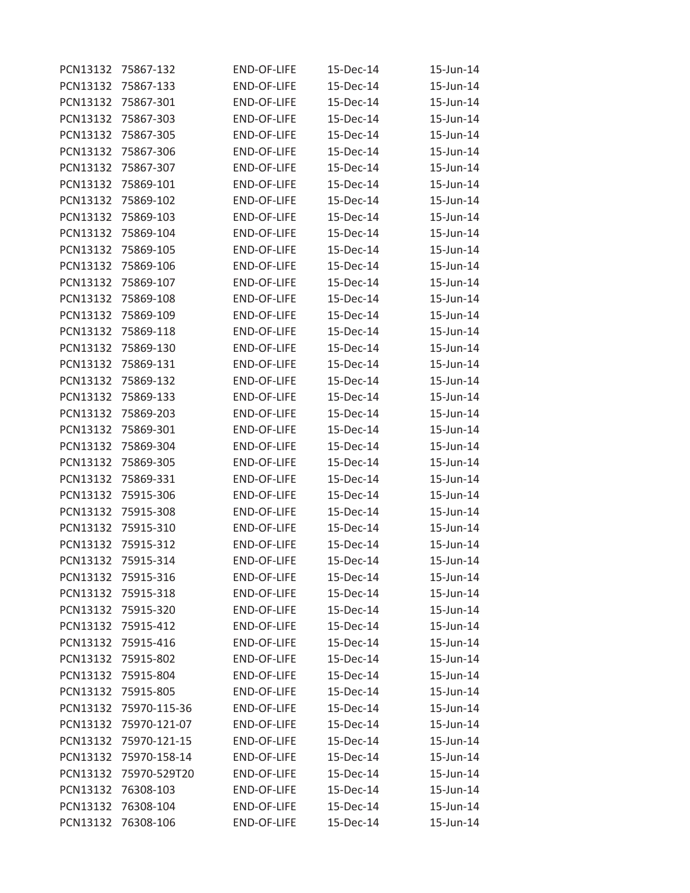| | | | | |
|---|---|---|---|---|
| PCN13132 | 75867-132 | END-OF-LIFE | 15-Dec-14 | 15-Jun-14 |
| PCN13132 | 75867-133 | END-OF-LIFE | 15-Dec-14 | 15-Jun-14 |
| PCN13132 | 75867-301 | END-OF-LIFE | 15-Dec-14 | 15-Jun-14 |
| PCN13132 | 75867-303 | END-OF-LIFE | 15-Dec-14 | 15-Jun-14 |
| PCN13132 | 75867-305 | END-OF-LIFE | 15-Dec-14 | 15-Jun-14 |
| PCN13132 | 75867-306 | END-OF-LIFE | 15-Dec-14 | 15-Jun-14 |
| PCN13132 | 75867-307 | END-OF-LIFE | 15-Dec-14 | 15-Jun-14 |
| PCN13132 | 75869-101 | END-OF-LIFE | 15-Dec-14 | 15-Jun-14 |
| PCN13132 | 75869-102 | END-OF-LIFE | 15-Dec-14 | 15-Jun-14 |
| PCN13132 | 75869-103 | END-OF-LIFE | 15-Dec-14 | 15-Jun-14 |
| PCN13132 | 75869-104 | END-OF-LIFE | 15-Dec-14 | 15-Jun-14 |
| PCN13132 | 75869-105 | END-OF-LIFE | 15-Dec-14 | 15-Jun-14 |
| PCN13132 | 75869-106 | END-OF-LIFE | 15-Dec-14 | 15-Jun-14 |
| PCN13132 | 75869-107 | END-OF-LIFE | 15-Dec-14 | 15-Jun-14 |
| PCN13132 | 75869-108 | END-OF-LIFE | 15-Dec-14 | 15-Jun-14 |
| PCN13132 | 75869-109 | END-OF-LIFE | 15-Dec-14 | 15-Jun-14 |
| PCN13132 | 75869-118 | END-OF-LIFE | 15-Dec-14 | 15-Jun-14 |
| PCN13132 | 75869-130 | END-OF-LIFE | 15-Dec-14 | 15-Jun-14 |
| PCN13132 | 75869-131 | END-OF-LIFE | 15-Dec-14 | 15-Jun-14 |
| PCN13132 | 75869-132 | END-OF-LIFE | 15-Dec-14 | 15-Jun-14 |
| PCN13132 | 75869-133 | END-OF-LIFE | 15-Dec-14 | 15-Jun-14 |
| PCN13132 | 75869-203 | END-OF-LIFE | 15-Dec-14 | 15-Jun-14 |
| PCN13132 | 75869-301 | END-OF-LIFE | 15-Dec-14 | 15-Jun-14 |
| PCN13132 | 75869-304 | END-OF-LIFE | 15-Dec-14 | 15-Jun-14 |
| PCN13132 | 75869-305 | END-OF-LIFE | 15-Dec-14 | 15-Jun-14 |
| PCN13132 | 75869-331 | END-OF-LIFE | 15-Dec-14 | 15-Jun-14 |
| PCN13132 | 75915-306 | END-OF-LIFE | 15-Dec-14 | 15-Jun-14 |
| PCN13132 | 75915-308 | END-OF-LIFE | 15-Dec-14 | 15-Jun-14 |
| PCN13132 | 75915-310 | END-OF-LIFE | 15-Dec-14 | 15-Jun-14 |
| PCN13132 | 75915-312 | END-OF-LIFE | 15-Dec-14 | 15-Jun-14 |
| PCN13132 | 75915-314 | END-OF-LIFE | 15-Dec-14 | 15-Jun-14 |
| PCN13132 | 75915-316 | END-OF-LIFE | 15-Dec-14 | 15-Jun-14 |
| PCN13132 | 75915-318 | END-OF-LIFE | 15-Dec-14 | 15-Jun-14 |
| PCN13132 | 75915-320 | END-OF-LIFE | 15-Dec-14 | 15-Jun-14 |
| PCN13132 | 75915-412 | END-OF-LIFE | 15-Dec-14 | 15-Jun-14 |
| PCN13132 | 75915-416 | END-OF-LIFE | 15-Dec-14 | 15-Jun-14 |
| PCN13132 | 75915-802 | END-OF-LIFE | 15-Dec-14 | 15-Jun-14 |
| PCN13132 | 75915-804 | END-OF-LIFE | 15-Dec-14 | 15-Jun-14 |
| PCN13132 | 75915-805 | END-OF-LIFE | 15-Dec-14 | 15-Jun-14 |
| PCN13132 | 75970-115-36 | END-OF-LIFE | 15-Dec-14 | 15-Jun-14 |
| PCN13132 | 75970-121-07 | END-OF-LIFE | 15-Dec-14 | 15-Jun-14 |
| PCN13132 | 75970-121-15 | END-OF-LIFE | 15-Dec-14 | 15-Jun-14 |
| PCN13132 | 75970-158-14 | END-OF-LIFE | 15-Dec-14 | 15-Jun-14 |
| PCN13132 | 75970-529T20 | END-OF-LIFE | 15-Dec-14 | 15-Jun-14 |
| PCN13132 | 76308-103 | END-OF-LIFE | 15-Dec-14 | 15-Jun-14 |
| PCN13132 | 76308-104 | END-OF-LIFE | 15-Dec-14 | 15-Jun-14 |
| PCN13132 | 76308-106 | END-OF-LIFE | 15-Dec-14 | 15-Jun-14 |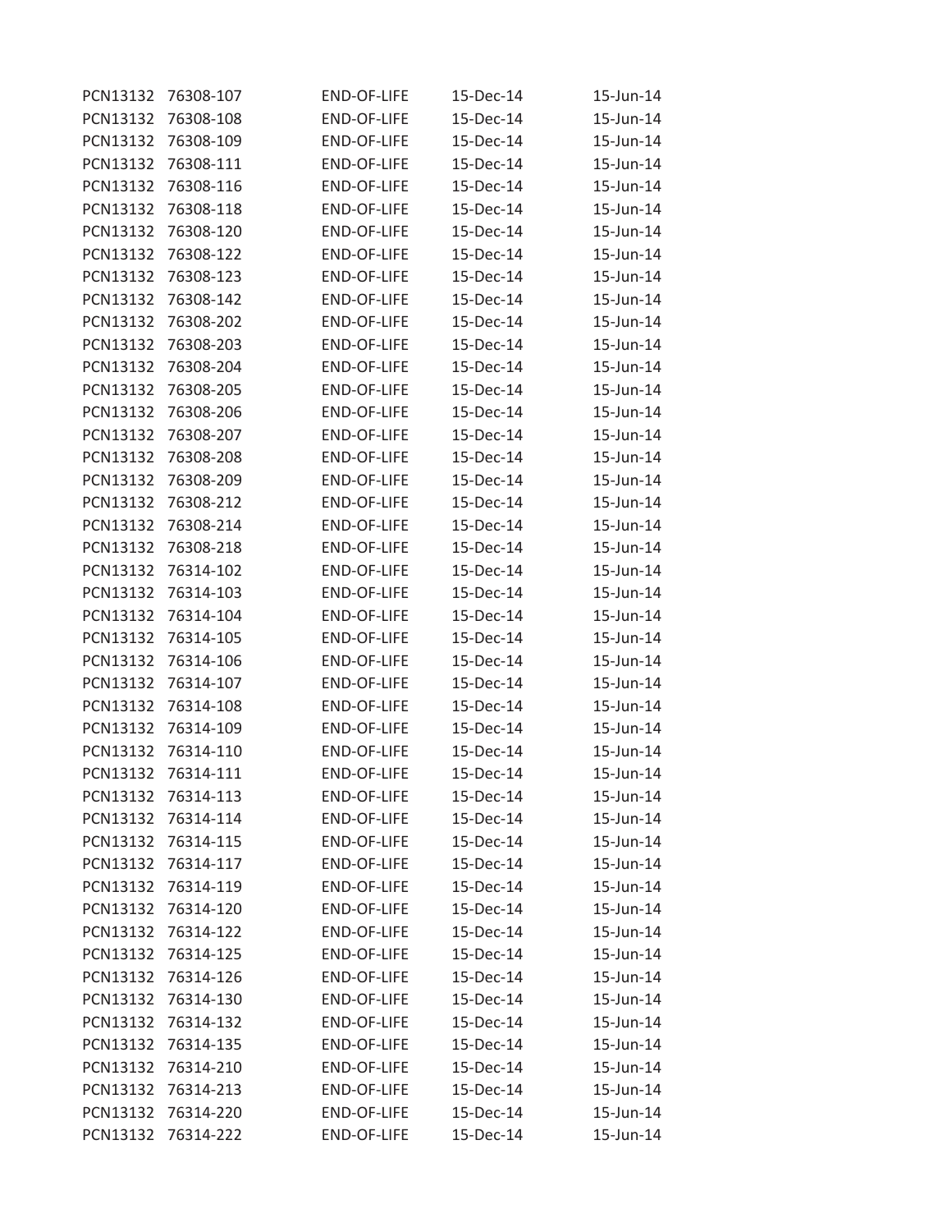| | | | | |
|---|---|---|---|---|
| PCN13132 | 76308-107 | END-OF-LIFE | 15-Dec-14 | 15-Jun-14 |
| PCN13132 | 76308-108 | END-OF-LIFE | 15-Dec-14 | 15-Jun-14 |
| PCN13132 | 76308-109 | END-OF-LIFE | 15-Dec-14 | 15-Jun-14 |
| PCN13132 | 76308-111 | END-OF-LIFE | 15-Dec-14 | 15-Jun-14 |
| PCN13132 | 76308-116 | END-OF-LIFE | 15-Dec-14 | 15-Jun-14 |
| PCN13132 | 76308-118 | END-OF-LIFE | 15-Dec-14 | 15-Jun-14 |
| PCN13132 | 76308-120 | END-OF-LIFE | 15-Dec-14 | 15-Jun-14 |
| PCN13132 | 76308-122 | END-OF-LIFE | 15-Dec-14 | 15-Jun-14 |
| PCN13132 | 76308-123 | END-OF-LIFE | 15-Dec-14 | 15-Jun-14 |
| PCN13132 | 76308-142 | END-OF-LIFE | 15-Dec-14 | 15-Jun-14 |
| PCN13132 | 76308-202 | END-OF-LIFE | 15-Dec-14 | 15-Jun-14 |
| PCN13132 | 76308-203 | END-OF-LIFE | 15-Dec-14 | 15-Jun-14 |
| PCN13132 | 76308-204 | END-OF-LIFE | 15-Dec-14 | 15-Jun-14 |
| PCN13132 | 76308-205 | END-OF-LIFE | 15-Dec-14 | 15-Jun-14 |
| PCN13132 | 76308-206 | END-OF-LIFE | 15-Dec-14 | 15-Jun-14 |
| PCN13132 | 76308-207 | END-OF-LIFE | 15-Dec-14 | 15-Jun-14 |
| PCN13132 | 76308-208 | END-OF-LIFE | 15-Dec-14 | 15-Jun-14 |
| PCN13132 | 76308-209 | END-OF-LIFE | 15-Dec-14 | 15-Jun-14 |
| PCN13132 | 76308-212 | END-OF-LIFE | 15-Dec-14 | 15-Jun-14 |
| PCN13132 | 76308-214 | END-OF-LIFE | 15-Dec-14 | 15-Jun-14 |
| PCN13132 | 76308-218 | END-OF-LIFE | 15-Dec-14 | 15-Jun-14 |
| PCN13132 | 76314-102 | END-OF-LIFE | 15-Dec-14 | 15-Jun-14 |
| PCN13132 | 76314-103 | END-OF-LIFE | 15-Dec-14 | 15-Jun-14 |
| PCN13132 | 76314-104 | END-OF-LIFE | 15-Dec-14 | 15-Jun-14 |
| PCN13132 | 76314-105 | END-OF-LIFE | 15-Dec-14 | 15-Jun-14 |
| PCN13132 | 76314-106 | END-OF-LIFE | 15-Dec-14 | 15-Jun-14 |
| PCN13132 | 76314-107 | END-OF-LIFE | 15-Dec-14 | 15-Jun-14 |
| PCN13132 | 76314-108 | END-OF-LIFE | 15-Dec-14 | 15-Jun-14 |
| PCN13132 | 76314-109 | END-OF-LIFE | 15-Dec-14 | 15-Jun-14 |
| PCN13132 | 76314-110 | END-OF-LIFE | 15-Dec-14 | 15-Jun-14 |
| PCN13132 | 76314-111 | END-OF-LIFE | 15-Dec-14 | 15-Jun-14 |
| PCN13132 | 76314-113 | END-OF-LIFE | 15-Dec-14 | 15-Jun-14 |
| PCN13132 | 76314-114 | END-OF-LIFE | 15-Dec-14 | 15-Jun-14 |
| PCN13132 | 76314-115 | END-OF-LIFE | 15-Dec-14 | 15-Jun-14 |
| PCN13132 | 76314-117 | END-OF-LIFE | 15-Dec-14 | 15-Jun-14 |
| PCN13132 | 76314-119 | END-OF-LIFE | 15-Dec-14 | 15-Jun-14 |
| PCN13132 | 76314-120 | END-OF-LIFE | 15-Dec-14 | 15-Jun-14 |
| PCN13132 | 76314-122 | END-OF-LIFE | 15-Dec-14 | 15-Jun-14 |
| PCN13132 | 76314-125 | END-OF-LIFE | 15-Dec-14 | 15-Jun-14 |
| PCN13132 | 76314-126 | END-OF-LIFE | 15-Dec-14 | 15-Jun-14 |
| PCN13132 | 76314-130 | END-OF-LIFE | 15-Dec-14 | 15-Jun-14 |
| PCN13132 | 76314-132 | END-OF-LIFE | 15-Dec-14 | 15-Jun-14 |
| PCN13132 | 76314-135 | END-OF-LIFE | 15-Dec-14 | 15-Jun-14 |
| PCN13132 | 76314-210 | END-OF-LIFE | 15-Dec-14 | 15-Jun-14 |
| PCN13132 | 76314-213 | END-OF-LIFE | 15-Dec-14 | 15-Jun-14 |
| PCN13132 | 76314-220 | END-OF-LIFE | 15-Dec-14 | 15-Jun-14 |
| PCN13132 | 76314-222 | END-OF-LIFE | 15-Dec-14 | 15-Jun-14 |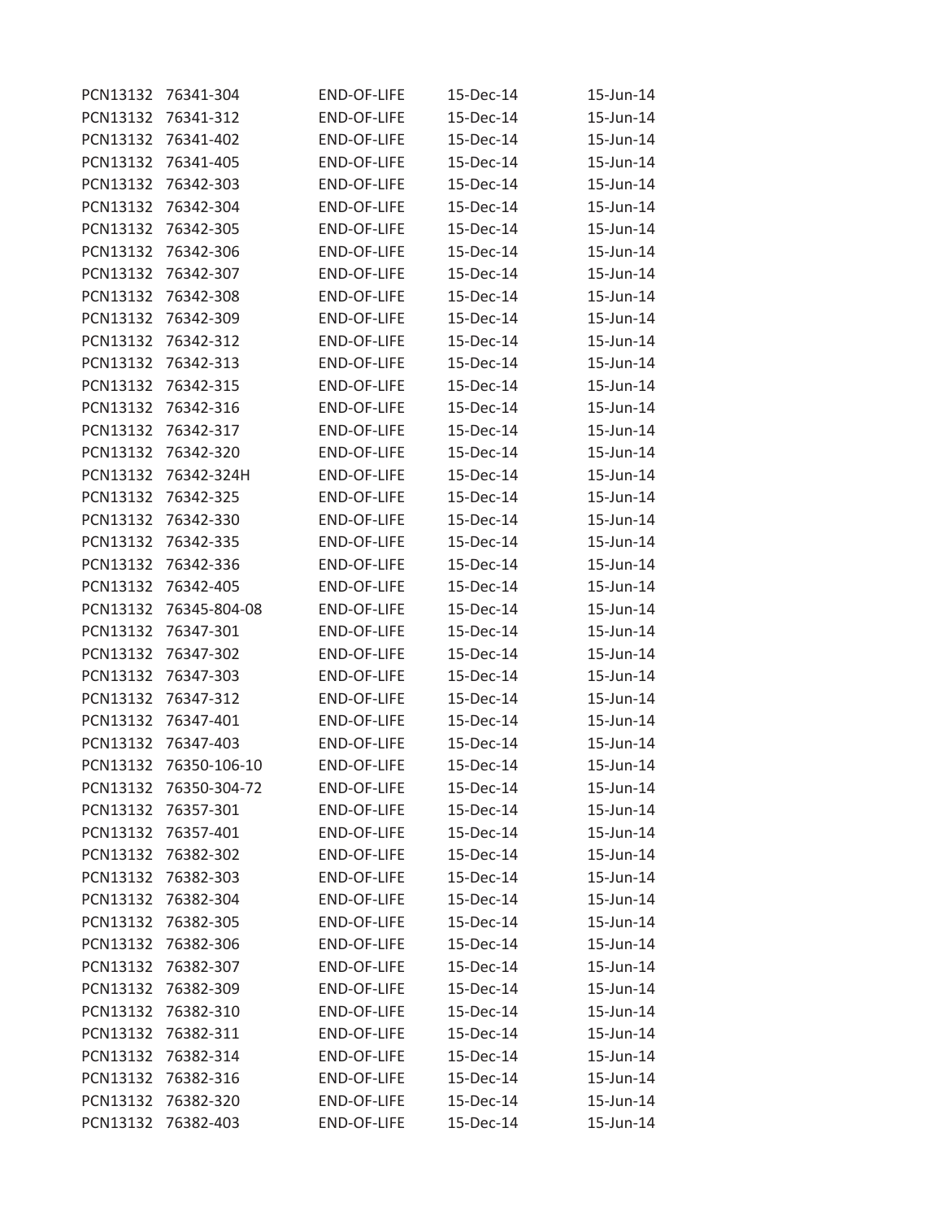| | | | | |
|---|---|---|---|---|
| PCN13132 | 76341-304 | END-OF-LIFE | 15-Dec-14 | 15-Jun-14 |
| PCN13132 | 76341-312 | END-OF-LIFE | 15-Dec-14 | 15-Jun-14 |
| PCN13132 | 76341-402 | END-OF-LIFE | 15-Dec-14 | 15-Jun-14 |
| PCN13132 | 76341-405 | END-OF-LIFE | 15-Dec-14 | 15-Jun-14 |
| PCN13132 | 76342-303 | END-OF-LIFE | 15-Dec-14 | 15-Jun-14 |
| PCN13132 | 76342-304 | END-OF-LIFE | 15-Dec-14 | 15-Jun-14 |
| PCN13132 | 76342-305 | END-OF-LIFE | 15-Dec-14 | 15-Jun-14 |
| PCN13132 | 76342-306 | END-OF-LIFE | 15-Dec-14 | 15-Jun-14 |
| PCN13132 | 76342-307 | END-OF-LIFE | 15-Dec-14 | 15-Jun-14 |
| PCN13132 | 76342-308 | END-OF-LIFE | 15-Dec-14 | 15-Jun-14 |
| PCN13132 | 76342-309 | END-OF-LIFE | 15-Dec-14 | 15-Jun-14 |
| PCN13132 | 76342-312 | END-OF-LIFE | 15-Dec-14 | 15-Jun-14 |
| PCN13132 | 76342-313 | END-OF-LIFE | 15-Dec-14 | 15-Jun-14 |
| PCN13132 | 76342-315 | END-OF-LIFE | 15-Dec-14 | 15-Jun-14 |
| PCN13132 | 76342-316 | END-OF-LIFE | 15-Dec-14 | 15-Jun-14 |
| PCN13132 | 76342-317 | END-OF-LIFE | 15-Dec-14 | 15-Jun-14 |
| PCN13132 | 76342-320 | END-OF-LIFE | 15-Dec-14 | 15-Jun-14 |
| PCN13132 | 76342-324H | END-OF-LIFE | 15-Dec-14 | 15-Jun-14 |
| PCN13132 | 76342-325 | END-OF-LIFE | 15-Dec-14 | 15-Jun-14 |
| PCN13132 | 76342-330 | END-OF-LIFE | 15-Dec-14 | 15-Jun-14 |
| PCN13132 | 76342-335 | END-OF-LIFE | 15-Dec-14 | 15-Jun-14 |
| PCN13132 | 76342-336 | END-OF-LIFE | 15-Dec-14 | 15-Jun-14 |
| PCN13132 | 76342-405 | END-OF-LIFE | 15-Dec-14 | 15-Jun-14 |
| PCN13132 | 76345-804-08 | END-OF-LIFE | 15-Dec-14 | 15-Jun-14 |
| PCN13132 | 76347-301 | END-OF-LIFE | 15-Dec-14 | 15-Jun-14 |
| PCN13132 | 76347-302 | END-OF-LIFE | 15-Dec-14 | 15-Jun-14 |
| PCN13132 | 76347-303 | END-OF-LIFE | 15-Dec-14 | 15-Jun-14 |
| PCN13132 | 76347-312 | END-OF-LIFE | 15-Dec-14 | 15-Jun-14 |
| PCN13132 | 76347-401 | END-OF-LIFE | 15-Dec-14 | 15-Jun-14 |
| PCN13132 | 76347-403 | END-OF-LIFE | 15-Dec-14 | 15-Jun-14 |
| PCN13132 | 76350-106-10 | END-OF-LIFE | 15-Dec-14 | 15-Jun-14 |
| PCN13132 | 76350-304-72 | END-OF-LIFE | 15-Dec-14 | 15-Jun-14 |
| PCN13132 | 76357-301 | END-OF-LIFE | 15-Dec-14 | 15-Jun-14 |
| PCN13132 | 76357-401 | END-OF-LIFE | 15-Dec-14 | 15-Jun-14 |
| PCN13132 | 76382-302 | END-OF-LIFE | 15-Dec-14 | 15-Jun-14 |
| PCN13132 | 76382-303 | END-OF-LIFE | 15-Dec-14 | 15-Jun-14 |
| PCN13132 | 76382-304 | END-OF-LIFE | 15-Dec-14 | 15-Jun-14 |
| PCN13132 | 76382-305 | END-OF-LIFE | 15-Dec-14 | 15-Jun-14 |
| PCN13132 | 76382-306 | END-OF-LIFE | 15-Dec-14 | 15-Jun-14 |
| PCN13132 | 76382-307 | END-OF-LIFE | 15-Dec-14 | 15-Jun-14 |
| PCN13132 | 76382-309 | END-OF-LIFE | 15-Dec-14 | 15-Jun-14 |
| PCN13132 | 76382-310 | END-OF-LIFE | 15-Dec-14 | 15-Jun-14 |
| PCN13132 | 76382-311 | END-OF-LIFE | 15-Dec-14 | 15-Jun-14 |
| PCN13132 | 76382-314 | END-OF-LIFE | 15-Dec-14 | 15-Jun-14 |
| PCN13132 | 76382-316 | END-OF-LIFE | 15-Dec-14 | 15-Jun-14 |
| PCN13132 | 76382-320 | END-OF-LIFE | 15-Dec-14 | 15-Jun-14 |
| PCN13132 | 76382-403 | END-OF-LIFE | 15-Dec-14 | 15-Jun-14 |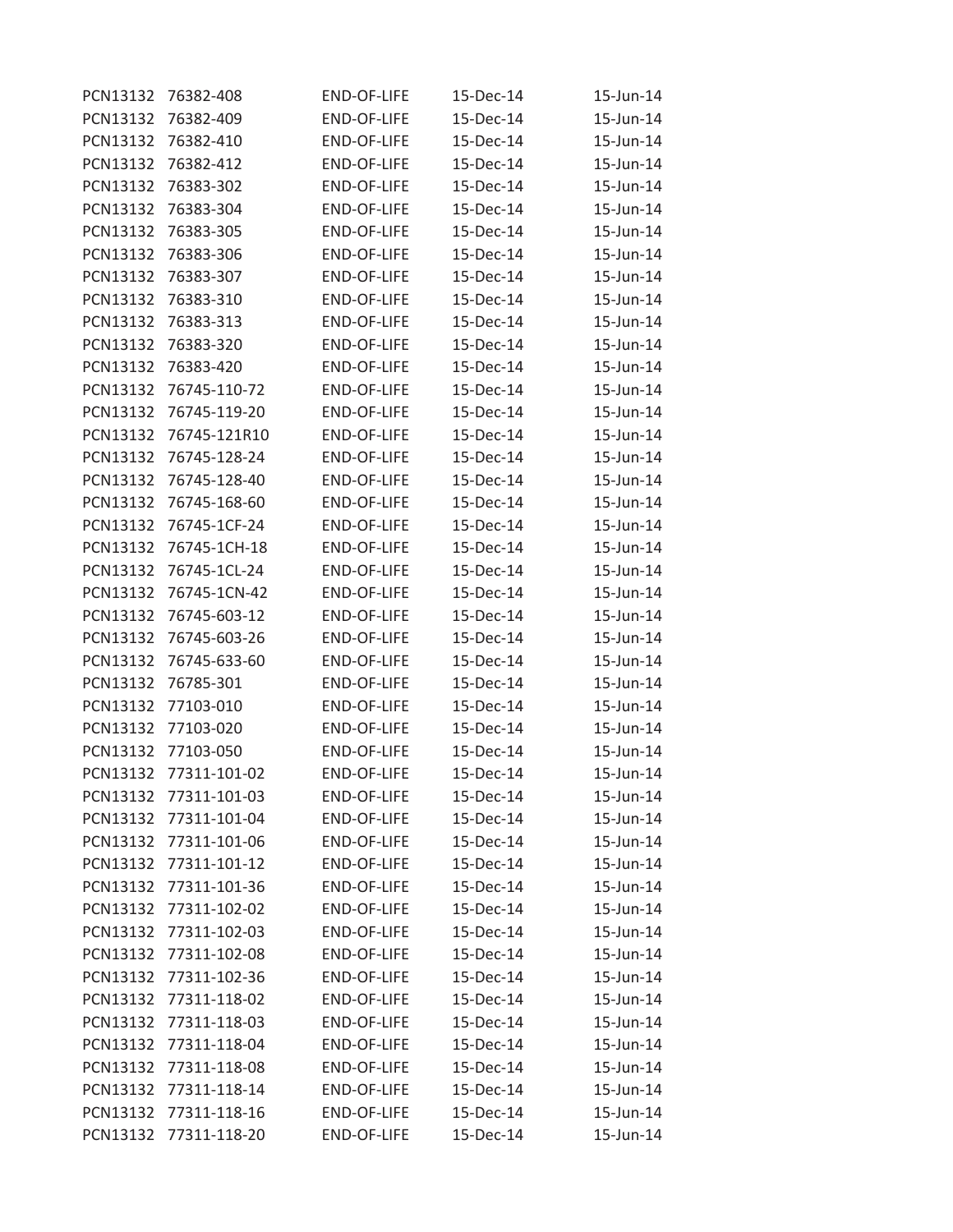| | | | | |
|---|---|---|---|---|
| PCN13132 | 76382-408 | END-OF-LIFE | 15-Dec-14 | 15-Jun-14 |
| PCN13132 | 76382-409 | END-OF-LIFE | 15-Dec-14 | 15-Jun-14 |
| PCN13132 | 76382-410 | END-OF-LIFE | 15-Dec-14 | 15-Jun-14 |
| PCN13132 | 76382-412 | END-OF-LIFE | 15-Dec-14 | 15-Jun-14 |
| PCN13132 | 76383-302 | END-OF-LIFE | 15-Dec-14 | 15-Jun-14 |
| PCN13132 | 76383-304 | END-OF-LIFE | 15-Dec-14 | 15-Jun-14 |
| PCN13132 | 76383-305 | END-OF-LIFE | 15-Dec-14 | 15-Jun-14 |
| PCN13132 | 76383-306 | END-OF-LIFE | 15-Dec-14 | 15-Jun-14 |
| PCN13132 | 76383-307 | END-OF-LIFE | 15-Dec-14 | 15-Jun-14 |
| PCN13132 | 76383-310 | END-OF-LIFE | 15-Dec-14 | 15-Jun-14 |
| PCN13132 | 76383-313 | END-OF-LIFE | 15-Dec-14 | 15-Jun-14 |
| PCN13132 | 76383-320 | END-OF-LIFE | 15-Dec-14 | 15-Jun-14 |
| PCN13132 | 76383-420 | END-OF-LIFE | 15-Dec-14 | 15-Jun-14 |
| PCN13132 | 76745-110-72 | END-OF-LIFE | 15-Dec-14 | 15-Jun-14 |
| PCN13132 | 76745-119-20 | END-OF-LIFE | 15-Dec-14 | 15-Jun-14 |
| PCN13132 | 76745-121R10 | END-OF-LIFE | 15-Dec-14 | 15-Jun-14 |
| PCN13132 | 76745-128-24 | END-OF-LIFE | 15-Dec-14 | 15-Jun-14 |
| PCN13132 | 76745-128-40 | END-OF-LIFE | 15-Dec-14 | 15-Jun-14 |
| PCN13132 | 76745-168-60 | END-OF-LIFE | 15-Dec-14 | 15-Jun-14 |
| PCN13132 | 76745-1CF-24 | END-OF-LIFE | 15-Dec-14 | 15-Jun-14 |
| PCN13132 | 76745-1CH-18 | END-OF-LIFE | 15-Dec-14 | 15-Jun-14 |
| PCN13132 | 76745-1CL-24 | END-OF-LIFE | 15-Dec-14 | 15-Jun-14 |
| PCN13132 | 76745-1CN-42 | END-OF-LIFE | 15-Dec-14 | 15-Jun-14 |
| PCN13132 | 76745-603-12 | END-OF-LIFE | 15-Dec-14 | 15-Jun-14 |
| PCN13132 | 76745-603-26 | END-OF-LIFE | 15-Dec-14 | 15-Jun-14 |
| PCN13132 | 76745-633-60 | END-OF-LIFE | 15-Dec-14 | 15-Jun-14 |
| PCN13132 | 76785-301 | END-OF-LIFE | 15-Dec-14 | 15-Jun-14 |
| PCN13132 | 77103-010 | END-OF-LIFE | 15-Dec-14 | 15-Jun-14 |
| PCN13132 | 77103-020 | END-OF-LIFE | 15-Dec-14 | 15-Jun-14 |
| PCN13132 | 77103-050 | END-OF-LIFE | 15-Dec-14 | 15-Jun-14 |
| PCN13132 | 77311-101-02 | END-OF-LIFE | 15-Dec-14 | 15-Jun-14 |
| PCN13132 | 77311-101-03 | END-OF-LIFE | 15-Dec-14 | 15-Jun-14 |
| PCN13132 | 77311-101-04 | END-OF-LIFE | 15-Dec-14 | 15-Jun-14 |
| PCN13132 | 77311-101-06 | END-OF-LIFE | 15-Dec-14 | 15-Jun-14 |
| PCN13132 | 77311-101-12 | END-OF-LIFE | 15-Dec-14 | 15-Jun-14 |
| PCN13132 | 77311-101-36 | END-OF-LIFE | 15-Dec-14 | 15-Jun-14 |
| PCN13132 | 77311-102-02 | END-OF-LIFE | 15-Dec-14 | 15-Jun-14 |
| PCN13132 | 77311-102-03 | END-OF-LIFE | 15-Dec-14 | 15-Jun-14 |
| PCN13132 | 77311-102-08 | END-OF-LIFE | 15-Dec-14 | 15-Jun-14 |
| PCN13132 | 77311-102-36 | END-OF-LIFE | 15-Dec-14 | 15-Jun-14 |
| PCN13132 | 77311-118-02 | END-OF-LIFE | 15-Dec-14 | 15-Jun-14 |
| PCN13132 | 77311-118-03 | END-OF-LIFE | 15-Dec-14 | 15-Jun-14 |
| PCN13132 | 77311-118-04 | END-OF-LIFE | 15-Dec-14 | 15-Jun-14 |
| PCN13132 | 77311-118-08 | END-OF-LIFE | 15-Dec-14 | 15-Jun-14 |
| PCN13132 | 77311-118-14 | END-OF-LIFE | 15-Dec-14 | 15-Jun-14 |
| PCN13132 | 77311-118-16 | END-OF-LIFE | 15-Dec-14 | 15-Jun-14 |
| PCN13132 | 77311-118-20 | END-OF-LIFE | 15-Dec-14 | 15-Jun-14 |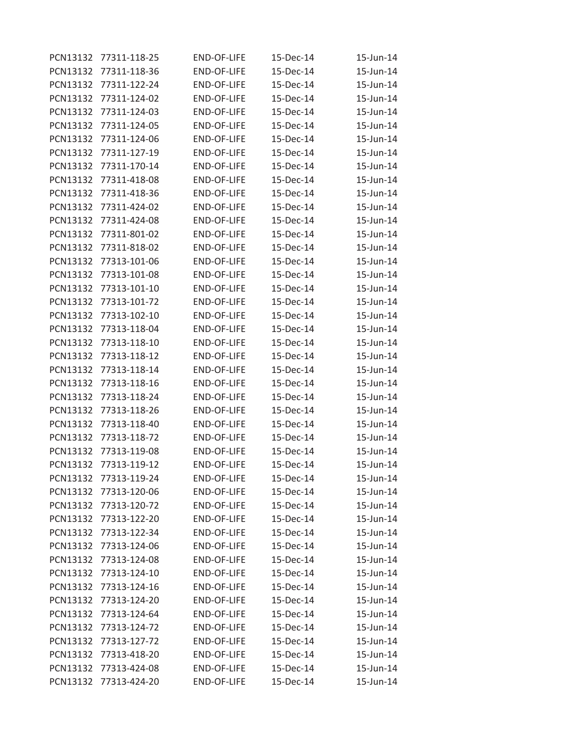| | | | | |
|---|---|---|---|---|
| PCN13132 | 77311-118-25 | END-OF-LIFE | 15-Dec-14 | 15-Jun-14 |
| PCN13132 | 77311-118-36 | END-OF-LIFE | 15-Dec-14 | 15-Jun-14 |
| PCN13132 | 77311-122-24 | END-OF-LIFE | 15-Dec-14 | 15-Jun-14 |
| PCN13132 | 77311-124-02 | END-OF-LIFE | 15-Dec-14 | 15-Jun-14 |
| PCN13132 | 77311-124-03 | END-OF-LIFE | 15-Dec-14 | 15-Jun-14 |
| PCN13132 | 77311-124-05 | END-OF-LIFE | 15-Dec-14 | 15-Jun-14 |
| PCN13132 | 77311-124-06 | END-OF-LIFE | 15-Dec-14 | 15-Jun-14 |
| PCN13132 | 77311-127-19 | END-OF-LIFE | 15-Dec-14 | 15-Jun-14 |
| PCN13132 | 77311-170-14 | END-OF-LIFE | 15-Dec-14 | 15-Jun-14 |
| PCN13132 | 77311-418-08 | END-OF-LIFE | 15-Dec-14 | 15-Jun-14 |
| PCN13132 | 77311-418-36 | END-OF-LIFE | 15-Dec-14 | 15-Jun-14 |
| PCN13132 | 77311-424-02 | END-OF-LIFE | 15-Dec-14 | 15-Jun-14 |
| PCN13132 | 77311-424-08 | END-OF-LIFE | 15-Dec-14 | 15-Jun-14 |
| PCN13132 | 77311-801-02 | END-OF-LIFE | 15-Dec-14 | 15-Jun-14 |
| PCN13132 | 77311-818-02 | END-OF-LIFE | 15-Dec-14 | 15-Jun-14 |
| PCN13132 | 77313-101-06 | END-OF-LIFE | 15-Dec-14 | 15-Jun-14 |
| PCN13132 | 77313-101-08 | END-OF-LIFE | 15-Dec-14 | 15-Jun-14 |
| PCN13132 | 77313-101-10 | END-OF-LIFE | 15-Dec-14 | 15-Jun-14 |
| PCN13132 | 77313-101-72 | END-OF-LIFE | 15-Dec-14 | 15-Jun-14 |
| PCN13132 | 77313-102-10 | END-OF-LIFE | 15-Dec-14 | 15-Jun-14 |
| PCN13132 | 77313-118-04 | END-OF-LIFE | 15-Dec-14 | 15-Jun-14 |
| PCN13132 | 77313-118-10 | END-OF-LIFE | 15-Dec-14 | 15-Jun-14 |
| PCN13132 | 77313-118-12 | END-OF-LIFE | 15-Dec-14 | 15-Jun-14 |
| PCN13132 | 77313-118-14 | END-OF-LIFE | 15-Dec-14 | 15-Jun-14 |
| PCN13132 | 77313-118-16 | END-OF-LIFE | 15-Dec-14 | 15-Jun-14 |
| PCN13132 | 77313-118-24 | END-OF-LIFE | 15-Dec-14 | 15-Jun-14 |
| PCN13132 | 77313-118-26 | END-OF-LIFE | 15-Dec-14 | 15-Jun-14 |
| PCN13132 | 77313-118-40 | END-OF-LIFE | 15-Dec-14 | 15-Jun-14 |
| PCN13132 | 77313-118-72 | END-OF-LIFE | 15-Dec-14 | 15-Jun-14 |
| PCN13132 | 77313-119-08 | END-OF-LIFE | 15-Dec-14 | 15-Jun-14 |
| PCN13132 | 77313-119-12 | END-OF-LIFE | 15-Dec-14 | 15-Jun-14 |
| PCN13132 | 77313-119-24 | END-OF-LIFE | 15-Dec-14 | 15-Jun-14 |
| PCN13132 | 77313-120-06 | END-OF-LIFE | 15-Dec-14 | 15-Jun-14 |
| PCN13132 | 77313-120-72 | END-OF-LIFE | 15-Dec-14 | 15-Jun-14 |
| PCN13132 | 77313-122-20 | END-OF-LIFE | 15-Dec-14 | 15-Jun-14 |
| PCN13132 | 77313-122-34 | END-OF-LIFE | 15-Dec-14 | 15-Jun-14 |
| PCN13132 | 77313-124-06 | END-OF-LIFE | 15-Dec-14 | 15-Jun-14 |
| PCN13132 | 77313-124-08 | END-OF-LIFE | 15-Dec-14 | 15-Jun-14 |
| PCN13132 | 77313-124-10 | END-OF-LIFE | 15-Dec-14 | 15-Jun-14 |
| PCN13132 | 77313-124-16 | END-OF-LIFE | 15-Dec-14 | 15-Jun-14 |
| PCN13132 | 77313-124-20 | END-OF-LIFE | 15-Dec-14 | 15-Jun-14 |
| PCN13132 | 77313-124-64 | END-OF-LIFE | 15-Dec-14 | 15-Jun-14 |
| PCN13132 | 77313-124-72 | END-OF-LIFE | 15-Dec-14 | 15-Jun-14 |
| PCN13132 | 77313-127-72 | END-OF-LIFE | 15-Dec-14 | 15-Jun-14 |
| PCN13132 | 77313-418-20 | END-OF-LIFE | 15-Dec-14 | 15-Jun-14 |
| PCN13132 | 77313-424-08 | END-OF-LIFE | 15-Dec-14 | 15-Jun-14 |
| PCN13132 | 77313-424-20 | END-OF-LIFE | 15-Dec-14 | 15-Jun-14 |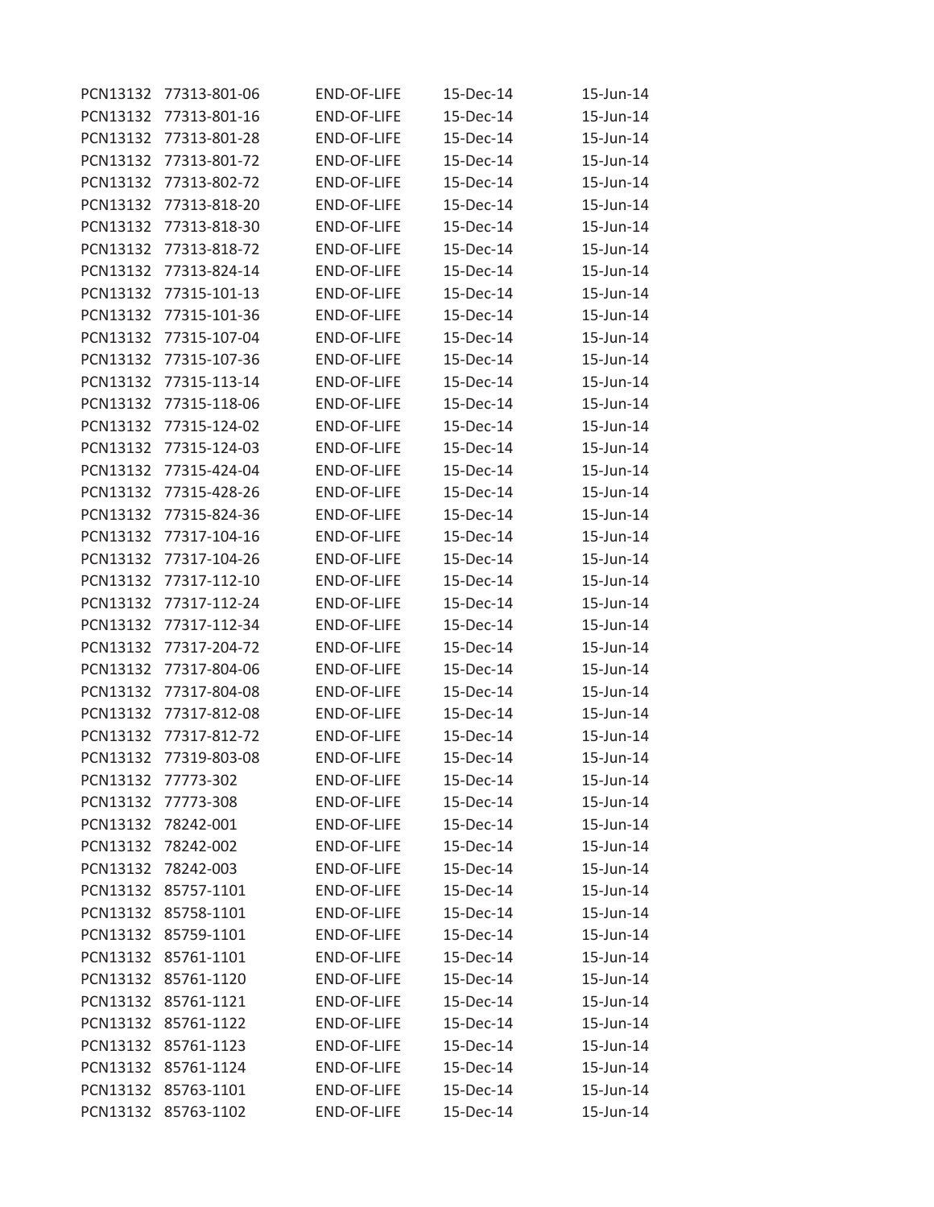| | | | | |
|---|---|---|---|---|
| PCN13132 | 77313-801-06 | END-OF-LIFE | 15-Dec-14 | 15-Jun-14 |
| PCN13132 | 77313-801-16 | END-OF-LIFE | 15-Dec-14 | 15-Jun-14 |
| PCN13132 | 77313-801-28 | END-OF-LIFE | 15-Dec-14 | 15-Jun-14 |
| PCN13132 | 77313-801-72 | END-OF-LIFE | 15-Dec-14 | 15-Jun-14 |
| PCN13132 | 77313-802-72 | END-OF-LIFE | 15-Dec-14 | 15-Jun-14 |
| PCN13132 | 77313-818-20 | END-OF-LIFE | 15-Dec-14 | 15-Jun-14 |
| PCN13132 | 77313-818-30 | END-OF-LIFE | 15-Dec-14 | 15-Jun-14 |
| PCN13132 | 77313-818-72 | END-OF-LIFE | 15-Dec-14 | 15-Jun-14 |
| PCN13132 | 77313-824-14 | END-OF-LIFE | 15-Dec-14 | 15-Jun-14 |
| PCN13132 | 77315-101-13 | END-OF-LIFE | 15-Dec-14 | 15-Jun-14 |
| PCN13132 | 77315-101-36 | END-OF-LIFE | 15-Dec-14 | 15-Jun-14 |
| PCN13132 | 77315-107-04 | END-OF-LIFE | 15-Dec-14 | 15-Jun-14 |
| PCN13132 | 77315-107-36 | END-OF-LIFE | 15-Dec-14 | 15-Jun-14 |
| PCN13132 | 77315-113-14 | END-OF-LIFE | 15-Dec-14 | 15-Jun-14 |
| PCN13132 | 77315-118-06 | END-OF-LIFE | 15-Dec-14 | 15-Jun-14 |
| PCN13132 | 77315-124-02 | END-OF-LIFE | 15-Dec-14 | 15-Jun-14 |
| PCN13132 | 77315-124-03 | END-OF-LIFE | 15-Dec-14 | 15-Jun-14 |
| PCN13132 | 77315-424-04 | END-OF-LIFE | 15-Dec-14 | 15-Jun-14 |
| PCN13132 | 77315-428-26 | END-OF-LIFE | 15-Dec-14 | 15-Jun-14 |
| PCN13132 | 77315-824-36 | END-OF-LIFE | 15-Dec-14 | 15-Jun-14 |
| PCN13132 | 77317-104-16 | END-OF-LIFE | 15-Dec-14 | 15-Jun-14 |
| PCN13132 | 77317-104-26 | END-OF-LIFE | 15-Dec-14 | 15-Jun-14 |
| PCN13132 | 77317-112-10 | END-OF-LIFE | 15-Dec-14 | 15-Jun-14 |
| PCN13132 | 77317-112-24 | END-OF-LIFE | 15-Dec-14 | 15-Jun-14 |
| PCN13132 | 77317-112-34 | END-OF-LIFE | 15-Dec-14 | 15-Jun-14 |
| PCN13132 | 77317-204-72 | END-OF-LIFE | 15-Dec-14 | 15-Jun-14 |
| PCN13132 | 77317-804-06 | END-OF-LIFE | 15-Dec-14 | 15-Jun-14 |
| PCN13132 | 77317-804-08 | END-OF-LIFE | 15-Dec-14 | 15-Jun-14 |
| PCN13132 | 77317-812-08 | END-OF-LIFE | 15-Dec-14 | 15-Jun-14 |
| PCN13132 | 77317-812-72 | END-OF-LIFE | 15-Dec-14 | 15-Jun-14 |
| PCN13132 | 77319-803-08 | END-OF-LIFE | 15-Dec-14 | 15-Jun-14 |
| PCN13132 | 77773-302 | END-OF-LIFE | 15-Dec-14 | 15-Jun-14 |
| PCN13132 | 77773-308 | END-OF-LIFE | 15-Dec-14 | 15-Jun-14 |
| PCN13132 | 78242-001 | END-OF-LIFE | 15-Dec-14 | 15-Jun-14 |
| PCN13132 | 78242-002 | END-OF-LIFE | 15-Dec-14 | 15-Jun-14 |
| PCN13132 | 78242-003 | END-OF-LIFE | 15-Dec-14 | 15-Jun-14 |
| PCN13132 | 85757-1101 | END-OF-LIFE | 15-Dec-14 | 15-Jun-14 |
| PCN13132 | 85758-1101 | END-OF-LIFE | 15-Dec-14 | 15-Jun-14 |
| PCN13132 | 85759-1101 | END-OF-LIFE | 15-Dec-14 | 15-Jun-14 |
| PCN13132 | 85761-1101 | END-OF-LIFE | 15-Dec-14 | 15-Jun-14 |
| PCN13132 | 85761-1120 | END-OF-LIFE | 15-Dec-14 | 15-Jun-14 |
| PCN13132 | 85761-1121 | END-OF-LIFE | 15-Dec-14 | 15-Jun-14 |
| PCN13132 | 85761-1122 | END-OF-LIFE | 15-Dec-14 | 15-Jun-14 |
| PCN13132 | 85761-1123 | END-OF-LIFE | 15-Dec-14 | 15-Jun-14 |
| PCN13132 | 85761-1124 | END-OF-LIFE | 15-Dec-14 | 15-Jun-14 |
| PCN13132 | 85763-1101 | END-OF-LIFE | 15-Dec-14 | 15-Jun-14 |
| PCN13132 | 85763-1102 | END-OF-LIFE | 15-Dec-14 | 15-Jun-14 |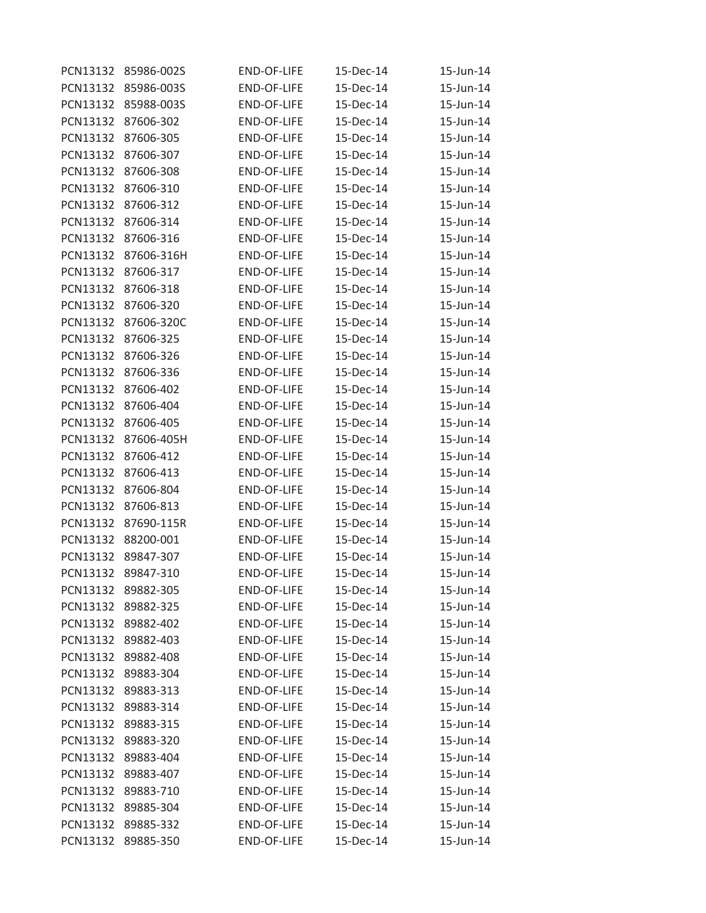| | | | | |
|---|---|---|---|---|
| PCN13132 | 85986-002S | END-OF-LIFE | 15-Dec-14 | 15-Jun-14 |
| PCN13132 | 85986-003S | END-OF-LIFE | 15-Dec-14 | 15-Jun-14 |
| PCN13132 | 85988-003S | END-OF-LIFE | 15-Dec-14 | 15-Jun-14 |
| PCN13132 | 87606-302 | END-OF-LIFE | 15-Dec-14 | 15-Jun-14 |
| PCN13132 | 87606-305 | END-OF-LIFE | 15-Dec-14 | 15-Jun-14 |
| PCN13132 | 87606-307 | END-OF-LIFE | 15-Dec-14 | 15-Jun-14 |
| PCN13132 | 87606-308 | END-OF-LIFE | 15-Dec-14 | 15-Jun-14 |
| PCN13132 | 87606-310 | END-OF-LIFE | 15-Dec-14 | 15-Jun-14 |
| PCN13132 | 87606-312 | END-OF-LIFE | 15-Dec-14 | 15-Jun-14 |
| PCN13132 | 87606-314 | END-OF-LIFE | 15-Dec-14 | 15-Jun-14 |
| PCN13132 | 87606-316 | END-OF-LIFE | 15-Dec-14 | 15-Jun-14 |
| PCN13132 | 87606-316H | END-OF-LIFE | 15-Dec-14 | 15-Jun-14 |
| PCN13132 | 87606-317 | END-OF-LIFE | 15-Dec-14 | 15-Jun-14 |
| PCN13132 | 87606-318 | END-OF-LIFE | 15-Dec-14 | 15-Jun-14 |
| PCN13132 | 87606-320 | END-OF-LIFE | 15-Dec-14 | 15-Jun-14 |
| PCN13132 | 87606-320C | END-OF-LIFE | 15-Dec-14 | 15-Jun-14 |
| PCN13132 | 87606-325 | END-OF-LIFE | 15-Dec-14 | 15-Jun-14 |
| PCN13132 | 87606-326 | END-OF-LIFE | 15-Dec-14 | 15-Jun-14 |
| PCN13132 | 87606-336 | END-OF-LIFE | 15-Dec-14 | 15-Jun-14 |
| PCN13132 | 87606-402 | END-OF-LIFE | 15-Dec-14 | 15-Jun-14 |
| PCN13132 | 87606-404 | END-OF-LIFE | 15-Dec-14 | 15-Jun-14 |
| PCN13132 | 87606-405 | END-OF-LIFE | 15-Dec-14 | 15-Jun-14 |
| PCN13132 | 87606-405H | END-OF-LIFE | 15-Dec-14 | 15-Jun-14 |
| PCN13132 | 87606-412 | END-OF-LIFE | 15-Dec-14 | 15-Jun-14 |
| PCN13132 | 87606-413 | END-OF-LIFE | 15-Dec-14 | 15-Jun-14 |
| PCN13132 | 87606-804 | END-OF-LIFE | 15-Dec-14 | 15-Jun-14 |
| PCN13132 | 87606-813 | END-OF-LIFE | 15-Dec-14 | 15-Jun-14 |
| PCN13132 | 87690-115R | END-OF-LIFE | 15-Dec-14 | 15-Jun-14 |
| PCN13132 | 88200-001 | END-OF-LIFE | 15-Dec-14 | 15-Jun-14 |
| PCN13132 | 89847-307 | END-OF-LIFE | 15-Dec-14 | 15-Jun-14 |
| PCN13132 | 89847-310 | END-OF-LIFE | 15-Dec-14 | 15-Jun-14 |
| PCN13132 | 89882-305 | END-OF-LIFE | 15-Dec-14 | 15-Jun-14 |
| PCN13132 | 89882-325 | END-OF-LIFE | 15-Dec-14 | 15-Jun-14 |
| PCN13132 | 89882-402 | END-OF-LIFE | 15-Dec-14 | 15-Jun-14 |
| PCN13132 | 89882-403 | END-OF-LIFE | 15-Dec-14 | 15-Jun-14 |
| PCN13132 | 89882-408 | END-OF-LIFE | 15-Dec-14 | 15-Jun-14 |
| PCN13132 | 89883-304 | END-OF-LIFE | 15-Dec-14 | 15-Jun-14 |
| PCN13132 | 89883-313 | END-OF-LIFE | 15-Dec-14 | 15-Jun-14 |
| PCN13132 | 89883-314 | END-OF-LIFE | 15-Dec-14 | 15-Jun-14 |
| PCN13132 | 89883-315 | END-OF-LIFE | 15-Dec-14 | 15-Jun-14 |
| PCN13132 | 89883-320 | END-OF-LIFE | 15-Dec-14 | 15-Jun-14 |
| PCN13132 | 89883-404 | END-OF-LIFE | 15-Dec-14 | 15-Jun-14 |
| PCN13132 | 89883-407 | END-OF-LIFE | 15-Dec-14 | 15-Jun-14 |
| PCN13132 | 89883-710 | END-OF-LIFE | 15-Dec-14 | 15-Jun-14 |
| PCN13132 | 89885-304 | END-OF-LIFE | 15-Dec-14 | 15-Jun-14 |
| PCN13132 | 89885-332 | END-OF-LIFE | 15-Dec-14 | 15-Jun-14 |
| PCN13132 | 89885-350 | END-OF-LIFE | 15-Dec-14 | 15-Jun-14 |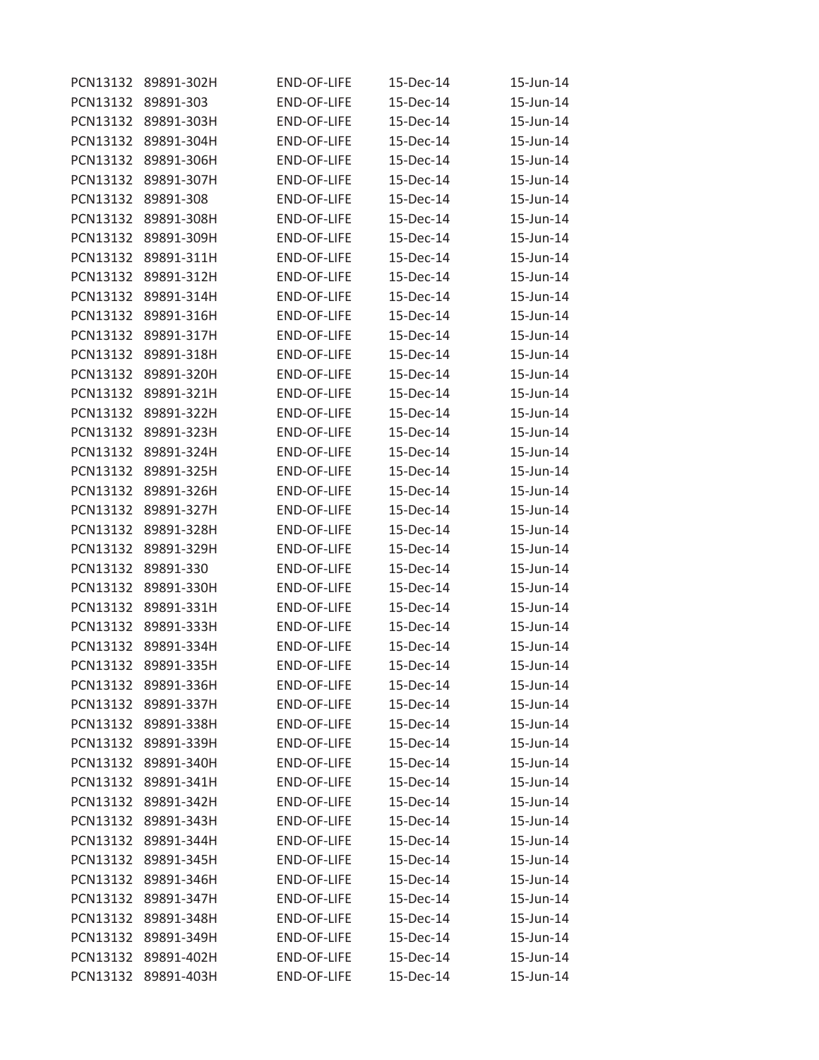| | | | | |
|---|---|---|---|---|
| PCN13132 | 89891-302H | END-OF-LIFE | 15-Dec-14 | 15-Jun-14 |
| PCN13132 | 89891-303 | END-OF-LIFE | 15-Dec-14 | 15-Jun-14 |
| PCN13132 | 89891-303H | END-OF-LIFE | 15-Dec-14 | 15-Jun-14 |
| PCN13132 | 89891-304H | END-OF-LIFE | 15-Dec-14 | 15-Jun-14 |
| PCN13132 | 89891-306H | END-OF-LIFE | 15-Dec-14 | 15-Jun-14 |
| PCN13132 | 89891-307H | END-OF-LIFE | 15-Dec-14 | 15-Jun-14 |
| PCN13132 | 89891-308 | END-OF-LIFE | 15-Dec-14 | 15-Jun-14 |
| PCN13132 | 89891-308H | END-OF-LIFE | 15-Dec-14 | 15-Jun-14 |
| PCN13132 | 89891-309H | END-OF-LIFE | 15-Dec-14 | 15-Jun-14 |
| PCN13132 | 89891-311H | END-OF-LIFE | 15-Dec-14 | 15-Jun-14 |
| PCN13132 | 89891-312H | END-OF-LIFE | 15-Dec-14 | 15-Jun-14 |
| PCN13132 | 89891-314H | END-OF-LIFE | 15-Dec-14 | 15-Jun-14 |
| PCN13132 | 89891-316H | END-OF-LIFE | 15-Dec-14 | 15-Jun-14 |
| PCN13132 | 89891-317H | END-OF-LIFE | 15-Dec-14 | 15-Jun-14 |
| PCN13132 | 89891-318H | END-OF-LIFE | 15-Dec-14 | 15-Jun-14 |
| PCN13132 | 89891-320H | END-OF-LIFE | 15-Dec-14 | 15-Jun-14 |
| PCN13132 | 89891-321H | END-OF-LIFE | 15-Dec-14 | 15-Jun-14 |
| PCN13132 | 89891-322H | END-OF-LIFE | 15-Dec-14 | 15-Jun-14 |
| PCN13132 | 89891-323H | END-OF-LIFE | 15-Dec-14 | 15-Jun-14 |
| PCN13132 | 89891-324H | END-OF-LIFE | 15-Dec-14 | 15-Jun-14 |
| PCN13132 | 89891-325H | END-OF-LIFE | 15-Dec-14 | 15-Jun-14 |
| PCN13132 | 89891-326H | END-OF-LIFE | 15-Dec-14 | 15-Jun-14 |
| PCN13132 | 89891-327H | END-OF-LIFE | 15-Dec-14 | 15-Jun-14 |
| PCN13132 | 89891-328H | END-OF-LIFE | 15-Dec-14 | 15-Jun-14 |
| PCN13132 | 89891-329H | END-OF-LIFE | 15-Dec-14 | 15-Jun-14 |
| PCN13132 | 89891-330 | END-OF-LIFE | 15-Dec-14 | 15-Jun-14 |
| PCN13132 | 89891-330H | END-OF-LIFE | 15-Dec-14 | 15-Jun-14 |
| PCN13132 | 89891-331H | END-OF-LIFE | 15-Dec-14 | 15-Jun-14 |
| PCN13132 | 89891-333H | END-OF-LIFE | 15-Dec-14 | 15-Jun-14 |
| PCN13132 | 89891-334H | END-OF-LIFE | 15-Dec-14 | 15-Jun-14 |
| PCN13132 | 89891-335H | END-OF-LIFE | 15-Dec-14 | 15-Jun-14 |
| PCN13132 | 89891-336H | END-OF-LIFE | 15-Dec-14 | 15-Jun-14 |
| PCN13132 | 89891-337H | END-OF-LIFE | 15-Dec-14 | 15-Jun-14 |
| PCN13132 | 89891-338H | END-OF-LIFE | 15-Dec-14 | 15-Jun-14 |
| PCN13132 | 89891-339H | END-OF-LIFE | 15-Dec-14 | 15-Jun-14 |
| PCN13132 | 89891-340H | END-OF-LIFE | 15-Dec-14 | 15-Jun-14 |
| PCN13132 | 89891-341H | END-OF-LIFE | 15-Dec-14 | 15-Jun-14 |
| PCN13132 | 89891-342H | END-OF-LIFE | 15-Dec-14 | 15-Jun-14 |
| PCN13132 | 89891-343H | END-OF-LIFE | 15-Dec-14 | 15-Jun-14 |
| PCN13132 | 89891-344H | END-OF-LIFE | 15-Dec-14 | 15-Jun-14 |
| PCN13132 | 89891-345H | END-OF-LIFE | 15-Dec-14 | 15-Jun-14 |
| PCN13132 | 89891-346H | END-OF-LIFE | 15-Dec-14 | 15-Jun-14 |
| PCN13132 | 89891-347H | END-OF-LIFE | 15-Dec-14 | 15-Jun-14 |
| PCN13132 | 89891-348H | END-OF-LIFE | 15-Dec-14 | 15-Jun-14 |
| PCN13132 | 89891-349H | END-OF-LIFE | 15-Dec-14 | 15-Jun-14 |
| PCN13132 | 89891-402H | END-OF-LIFE | 15-Dec-14 | 15-Jun-14 |
| PCN13132 | 89891-403H | END-OF-LIFE | 15-Dec-14 | 15-Jun-14 |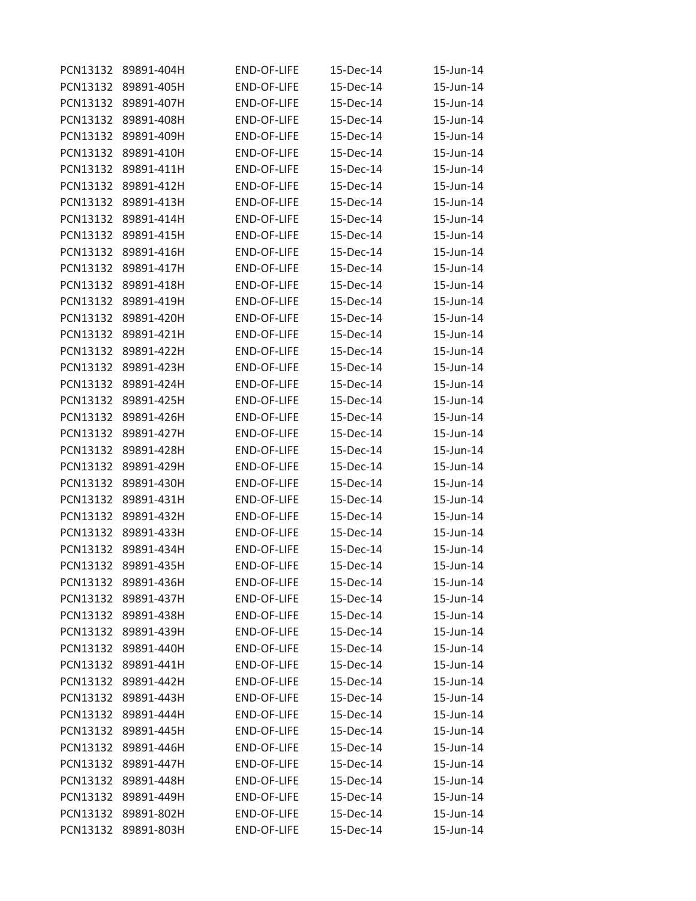| | | | | |
|---|---|---|---|---|
| PCN13132 | 89891-404H | END-OF-LIFE | 15-Dec-14 | 15-Jun-14 |
| PCN13132 | 89891-405H | END-OF-LIFE | 15-Dec-14 | 15-Jun-14 |
| PCN13132 | 89891-407H | END-OF-LIFE | 15-Dec-14 | 15-Jun-14 |
| PCN13132 | 89891-408H | END-OF-LIFE | 15-Dec-14 | 15-Jun-14 |
| PCN13132 | 89891-409H | END-OF-LIFE | 15-Dec-14 | 15-Jun-14 |
| PCN13132 | 89891-410H | END-OF-LIFE | 15-Dec-14 | 15-Jun-14 |
| PCN13132 | 89891-411H | END-OF-LIFE | 15-Dec-14 | 15-Jun-14 |
| PCN13132 | 89891-412H | END-OF-LIFE | 15-Dec-14 | 15-Jun-14 |
| PCN13132 | 89891-413H | END-OF-LIFE | 15-Dec-14 | 15-Jun-14 |
| PCN13132 | 89891-414H | END-OF-LIFE | 15-Dec-14 | 15-Jun-14 |
| PCN13132 | 89891-415H | END-OF-LIFE | 15-Dec-14 | 15-Jun-14 |
| PCN13132 | 89891-416H | END-OF-LIFE | 15-Dec-14 | 15-Jun-14 |
| PCN13132 | 89891-417H | END-OF-LIFE | 15-Dec-14 | 15-Jun-14 |
| PCN13132 | 89891-418H | END-OF-LIFE | 15-Dec-14 | 15-Jun-14 |
| PCN13132 | 89891-419H | END-OF-LIFE | 15-Dec-14 | 15-Jun-14 |
| PCN13132 | 89891-420H | END-OF-LIFE | 15-Dec-14 | 15-Jun-14 |
| PCN13132 | 89891-421H | END-OF-LIFE | 15-Dec-14 | 15-Jun-14 |
| PCN13132 | 89891-422H | END-OF-LIFE | 15-Dec-14 | 15-Jun-14 |
| PCN13132 | 89891-423H | END-OF-LIFE | 15-Dec-14 | 15-Jun-14 |
| PCN13132 | 89891-424H | END-OF-LIFE | 15-Dec-14 | 15-Jun-14 |
| PCN13132 | 89891-425H | END-OF-LIFE | 15-Dec-14 | 15-Jun-14 |
| PCN13132 | 89891-426H | END-OF-LIFE | 15-Dec-14 | 15-Jun-14 |
| PCN13132 | 89891-427H | END-OF-LIFE | 15-Dec-14 | 15-Jun-14 |
| PCN13132 | 89891-428H | END-OF-LIFE | 15-Dec-14 | 15-Jun-14 |
| PCN13132 | 89891-429H | END-OF-LIFE | 15-Dec-14 | 15-Jun-14 |
| PCN13132 | 89891-430H | END-OF-LIFE | 15-Dec-14 | 15-Jun-14 |
| PCN13132 | 89891-431H | END-OF-LIFE | 15-Dec-14 | 15-Jun-14 |
| PCN13132 | 89891-432H | END-OF-LIFE | 15-Dec-14 | 15-Jun-14 |
| PCN13132 | 89891-433H | END-OF-LIFE | 15-Dec-14 | 15-Jun-14 |
| PCN13132 | 89891-434H | END-OF-LIFE | 15-Dec-14 | 15-Jun-14 |
| PCN13132 | 89891-435H | END-OF-LIFE | 15-Dec-14 | 15-Jun-14 |
| PCN13132 | 89891-436H | END-OF-LIFE | 15-Dec-14 | 15-Jun-14 |
| PCN13132 | 89891-437H | END-OF-LIFE | 15-Dec-14 | 15-Jun-14 |
| PCN13132 | 89891-438H | END-OF-LIFE | 15-Dec-14 | 15-Jun-14 |
| PCN13132 | 89891-439H | END-OF-LIFE | 15-Dec-14 | 15-Jun-14 |
| PCN13132 | 89891-440H | END-OF-LIFE | 15-Dec-14 | 15-Jun-14 |
| PCN13132 | 89891-441H | END-OF-LIFE | 15-Dec-14 | 15-Jun-14 |
| PCN13132 | 89891-442H | END-OF-LIFE | 15-Dec-14 | 15-Jun-14 |
| PCN13132 | 89891-443H | END-OF-LIFE | 15-Dec-14 | 15-Jun-14 |
| PCN13132 | 89891-444H | END-OF-LIFE | 15-Dec-14 | 15-Jun-14 |
| PCN13132 | 89891-445H | END-OF-LIFE | 15-Dec-14 | 15-Jun-14 |
| PCN13132 | 89891-446H | END-OF-LIFE | 15-Dec-14 | 15-Jun-14 |
| PCN13132 | 89891-447H | END-OF-LIFE | 15-Dec-14 | 15-Jun-14 |
| PCN13132 | 89891-448H | END-OF-LIFE | 15-Dec-14 | 15-Jun-14 |
| PCN13132 | 89891-449H | END-OF-LIFE | 15-Dec-14 | 15-Jun-14 |
| PCN13132 | 89891-802H | END-OF-LIFE | 15-Dec-14 | 15-Jun-14 |
| PCN13132 | 89891-803H | END-OF-LIFE | 15-Dec-14 | 15-Jun-14 |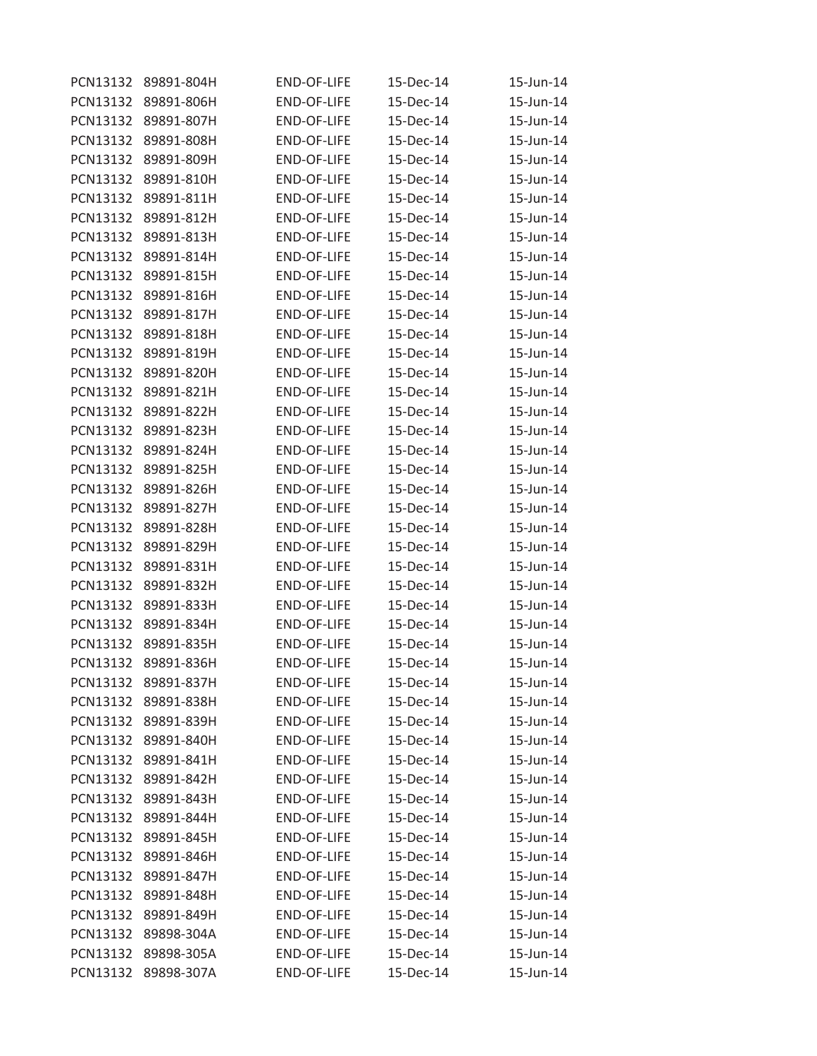| | | | | |
|---|---|---|---|---|
| PCN13132 | 89891-804H | END-OF-LIFE | 15-Dec-14 | 15-Jun-14 |
| PCN13132 | 89891-806H | END-OF-LIFE | 15-Dec-14 | 15-Jun-14 |
| PCN13132 | 89891-807H | END-OF-LIFE | 15-Dec-14 | 15-Jun-14 |
| PCN13132 | 89891-808H | END-OF-LIFE | 15-Dec-14 | 15-Jun-14 |
| PCN13132 | 89891-809H | END-OF-LIFE | 15-Dec-14 | 15-Jun-14 |
| PCN13132 | 89891-810H | END-OF-LIFE | 15-Dec-14 | 15-Jun-14 |
| PCN13132 | 89891-811H | END-OF-LIFE | 15-Dec-14 | 15-Jun-14 |
| PCN13132 | 89891-812H | END-OF-LIFE | 15-Dec-14 | 15-Jun-14 |
| PCN13132 | 89891-813H | END-OF-LIFE | 15-Dec-14 | 15-Jun-14 |
| PCN13132 | 89891-814H | END-OF-LIFE | 15-Dec-14 | 15-Jun-14 |
| PCN13132 | 89891-815H | END-OF-LIFE | 15-Dec-14 | 15-Jun-14 |
| PCN13132 | 89891-816H | END-OF-LIFE | 15-Dec-14 | 15-Jun-14 |
| PCN13132 | 89891-817H | END-OF-LIFE | 15-Dec-14 | 15-Jun-14 |
| PCN13132 | 89891-818H | END-OF-LIFE | 15-Dec-14 | 15-Jun-14 |
| PCN13132 | 89891-819H | END-OF-LIFE | 15-Dec-14 | 15-Jun-14 |
| PCN13132 | 89891-820H | END-OF-LIFE | 15-Dec-14 | 15-Jun-14 |
| PCN13132 | 89891-821H | END-OF-LIFE | 15-Dec-14 | 15-Jun-14 |
| PCN13132 | 89891-822H | END-OF-LIFE | 15-Dec-14 | 15-Jun-14 |
| PCN13132 | 89891-823H | END-OF-LIFE | 15-Dec-14 | 15-Jun-14 |
| PCN13132 | 89891-824H | END-OF-LIFE | 15-Dec-14 | 15-Jun-14 |
| PCN13132 | 89891-825H | END-OF-LIFE | 15-Dec-14 | 15-Jun-14 |
| PCN13132 | 89891-826H | END-OF-LIFE | 15-Dec-14 | 15-Jun-14 |
| PCN13132 | 89891-827H | END-OF-LIFE | 15-Dec-14 | 15-Jun-14 |
| PCN13132 | 89891-828H | END-OF-LIFE | 15-Dec-14 | 15-Jun-14 |
| PCN13132 | 89891-829H | END-OF-LIFE | 15-Dec-14 | 15-Jun-14 |
| PCN13132 | 89891-831H | END-OF-LIFE | 15-Dec-14 | 15-Jun-14 |
| PCN13132 | 89891-832H | END-OF-LIFE | 15-Dec-14 | 15-Jun-14 |
| PCN13132 | 89891-833H | END-OF-LIFE | 15-Dec-14 | 15-Jun-14 |
| PCN13132 | 89891-834H | END-OF-LIFE | 15-Dec-14 | 15-Jun-14 |
| PCN13132 | 89891-835H | END-OF-LIFE | 15-Dec-14 | 15-Jun-14 |
| PCN13132 | 89891-836H | END-OF-LIFE | 15-Dec-14 | 15-Jun-14 |
| PCN13132 | 89891-837H | END-OF-LIFE | 15-Dec-14 | 15-Jun-14 |
| PCN13132 | 89891-838H | END-OF-LIFE | 15-Dec-14 | 15-Jun-14 |
| PCN13132 | 89891-839H | END-OF-LIFE | 15-Dec-14 | 15-Jun-14 |
| PCN13132 | 89891-840H | END-OF-LIFE | 15-Dec-14 | 15-Jun-14 |
| PCN13132 | 89891-841H | END-OF-LIFE | 15-Dec-14 | 15-Jun-14 |
| PCN13132 | 89891-842H | END-OF-LIFE | 15-Dec-14 | 15-Jun-14 |
| PCN13132 | 89891-843H | END-OF-LIFE | 15-Dec-14 | 15-Jun-14 |
| PCN13132 | 89891-844H | END-OF-LIFE | 15-Dec-14 | 15-Jun-14 |
| PCN13132 | 89891-845H | END-OF-LIFE | 15-Dec-14 | 15-Jun-14 |
| PCN13132 | 89891-846H | END-OF-LIFE | 15-Dec-14 | 15-Jun-14 |
| PCN13132 | 89891-847H | END-OF-LIFE | 15-Dec-14 | 15-Jun-14 |
| PCN13132 | 89891-848H | END-OF-LIFE | 15-Dec-14 | 15-Jun-14 |
| PCN13132 | 89891-849H | END-OF-LIFE | 15-Dec-14 | 15-Jun-14 |
| PCN13132 | 89898-304A | END-OF-LIFE | 15-Dec-14 | 15-Jun-14 |
| PCN13132 | 89898-305A | END-OF-LIFE | 15-Dec-14 | 15-Jun-14 |
| PCN13132 | 89898-307A | END-OF-LIFE | 15-Dec-14 | 15-Jun-14 |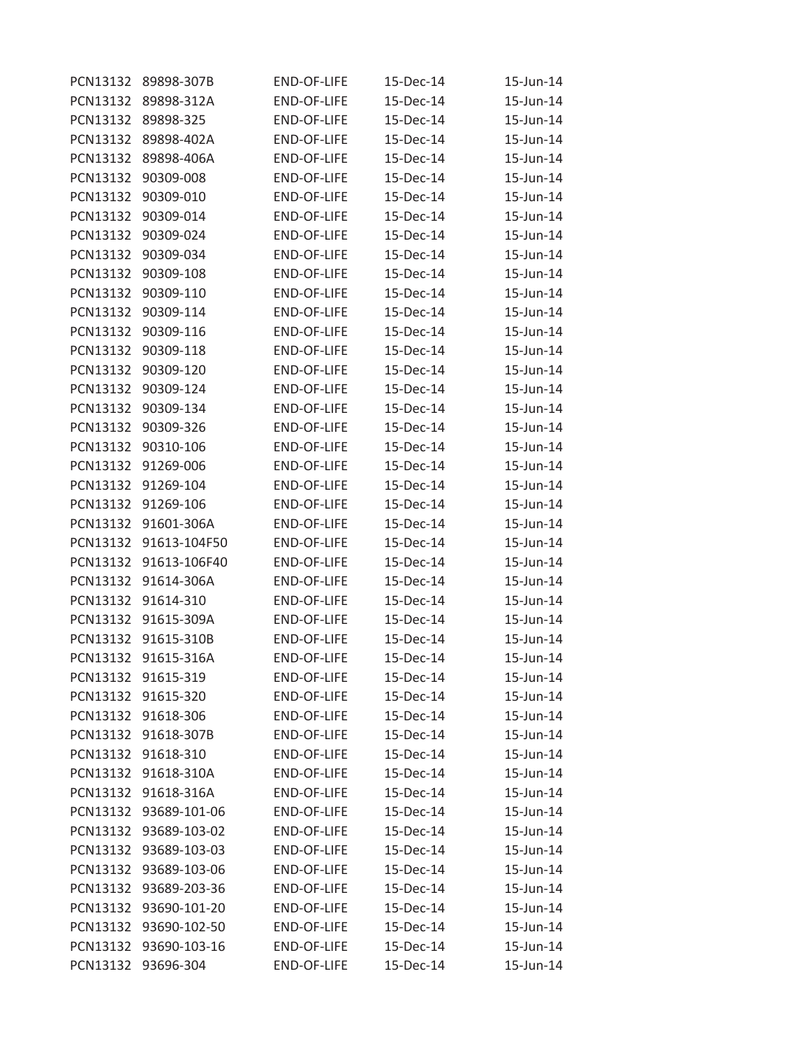| | | | | |
|---|---|---|---|---|
| PCN13132 | 89898-307B | END-OF-LIFE | 15-Dec-14 | 15-Jun-14 |
| PCN13132 | 89898-312A | END-OF-LIFE | 15-Dec-14 | 15-Jun-14 |
| PCN13132 | 89898-325 | END-OF-LIFE | 15-Dec-14 | 15-Jun-14 |
| PCN13132 | 89898-402A | END-OF-LIFE | 15-Dec-14 | 15-Jun-14 |
| PCN13132 | 89898-406A | END-OF-LIFE | 15-Dec-14 | 15-Jun-14 |
| PCN13132 | 90309-008 | END-OF-LIFE | 15-Dec-14 | 15-Jun-14 |
| PCN13132 | 90309-010 | END-OF-LIFE | 15-Dec-14 | 15-Jun-14 |
| PCN13132 | 90309-014 | END-OF-LIFE | 15-Dec-14 | 15-Jun-14 |
| PCN13132 | 90309-024 | END-OF-LIFE | 15-Dec-14 | 15-Jun-14 |
| PCN13132 | 90309-034 | END-OF-LIFE | 15-Dec-14 | 15-Jun-14 |
| PCN13132 | 90309-108 | END-OF-LIFE | 15-Dec-14 | 15-Jun-14 |
| PCN13132 | 90309-110 | END-OF-LIFE | 15-Dec-14 | 15-Jun-14 |
| PCN13132 | 90309-114 | END-OF-LIFE | 15-Dec-14 | 15-Jun-14 |
| PCN13132 | 90309-116 | END-OF-LIFE | 15-Dec-14 | 15-Jun-14 |
| PCN13132 | 90309-118 | END-OF-LIFE | 15-Dec-14 | 15-Jun-14 |
| PCN13132 | 90309-120 | END-OF-LIFE | 15-Dec-14 | 15-Jun-14 |
| PCN13132 | 90309-124 | END-OF-LIFE | 15-Dec-14 | 15-Jun-14 |
| PCN13132 | 90309-134 | END-OF-LIFE | 15-Dec-14 | 15-Jun-14 |
| PCN13132 | 90309-326 | END-OF-LIFE | 15-Dec-14 | 15-Jun-14 |
| PCN13132 | 90310-106 | END-OF-LIFE | 15-Dec-14 | 15-Jun-14 |
| PCN13132 | 91269-006 | END-OF-LIFE | 15-Dec-14 | 15-Jun-14 |
| PCN13132 | 91269-104 | END-OF-LIFE | 15-Dec-14 | 15-Jun-14 |
| PCN13132 | 91269-106 | END-OF-LIFE | 15-Dec-14 | 15-Jun-14 |
| PCN13132 | 91601-306A | END-OF-LIFE | 15-Dec-14 | 15-Jun-14 |
| PCN13132 | 91613-104F50 | END-OF-LIFE | 15-Dec-14 | 15-Jun-14 |
| PCN13132 | 91613-106F40 | END-OF-LIFE | 15-Dec-14 | 15-Jun-14 |
| PCN13132 | 91614-306A | END-OF-LIFE | 15-Dec-14 | 15-Jun-14 |
| PCN13132 | 91614-310 | END-OF-LIFE | 15-Dec-14 | 15-Jun-14 |
| PCN13132 | 91615-309A | END-OF-LIFE | 15-Dec-14 | 15-Jun-14 |
| PCN13132 | 91615-310B | END-OF-LIFE | 15-Dec-14 | 15-Jun-14 |
| PCN13132 | 91615-316A | END-OF-LIFE | 15-Dec-14 | 15-Jun-14 |
| PCN13132 | 91615-319 | END-OF-LIFE | 15-Dec-14 | 15-Jun-14 |
| PCN13132 | 91615-320 | END-OF-LIFE | 15-Dec-14 | 15-Jun-14 |
| PCN13132 | 91618-306 | END-OF-LIFE | 15-Dec-14 | 15-Jun-14 |
| PCN13132 | 91618-307B | END-OF-LIFE | 15-Dec-14 | 15-Jun-14 |
| PCN13132 | 91618-310 | END-OF-LIFE | 15-Dec-14 | 15-Jun-14 |
| PCN13132 | 91618-310A | END-OF-LIFE | 15-Dec-14 | 15-Jun-14 |
| PCN13132 | 91618-316A | END-OF-LIFE | 15-Dec-14 | 15-Jun-14 |
| PCN13132 | 93689-101-06 | END-OF-LIFE | 15-Dec-14 | 15-Jun-14 |
| PCN13132 | 93689-103-02 | END-OF-LIFE | 15-Dec-14 | 15-Jun-14 |
| PCN13132 | 93689-103-03 | END-OF-LIFE | 15-Dec-14 | 15-Jun-14 |
| PCN13132 | 93689-103-06 | END-OF-LIFE | 15-Dec-14 | 15-Jun-14 |
| PCN13132 | 93689-203-36 | END-OF-LIFE | 15-Dec-14 | 15-Jun-14 |
| PCN13132 | 93690-101-20 | END-OF-LIFE | 15-Dec-14 | 15-Jun-14 |
| PCN13132 | 93690-102-50 | END-OF-LIFE | 15-Dec-14 | 15-Jun-14 |
| PCN13132 | 93690-103-16 | END-OF-LIFE | 15-Dec-14 | 15-Jun-14 |
| PCN13132 | 93696-304 | END-OF-LIFE | 15-Dec-14 | 15-Jun-14 |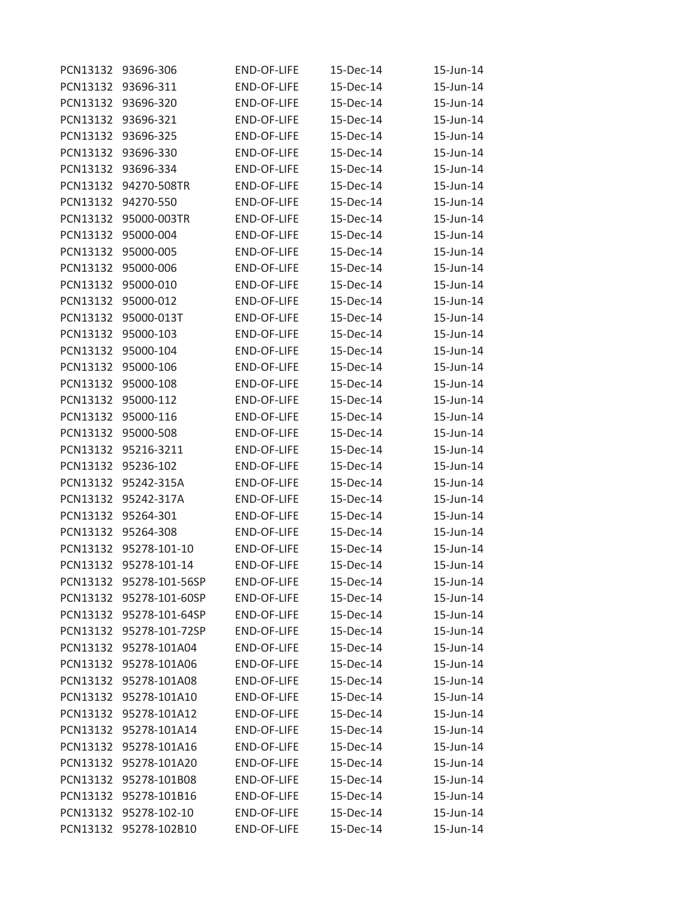| | | | | |
|---|---|---|---|---|
| PCN13132 | 93696-306 | END-OF-LIFE | 15-Dec-14 | 15-Jun-14 |
| PCN13132 | 93696-311 | END-OF-LIFE | 15-Dec-14 | 15-Jun-14 |
| PCN13132 | 93696-320 | END-OF-LIFE | 15-Dec-14 | 15-Jun-14 |
| PCN13132 | 93696-321 | END-OF-LIFE | 15-Dec-14 | 15-Jun-14 |
| PCN13132 | 93696-325 | END-OF-LIFE | 15-Dec-14 | 15-Jun-14 |
| PCN13132 | 93696-330 | END-OF-LIFE | 15-Dec-14 | 15-Jun-14 |
| PCN13132 | 93696-334 | END-OF-LIFE | 15-Dec-14 | 15-Jun-14 |
| PCN13132 | 94270-508TR | END-OF-LIFE | 15-Dec-14 | 15-Jun-14 |
| PCN13132 | 94270-550 | END-OF-LIFE | 15-Dec-14 | 15-Jun-14 |
| PCN13132 | 95000-003TR | END-OF-LIFE | 15-Dec-14 | 15-Jun-14 |
| PCN13132 | 95000-004 | END-OF-LIFE | 15-Dec-14 | 15-Jun-14 |
| PCN13132 | 95000-005 | END-OF-LIFE | 15-Dec-14 | 15-Jun-14 |
| PCN13132 | 95000-006 | END-OF-LIFE | 15-Dec-14 | 15-Jun-14 |
| PCN13132 | 95000-010 | END-OF-LIFE | 15-Dec-14 | 15-Jun-14 |
| PCN13132 | 95000-012 | END-OF-LIFE | 15-Dec-14 | 15-Jun-14 |
| PCN13132 | 95000-013T | END-OF-LIFE | 15-Dec-14 | 15-Jun-14 |
| PCN13132 | 95000-103 | END-OF-LIFE | 15-Dec-14 | 15-Jun-14 |
| PCN13132 | 95000-104 | END-OF-LIFE | 15-Dec-14 | 15-Jun-14 |
| PCN13132 | 95000-106 | END-OF-LIFE | 15-Dec-14 | 15-Jun-14 |
| PCN13132 | 95000-108 | END-OF-LIFE | 15-Dec-14 | 15-Jun-14 |
| PCN13132 | 95000-112 | END-OF-LIFE | 15-Dec-14 | 15-Jun-14 |
| PCN13132 | 95000-116 | END-OF-LIFE | 15-Dec-14 | 15-Jun-14 |
| PCN13132 | 95000-508 | END-OF-LIFE | 15-Dec-14 | 15-Jun-14 |
| PCN13132 | 95216-3211 | END-OF-LIFE | 15-Dec-14 | 15-Jun-14 |
| PCN13132 | 95236-102 | END-OF-LIFE | 15-Dec-14 | 15-Jun-14 |
| PCN13132 | 95242-315A | END-OF-LIFE | 15-Dec-14 | 15-Jun-14 |
| PCN13132 | 95242-317A | END-OF-LIFE | 15-Dec-14 | 15-Jun-14 |
| PCN13132 | 95264-301 | END-OF-LIFE | 15-Dec-14 | 15-Jun-14 |
| PCN13132 | 95264-308 | END-OF-LIFE | 15-Dec-14 | 15-Jun-14 |
| PCN13132 | 95278-101-10 | END-OF-LIFE | 15-Dec-14 | 15-Jun-14 |
| PCN13132 | 95278-101-14 | END-OF-LIFE | 15-Dec-14 | 15-Jun-14 |
| PCN13132 | 95278-101-56SP | END-OF-LIFE | 15-Dec-14 | 15-Jun-14 |
| PCN13132 | 95278-101-60SP | END-OF-LIFE | 15-Dec-14 | 15-Jun-14 |
| PCN13132 | 95278-101-64SP | END-OF-LIFE | 15-Dec-14 | 15-Jun-14 |
| PCN13132 | 95278-101-72SP | END-OF-LIFE | 15-Dec-14 | 15-Jun-14 |
| PCN13132 | 95278-101A04 | END-OF-LIFE | 15-Dec-14 | 15-Jun-14 |
| PCN13132 | 95278-101A06 | END-OF-LIFE | 15-Dec-14 | 15-Jun-14 |
| PCN13132 | 95278-101A08 | END-OF-LIFE | 15-Dec-14 | 15-Jun-14 |
| PCN13132 | 95278-101A10 | END-OF-LIFE | 15-Dec-14 | 15-Jun-14 |
| PCN13132 | 95278-101A12 | END-OF-LIFE | 15-Dec-14 | 15-Jun-14 |
| PCN13132 | 95278-101A14 | END-OF-LIFE | 15-Dec-14 | 15-Jun-14 |
| PCN13132 | 95278-101A16 | END-OF-LIFE | 15-Dec-14 | 15-Jun-14 |
| PCN13132 | 95278-101A20 | END-OF-LIFE | 15-Dec-14 | 15-Jun-14 |
| PCN13132 | 95278-101B08 | END-OF-LIFE | 15-Dec-14 | 15-Jun-14 |
| PCN13132 | 95278-101B16 | END-OF-LIFE | 15-Dec-14 | 15-Jun-14 |
| PCN13132 | 95278-102-10 | END-OF-LIFE | 15-Dec-14 | 15-Jun-14 |
| PCN13132 | 95278-102B10 | END-OF-LIFE | 15-Dec-14 | 15-Jun-14 |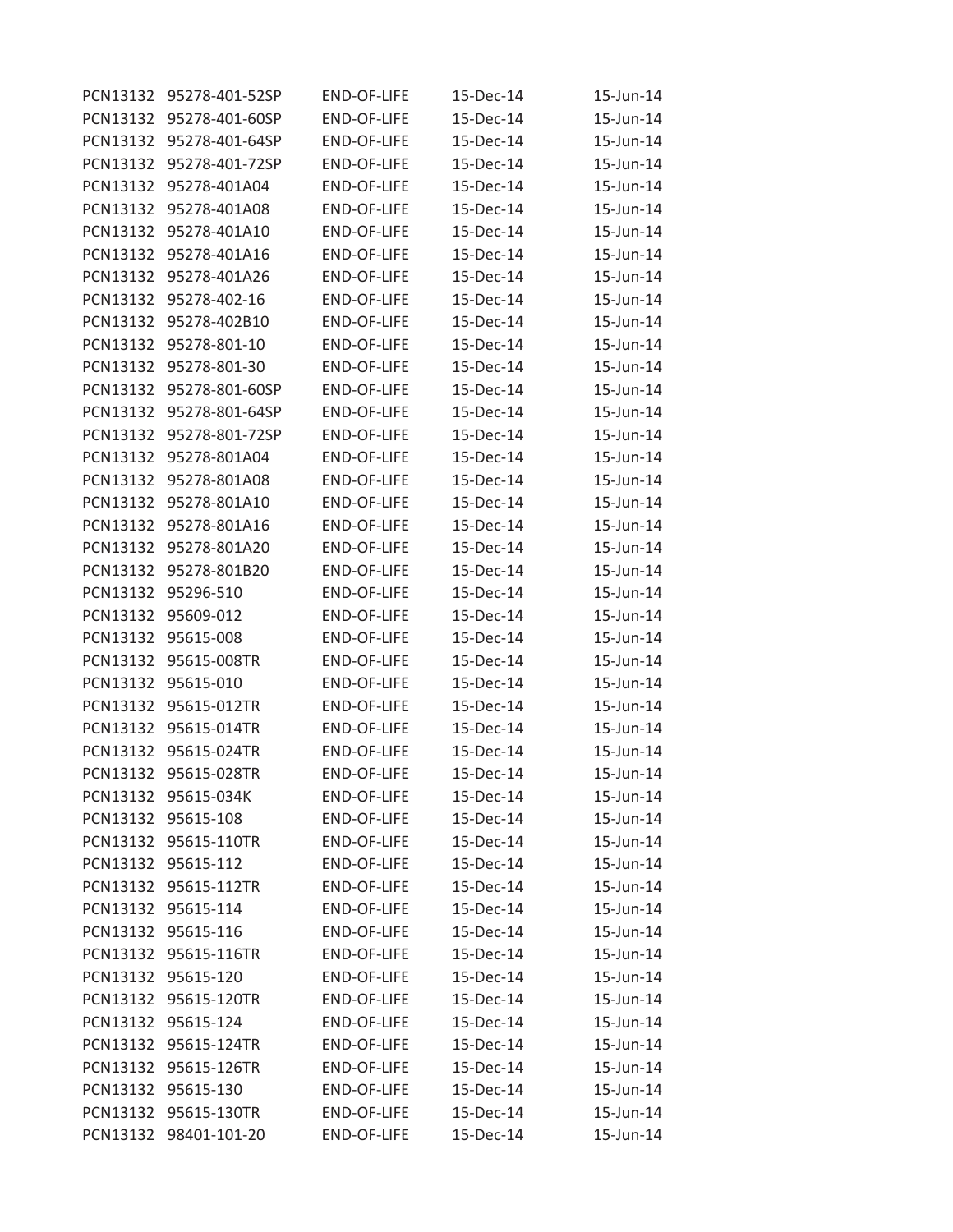| | | | | |
|---|---|---|---|---|
| PCN13132 | 95278-401-52SP | END-OF-LIFE | 15-Dec-14 | 15-Jun-14 |
| PCN13132 | 95278-401-60SP | END-OF-LIFE | 15-Dec-14 | 15-Jun-14 |
| PCN13132 | 95278-401-64SP | END-OF-LIFE | 15-Dec-14 | 15-Jun-14 |
| PCN13132 | 95278-401-72SP | END-OF-LIFE | 15-Dec-14 | 15-Jun-14 |
| PCN13132 | 95278-401A04 | END-OF-LIFE | 15-Dec-14 | 15-Jun-14 |
| PCN13132 | 95278-401A08 | END-OF-LIFE | 15-Dec-14 | 15-Jun-14 |
| PCN13132 | 95278-401A10 | END-OF-LIFE | 15-Dec-14 | 15-Jun-14 |
| PCN13132 | 95278-401A16 | END-OF-LIFE | 15-Dec-14 | 15-Jun-14 |
| PCN13132 | 95278-401A26 | END-OF-LIFE | 15-Dec-14 | 15-Jun-14 |
| PCN13132 | 95278-402-16 | END-OF-LIFE | 15-Dec-14 | 15-Jun-14 |
| PCN13132 | 95278-402B10 | END-OF-LIFE | 15-Dec-14 | 15-Jun-14 |
| PCN13132 | 95278-801-10 | END-OF-LIFE | 15-Dec-14 | 15-Jun-14 |
| PCN13132 | 95278-801-30 | END-OF-LIFE | 15-Dec-14 | 15-Jun-14 |
| PCN13132 | 95278-801-60SP | END-OF-LIFE | 15-Dec-14 | 15-Jun-14 |
| PCN13132 | 95278-801-64SP | END-OF-LIFE | 15-Dec-14 | 15-Jun-14 |
| PCN13132 | 95278-801-72SP | END-OF-LIFE | 15-Dec-14 | 15-Jun-14 |
| PCN13132 | 95278-801A04 | END-OF-LIFE | 15-Dec-14 | 15-Jun-14 |
| PCN13132 | 95278-801A08 | END-OF-LIFE | 15-Dec-14 | 15-Jun-14 |
| PCN13132 | 95278-801A10 | END-OF-LIFE | 15-Dec-14 | 15-Jun-14 |
| PCN13132 | 95278-801A16 | END-OF-LIFE | 15-Dec-14 | 15-Jun-14 |
| PCN13132 | 95278-801A20 | END-OF-LIFE | 15-Dec-14 | 15-Jun-14 |
| PCN13132 | 95278-801B20 | END-OF-LIFE | 15-Dec-14 | 15-Jun-14 |
| PCN13132 | 95296-510 | END-OF-LIFE | 15-Dec-14 | 15-Jun-14 |
| PCN13132 | 95609-012 | END-OF-LIFE | 15-Dec-14 | 15-Jun-14 |
| PCN13132 | 95615-008 | END-OF-LIFE | 15-Dec-14 | 15-Jun-14 |
| PCN13132 | 95615-008TR | END-OF-LIFE | 15-Dec-14 | 15-Jun-14 |
| PCN13132 | 95615-010 | END-OF-LIFE | 15-Dec-14 | 15-Jun-14 |
| PCN13132 | 95615-012TR | END-OF-LIFE | 15-Dec-14 | 15-Jun-14 |
| PCN13132 | 95615-014TR | END-OF-LIFE | 15-Dec-14 | 15-Jun-14 |
| PCN13132 | 95615-024TR | END-OF-LIFE | 15-Dec-14 | 15-Jun-14 |
| PCN13132 | 95615-028TR | END-OF-LIFE | 15-Dec-14 | 15-Jun-14 |
| PCN13132 | 95615-034K | END-OF-LIFE | 15-Dec-14 | 15-Jun-14 |
| PCN13132 | 95615-108 | END-OF-LIFE | 15-Dec-14 | 15-Jun-14 |
| PCN13132 | 95615-110TR | END-OF-LIFE | 15-Dec-14 | 15-Jun-14 |
| PCN13132 | 95615-112 | END-OF-LIFE | 15-Dec-14 | 15-Jun-14 |
| PCN13132 | 95615-112TR | END-OF-LIFE | 15-Dec-14 | 15-Jun-14 |
| PCN13132 | 95615-114 | END-OF-LIFE | 15-Dec-14 | 15-Jun-14 |
| PCN13132 | 95615-116 | END-OF-LIFE | 15-Dec-14 | 15-Jun-14 |
| PCN13132 | 95615-116TR | END-OF-LIFE | 15-Dec-14 | 15-Jun-14 |
| PCN13132 | 95615-120 | END-OF-LIFE | 15-Dec-14 | 15-Jun-14 |
| PCN13132 | 95615-120TR | END-OF-LIFE | 15-Dec-14 | 15-Jun-14 |
| PCN13132 | 95615-124 | END-OF-LIFE | 15-Dec-14 | 15-Jun-14 |
| PCN13132 | 95615-124TR | END-OF-LIFE | 15-Dec-14 | 15-Jun-14 |
| PCN13132 | 95615-126TR | END-OF-LIFE | 15-Dec-14 | 15-Jun-14 |
| PCN13132 | 95615-130 | END-OF-LIFE | 15-Dec-14 | 15-Jun-14 |
| PCN13132 | 95615-130TR | END-OF-LIFE | 15-Dec-14 | 15-Jun-14 |
| PCN13132 | 98401-101-20 | END-OF-LIFE | 15-Dec-14 | 15-Jun-14 |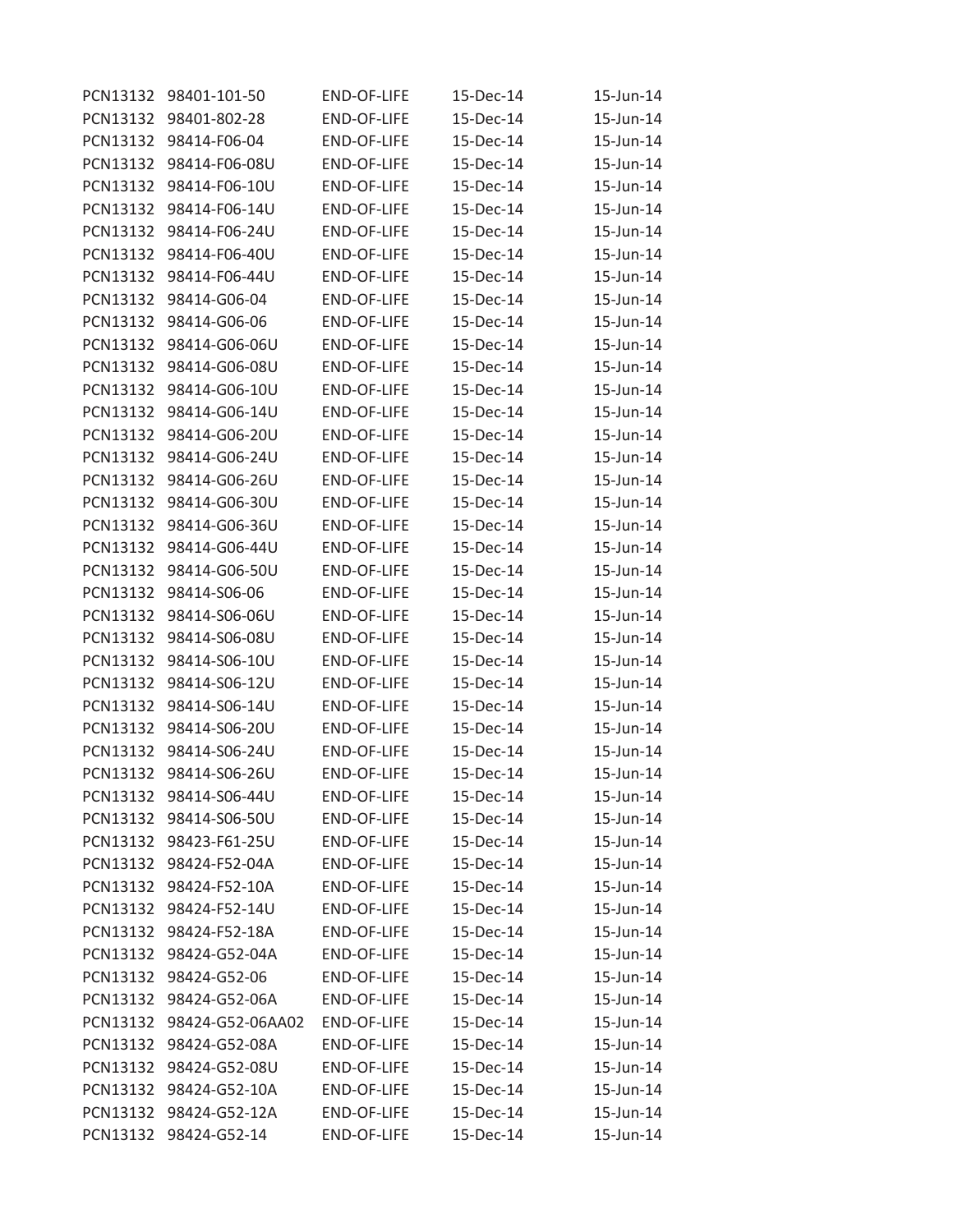| | | | | |
|---|---|---|---|---|
| PCN13132 | 98401-101-50 | END-OF-LIFE | 15-Dec-14 | 15-Jun-14 |
| PCN13132 | 98401-802-28 | END-OF-LIFE | 15-Dec-14 | 15-Jun-14 |
| PCN13132 | 98414-F06-04 | END-OF-LIFE | 15-Dec-14 | 15-Jun-14 |
| PCN13132 | 98414-F06-08U | END-OF-LIFE | 15-Dec-14 | 15-Jun-14 |
| PCN13132 | 98414-F06-10U | END-OF-LIFE | 15-Dec-14 | 15-Jun-14 |
| PCN13132 | 98414-F06-14U | END-OF-LIFE | 15-Dec-14 | 15-Jun-14 |
| PCN13132 | 98414-F06-24U | END-OF-LIFE | 15-Dec-14 | 15-Jun-14 |
| PCN13132 | 98414-F06-40U | END-OF-LIFE | 15-Dec-14 | 15-Jun-14 |
| PCN13132 | 98414-F06-44U | END-OF-LIFE | 15-Dec-14 | 15-Jun-14 |
| PCN13132 | 98414-G06-04 | END-OF-LIFE | 15-Dec-14 | 15-Jun-14 |
| PCN13132 | 98414-G06-06 | END-OF-LIFE | 15-Dec-14 | 15-Jun-14 |
| PCN13132 | 98414-G06-06U | END-OF-LIFE | 15-Dec-14 | 15-Jun-14 |
| PCN13132 | 98414-G06-08U | END-OF-LIFE | 15-Dec-14 | 15-Jun-14 |
| PCN13132 | 98414-G06-10U | END-OF-LIFE | 15-Dec-14 | 15-Jun-14 |
| PCN13132 | 98414-G06-14U | END-OF-LIFE | 15-Dec-14 | 15-Jun-14 |
| PCN13132 | 98414-G06-20U | END-OF-LIFE | 15-Dec-14 | 15-Jun-14 |
| PCN13132 | 98414-G06-24U | END-OF-LIFE | 15-Dec-14 | 15-Jun-14 |
| PCN13132 | 98414-G06-26U | END-OF-LIFE | 15-Dec-14 | 15-Jun-14 |
| PCN13132 | 98414-G06-30U | END-OF-LIFE | 15-Dec-14 | 15-Jun-14 |
| PCN13132 | 98414-G06-36U | END-OF-LIFE | 15-Dec-14 | 15-Jun-14 |
| PCN13132 | 98414-G06-44U | END-OF-LIFE | 15-Dec-14 | 15-Jun-14 |
| PCN13132 | 98414-G06-50U | END-OF-LIFE | 15-Dec-14 | 15-Jun-14 |
| PCN13132 | 98414-S06-06 | END-OF-LIFE | 15-Dec-14 | 15-Jun-14 |
| PCN13132 | 98414-S06-06U | END-OF-LIFE | 15-Dec-14 | 15-Jun-14 |
| PCN13132 | 98414-S06-08U | END-OF-LIFE | 15-Dec-14 | 15-Jun-14 |
| PCN13132 | 98414-S06-10U | END-OF-LIFE | 15-Dec-14 | 15-Jun-14 |
| PCN13132 | 98414-S06-12U | END-OF-LIFE | 15-Dec-14 | 15-Jun-14 |
| PCN13132 | 98414-S06-14U | END-OF-LIFE | 15-Dec-14 | 15-Jun-14 |
| PCN13132 | 98414-S06-20U | END-OF-LIFE | 15-Dec-14 | 15-Jun-14 |
| PCN13132 | 98414-S06-24U | END-OF-LIFE | 15-Dec-14 | 15-Jun-14 |
| PCN13132 | 98414-S06-26U | END-OF-LIFE | 15-Dec-14 | 15-Jun-14 |
| PCN13132 | 98414-S06-44U | END-OF-LIFE | 15-Dec-14 | 15-Jun-14 |
| PCN13132 | 98414-S06-50U | END-OF-LIFE | 15-Dec-14 | 15-Jun-14 |
| PCN13132 | 98423-F61-25U | END-OF-LIFE | 15-Dec-14 | 15-Jun-14 |
| PCN13132 | 98424-F52-04A | END-OF-LIFE | 15-Dec-14 | 15-Jun-14 |
| PCN13132 | 98424-F52-10A | END-OF-LIFE | 15-Dec-14 | 15-Jun-14 |
| PCN13132 | 98424-F52-14U | END-OF-LIFE | 15-Dec-14 | 15-Jun-14 |
| PCN13132 | 98424-F52-18A | END-OF-LIFE | 15-Dec-14 | 15-Jun-14 |
| PCN13132 | 98424-G52-04A | END-OF-LIFE | 15-Dec-14 | 15-Jun-14 |
| PCN13132 | 98424-G52-06 | END-OF-LIFE | 15-Dec-14 | 15-Jun-14 |
| PCN13132 | 98424-G52-06A | END-OF-LIFE | 15-Dec-14 | 15-Jun-14 |
| PCN13132 | 98424-G52-06AA02 | END-OF-LIFE | 15-Dec-14 | 15-Jun-14 |
| PCN13132 | 98424-G52-08A | END-OF-LIFE | 15-Dec-14 | 15-Jun-14 |
| PCN13132 | 98424-G52-08U | END-OF-LIFE | 15-Dec-14 | 15-Jun-14 |
| PCN13132 | 98424-G52-10A | END-OF-LIFE | 15-Dec-14 | 15-Jun-14 |
| PCN13132 | 98424-G52-12A | END-OF-LIFE | 15-Dec-14 | 15-Jun-14 |
| PCN13132 | 98424-G52-14 | END-OF-LIFE | 15-Dec-14 | 15-Jun-14 |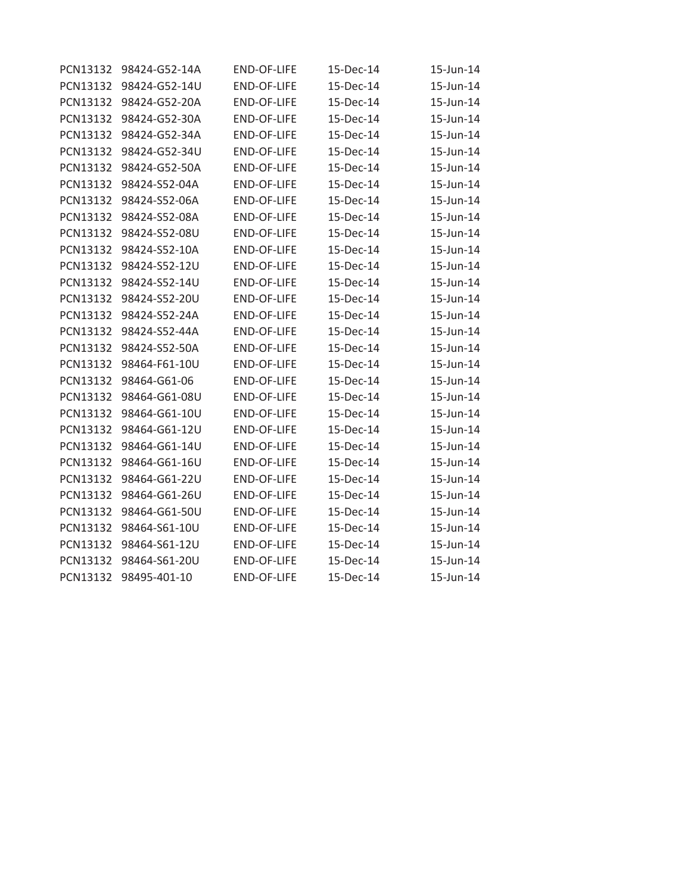| | | | | |
|---|---|---|---|---|
| PCN13132 | 98424-G52-14A | END-OF-LIFE | 15-Dec-14 | 15-Jun-14 |
| PCN13132 | 98424-G52-14U | END-OF-LIFE | 15-Dec-14 | 15-Jun-14 |
| PCN13132 | 98424-G52-20A | END-OF-LIFE | 15-Dec-14 | 15-Jun-14 |
| PCN13132 | 98424-G52-30A | END-OF-LIFE | 15-Dec-14 | 15-Jun-14 |
| PCN13132 | 98424-G52-34A | END-OF-LIFE | 15-Dec-14 | 15-Jun-14 |
| PCN13132 | 98424-G52-34U | END-OF-LIFE | 15-Dec-14 | 15-Jun-14 |
| PCN13132 | 98424-G52-50A | END-OF-LIFE | 15-Dec-14 | 15-Jun-14 |
| PCN13132 | 98424-S52-04A | END-OF-LIFE | 15-Dec-14 | 15-Jun-14 |
| PCN13132 | 98424-S52-06A | END-OF-LIFE | 15-Dec-14 | 15-Jun-14 |
| PCN13132 | 98424-S52-08A | END-OF-LIFE | 15-Dec-14 | 15-Jun-14 |
| PCN13132 | 98424-S52-08U | END-OF-LIFE | 15-Dec-14 | 15-Jun-14 |
| PCN13132 | 98424-S52-10A | END-OF-LIFE | 15-Dec-14 | 15-Jun-14 |
| PCN13132 | 98424-S52-12U | END-OF-LIFE | 15-Dec-14 | 15-Jun-14 |
| PCN13132 | 98424-S52-14U | END-OF-LIFE | 15-Dec-14 | 15-Jun-14 |
| PCN13132 | 98424-S52-20U | END-OF-LIFE | 15-Dec-14 | 15-Jun-14 |
| PCN13132 | 98424-S52-24A | END-OF-LIFE | 15-Dec-14 | 15-Jun-14 |
| PCN13132 | 98424-S52-44A | END-OF-LIFE | 15-Dec-14 | 15-Jun-14 |
| PCN13132 | 98424-S52-50A | END-OF-LIFE | 15-Dec-14 | 15-Jun-14 |
| PCN13132 | 98464-F61-10U | END-OF-LIFE | 15-Dec-14 | 15-Jun-14 |
| PCN13132 | 98464-G61-06 | END-OF-LIFE | 15-Dec-14 | 15-Jun-14 |
| PCN13132 | 98464-G61-08U | END-OF-LIFE | 15-Dec-14 | 15-Jun-14 |
| PCN13132 | 98464-G61-10U | END-OF-LIFE | 15-Dec-14 | 15-Jun-14 |
| PCN13132 | 98464-G61-12U | END-OF-LIFE | 15-Dec-14 | 15-Jun-14 |
| PCN13132 | 98464-G61-14U | END-OF-LIFE | 15-Dec-14 | 15-Jun-14 |
| PCN13132 | 98464-G61-16U | END-OF-LIFE | 15-Dec-14 | 15-Jun-14 |
| PCN13132 | 98464-G61-22U | END-OF-LIFE | 15-Dec-14 | 15-Jun-14 |
| PCN13132 | 98464-G61-26U | END-OF-LIFE | 15-Dec-14 | 15-Jun-14 |
| PCN13132 | 98464-G61-50U | END-OF-LIFE | 15-Dec-14 | 15-Jun-14 |
| PCN13132 | 98464-S61-10U | END-OF-LIFE | 15-Dec-14 | 15-Jun-14 |
| PCN13132 | 98464-S61-12U | END-OF-LIFE | 15-Dec-14 | 15-Jun-14 |
| PCN13132 | 98464-S61-20U | END-OF-LIFE | 15-Dec-14 | 15-Jun-14 |
| PCN13132 | 98495-401-10 | END-OF-LIFE | 15-Dec-14 | 15-Jun-14 |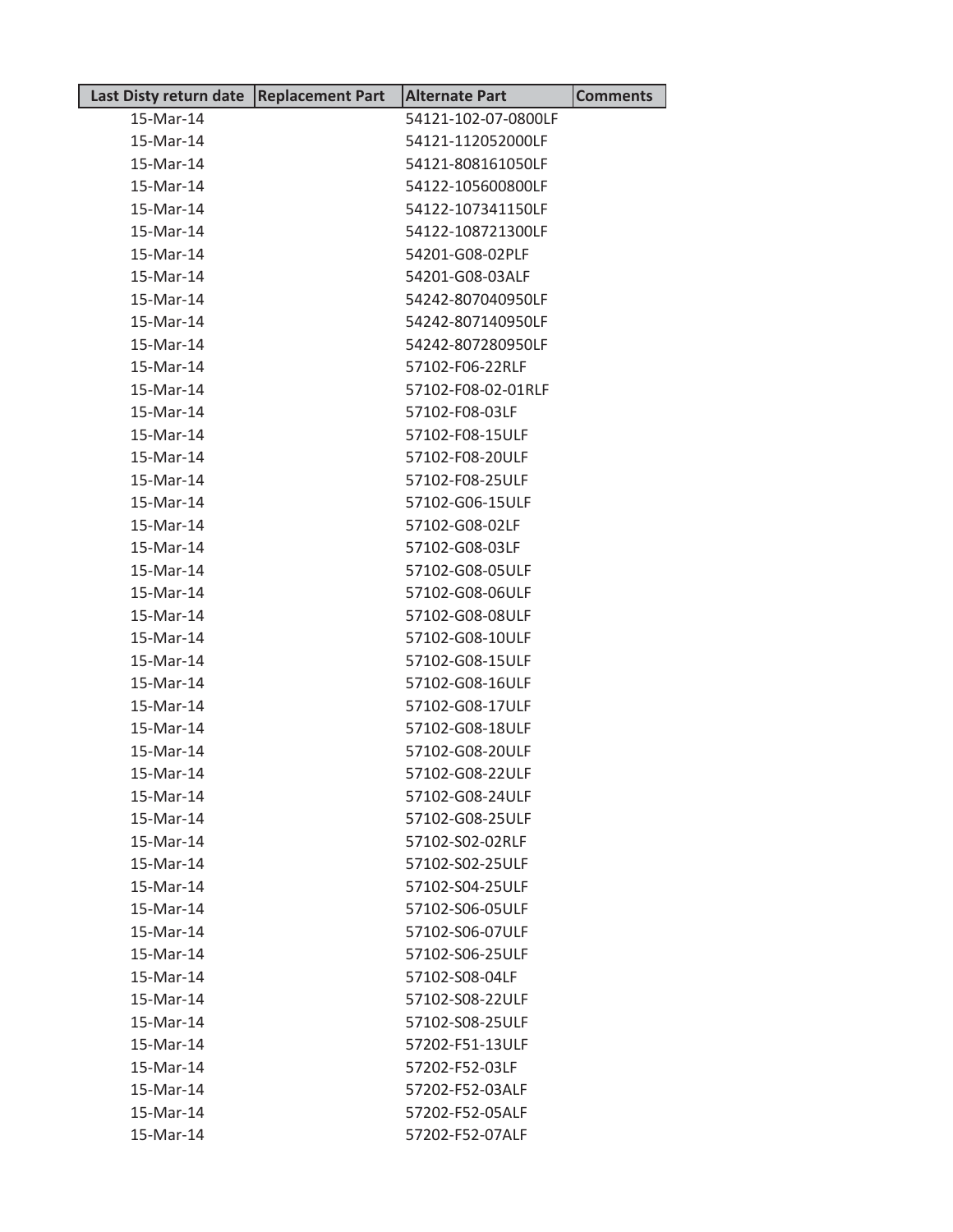| Last Disty return date | Replacement Part | Alternate Part | Comments |
| --- | --- | --- | --- |
| 15-Mar-14 | | 54121-102-07-0800LF | |
| 15-Mar-14 | | 54121-112052000LF | |
| 15-Mar-14 | | 54121-808161050LF | |
| 15-Mar-14 | | 54122-105600800LF | |
| 15-Mar-14 | | 54122-107341150LF | |
| 15-Mar-14 | | 54122-108721300LF | |
| 15-Mar-14 | | 54201-G08-02PLF | |
| 15-Mar-14 | | 54201-G08-03ALF | |
| 15-Mar-14 | | 54242-807040950LF | |
| 15-Mar-14 | | 54242-807140950LF | |
| 15-Mar-14 | | 54242-807280950LF | |
| 15-Mar-14 | | 57102-F06-22RLF | |
| 15-Mar-14 | | 57102-F08-02-01RLF | |
| 15-Mar-14 | | 57102-F08-03LF | |
| 15-Mar-14 | | 57102-F08-15ULF | |
| 15-Mar-14 | | 57102-F08-20ULF | |
| 15-Mar-14 | | 57102-F08-25ULF | |
| 15-Mar-14 | | 57102-G06-15ULF | |
| 15-Mar-14 | | 57102-G08-02LF | |
| 15-Mar-14 | | 57102-G08-03LF | |
| 15-Mar-14 | | 57102-G08-05ULF | |
| 15-Mar-14 | | 57102-G08-06ULF | |
| 15-Mar-14 | | 57102-G08-08ULF | |
| 15-Mar-14 | | 57102-G08-10ULF | |
| 15-Mar-14 | | 57102-G08-15ULF | |
| 15-Mar-14 | | 57102-G08-16ULF | |
| 15-Mar-14 | | 57102-G08-17ULF | |
| 15-Mar-14 | | 57102-G08-18ULF | |
| 15-Mar-14 | | 57102-G08-20ULF | |
| 15-Mar-14 | | 57102-G08-22ULF | |
| 15-Mar-14 | | 57102-G08-24ULF | |
| 15-Mar-14 | | 57102-G08-25ULF | |
| 15-Mar-14 | | 57102-S02-02RLF | |
| 15-Mar-14 | | 57102-S02-25ULF | |
| 15-Mar-14 | | 57102-S04-25ULF | |
| 15-Mar-14 | | 57102-S06-05ULF | |
| 15-Mar-14 | | 57102-S06-07ULF | |
| 15-Mar-14 | | 57102-S06-25ULF | |
| 15-Mar-14 | | 57102-S08-04LF | |
| 15-Mar-14 | | 57102-S08-22ULF | |
| 15-Mar-14 | | 57102-S08-25ULF | |
| 15-Mar-14 | | 57202-F51-13ULF | |
| 15-Mar-14 | | 57202-F52-03LF | |
| 15-Mar-14 | | 57202-F52-03ALF | |
| 15-Mar-14 | | 57202-F52-05ALF | |
| 15-Mar-14 | | 57202-F52-07ALF | |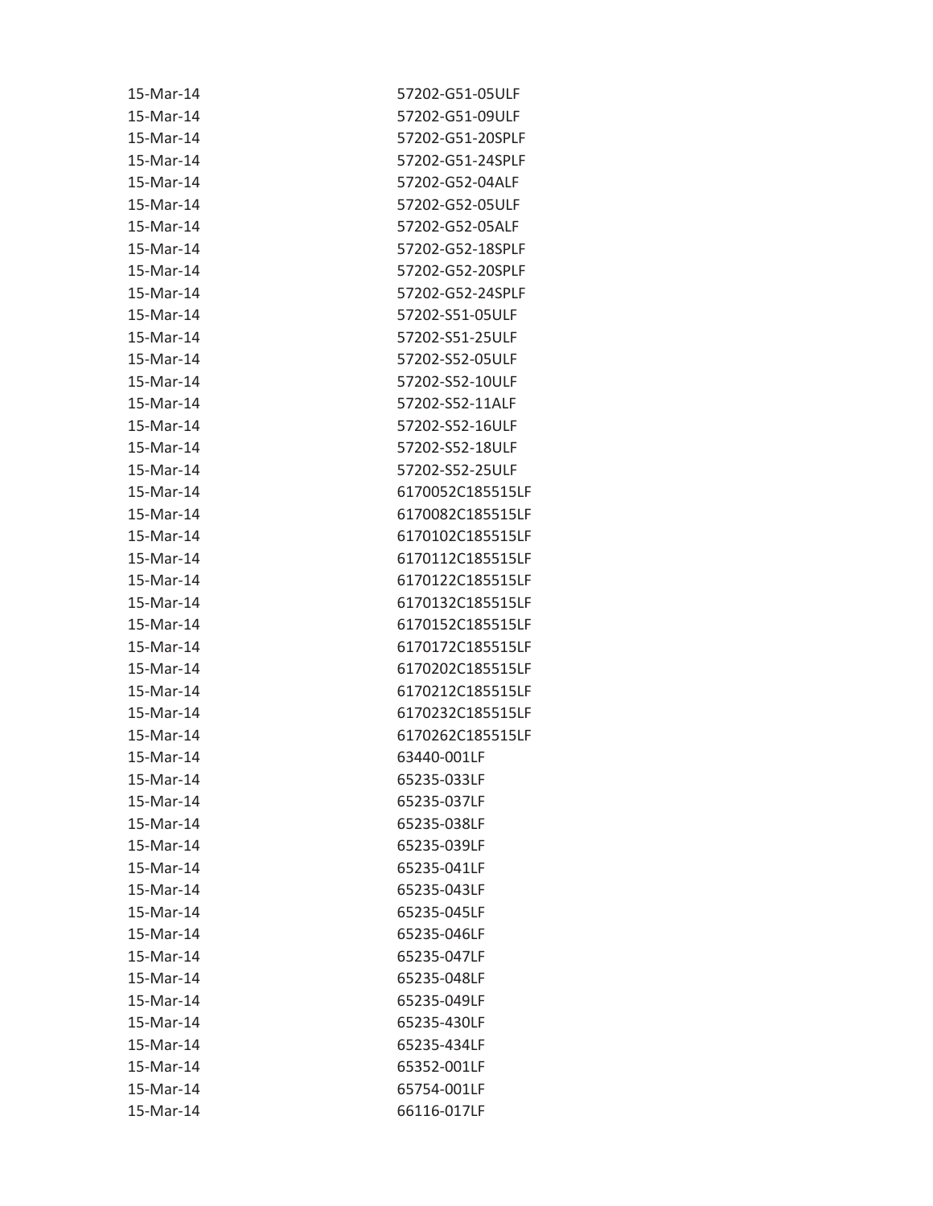| | |
|---|---|
| 15-Mar-14 | 57202-G51-05ULF |
| 15-Mar-14 | 57202-G51-09ULF |
| 15-Mar-14 | 57202-G51-20SPLF |
| 15-Mar-14 | 57202-G51-24SPLF |
| 15-Mar-14 | 57202-G52-04ALF |
| 15-Mar-14 | 57202-G52-05ULF |
| 15-Mar-14 | 57202-G52-05ALF |
| 15-Mar-14 | 57202-G52-18SPLF |
| 15-Mar-14 | 57202-G52-20SPLF |
| 15-Mar-14 | 57202-G52-24SPLF |
| 15-Mar-14 | 57202-S51-05ULF |
| 15-Mar-14 | 57202-S51-25ULF |
| 15-Mar-14 | 57202-S52-05ULF |
| 15-Mar-14 | 57202-S52-10ULF |
| 15-Mar-14 | 57202-S52-11ALF |
| 15-Mar-14 | 57202-S52-16ULF |
| 15-Mar-14 | 57202-S52-18ULF |
| 15-Mar-14 | 57202-S52-25ULF |
| 15-Mar-14 | 6170052C185515LF |
| 15-Mar-14 | 6170082C185515LF |
| 15-Mar-14 | 6170102C185515LF |
| 15-Mar-14 | 6170112C185515LF |
| 15-Mar-14 | 6170122C185515LF |
| 15-Mar-14 | 6170132C185515LF |
| 15-Mar-14 | 6170152C185515LF |
| 15-Mar-14 | 6170172C185515LF |
| 15-Mar-14 | 6170202C185515LF |
| 15-Mar-14 | 6170212C185515LF |
| 15-Mar-14 | 6170232C185515LF |
| 15-Mar-14 | 6170262C185515LF |
| 15-Mar-14 | 63440-001LF |
| 15-Mar-14 | 65235-033LF |
| 15-Mar-14 | 65235-037LF |
| 15-Mar-14 | 65235-038LF |
| 15-Mar-14 | 65235-039LF |
| 15-Mar-14 | 65235-041LF |
| 15-Mar-14 | 65235-043LF |
| 15-Mar-14 | 65235-045LF |
| 15-Mar-14 | 65235-046LF |
| 15-Mar-14 | 65235-047LF |
| 15-Mar-14 | 65235-048LF |
| 15-Mar-14 | 65235-049LF |
| 15-Mar-14 | 65235-430LF |
| 15-Mar-14 | 65235-434LF |
| 15-Mar-14 | 65352-001LF |
| 15-Mar-14 | 65754-001LF |
| 15-Mar-14 | 66116-017LF |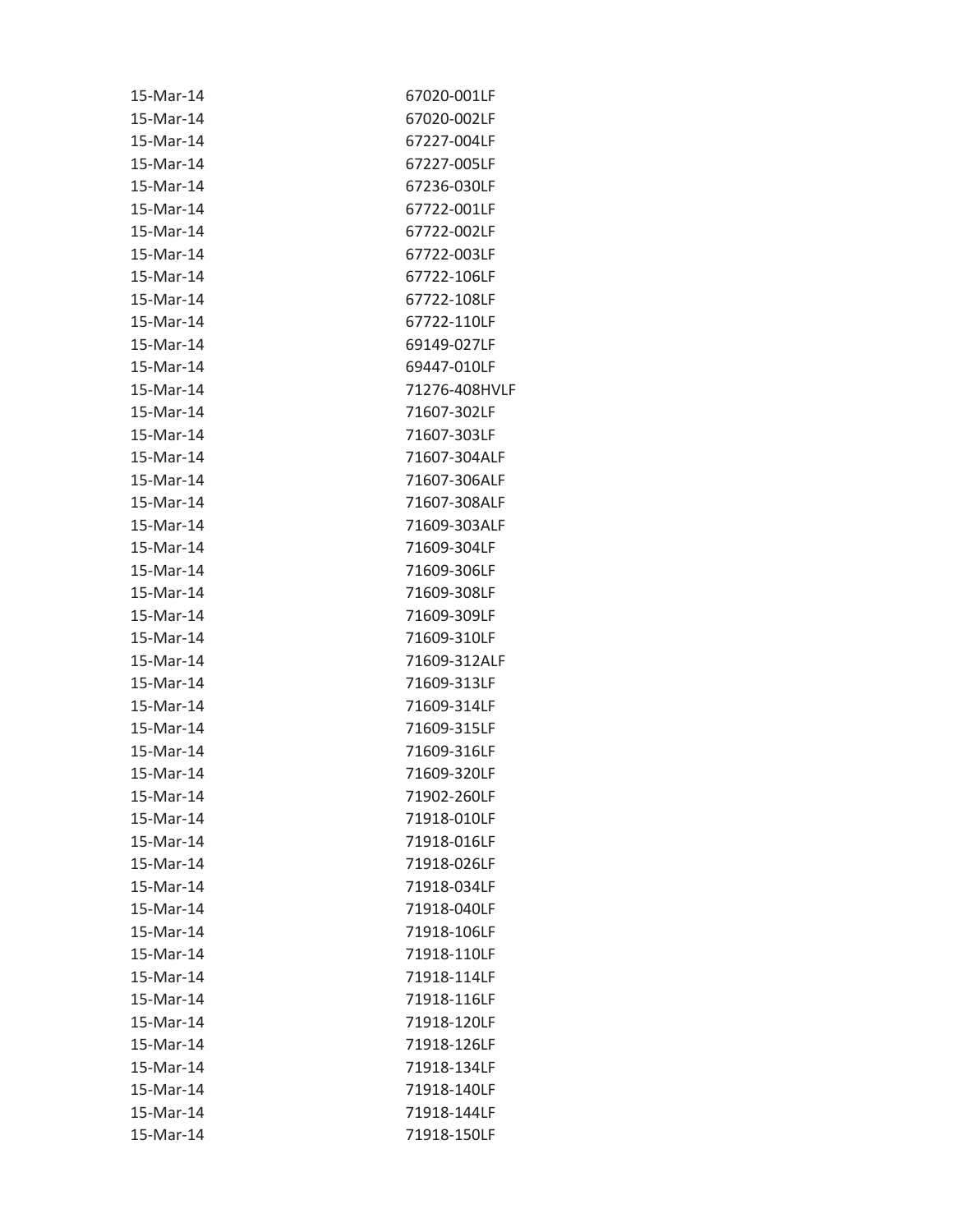| | |
|---|---|
| 15-Mar-14 | 67020-001LF |
| 15-Mar-14 | 67020-002LF |
| 15-Mar-14 | 67227-004LF |
| 15-Mar-14 | 67227-005LF |
| 15-Mar-14 | 67236-030LF |
| 15-Mar-14 | 67722-001LF |
| 15-Mar-14 | 67722-002LF |
| 15-Mar-14 | 67722-003LF |
| 15-Mar-14 | 67722-106LF |
| 15-Mar-14 | 67722-108LF |
| 15-Mar-14 | 67722-110LF |
| 15-Mar-14 | 69149-027LF |
| 15-Mar-14 | 69447-010LF |
| 15-Mar-14 | 71276-408HVLF |
| 15-Mar-14 | 71607-302LF |
| 15-Mar-14 | 71607-303LF |
| 15-Mar-14 | 71607-304ALF |
| 15-Mar-14 | 71607-306ALF |
| 15-Mar-14 | 71607-308ALF |
| 15-Mar-14 | 71609-303ALF |
| 15-Mar-14 | 71609-304LF |
| 15-Mar-14 | 71609-306LF |
| 15-Mar-14 | 71609-308LF |
| 15-Mar-14 | 71609-309LF |
| 15-Mar-14 | 71609-310LF |
| 15-Mar-14 | 71609-312ALF |
| 15-Mar-14 | 71609-313LF |
| 15-Mar-14 | 71609-314LF |
| 15-Mar-14 | 71609-315LF |
| 15-Mar-14 | 71609-316LF |
| 15-Mar-14 | 71609-320LF |
| 15-Mar-14 | 71902-260LF |
| 15-Mar-14 | 71918-010LF |
| 15-Mar-14 | 71918-016LF |
| 15-Mar-14 | 71918-026LF |
| 15-Mar-14 | 71918-034LF |
| 15-Mar-14 | 71918-040LF |
| 15-Mar-14 | 71918-106LF |
| 15-Mar-14 | 71918-110LF |
| 15-Mar-14 | 71918-114LF |
| 15-Mar-14 | 71918-116LF |
| 15-Mar-14 | 71918-120LF |
| 15-Mar-14 | 71918-126LF |
| 15-Mar-14 | 71918-134LF |
| 15-Mar-14 | 71918-140LF |
| 15-Mar-14 | 71918-144LF |
| 15-Mar-14 | 71918-150LF |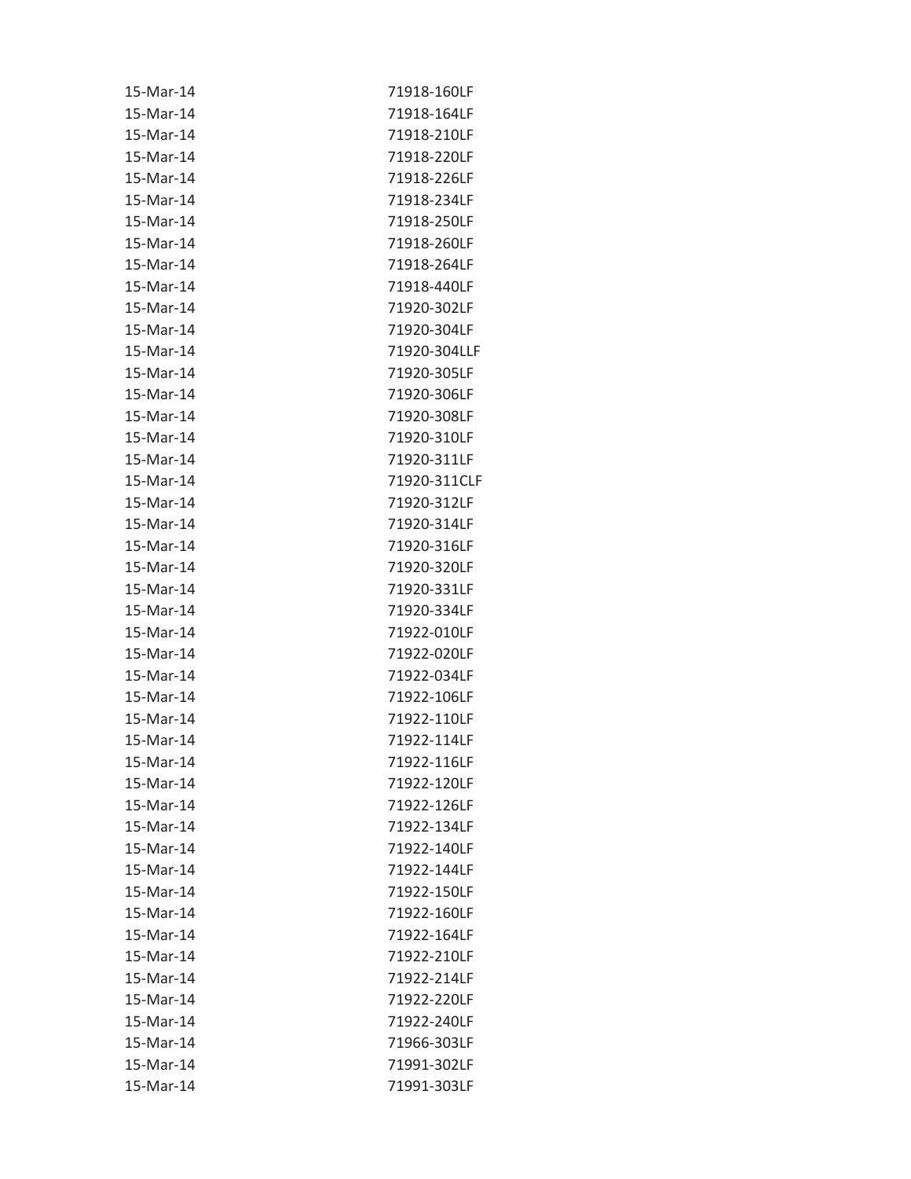| | |
|---|---|
| 15-Mar-14 | 71918-160LF |
| 15-Mar-14 | 71918-164LF |
| 15-Mar-14 | 71918-210LF |
| 15-Mar-14 | 71918-220LF |
| 15-Mar-14 | 71918-226LF |
| 15-Mar-14 | 71918-234LF |
| 15-Mar-14 | 71918-250LF |
| 15-Mar-14 | 71918-260LF |
| 15-Mar-14 | 71918-264LF |
| 15-Mar-14 | 71918-440LF |
| 15-Mar-14 | 71920-302LF |
| 15-Mar-14 | 71920-304LF |
| 15-Mar-14 | 71920-304LLF |
| 15-Mar-14 | 71920-305LF |
| 15-Mar-14 | 71920-306LF |
| 15-Mar-14 | 71920-308LF |
| 15-Mar-14 | 71920-310LF |
| 15-Mar-14 | 71920-311LF |
| 15-Mar-14 | 71920-311CLF |
| 15-Mar-14 | 71920-312LF |
| 15-Mar-14 | 71920-314LF |
| 15-Mar-14 | 71920-316LF |
| 15-Mar-14 | 71920-320LF |
| 15-Mar-14 | 71920-331LF |
| 15-Mar-14 | 71920-334LF |
| 15-Mar-14 | 71922-010LF |
| 15-Mar-14 | 71922-020LF |
| 15-Mar-14 | 71922-034LF |
| 15-Mar-14 | 71922-106LF |
| 15-Mar-14 | 71922-110LF |
| 15-Mar-14 | 71922-114LF |
| 15-Mar-14 | 71922-116LF |
| 15-Mar-14 | 71922-120LF |
| 15-Mar-14 | 71922-126LF |
| 15-Mar-14 | 71922-134LF |
| 15-Mar-14 | 71922-140LF |
| 15-Mar-14 | 71922-144LF |
| 15-Mar-14 | 71922-150LF |
| 15-Mar-14 | 71922-160LF |
| 15-Mar-14 | 71922-164LF |
| 15-Mar-14 | 71922-210LF |
| 15-Mar-14 | 71922-214LF |
| 15-Mar-14 | 71922-220LF |
| 15-Mar-14 | 71922-240LF |
| 15-Mar-14 | 71966-303LF |
| 15-Mar-14 | 71991-302LF |
| 15-Mar-14 | 71991-303LF |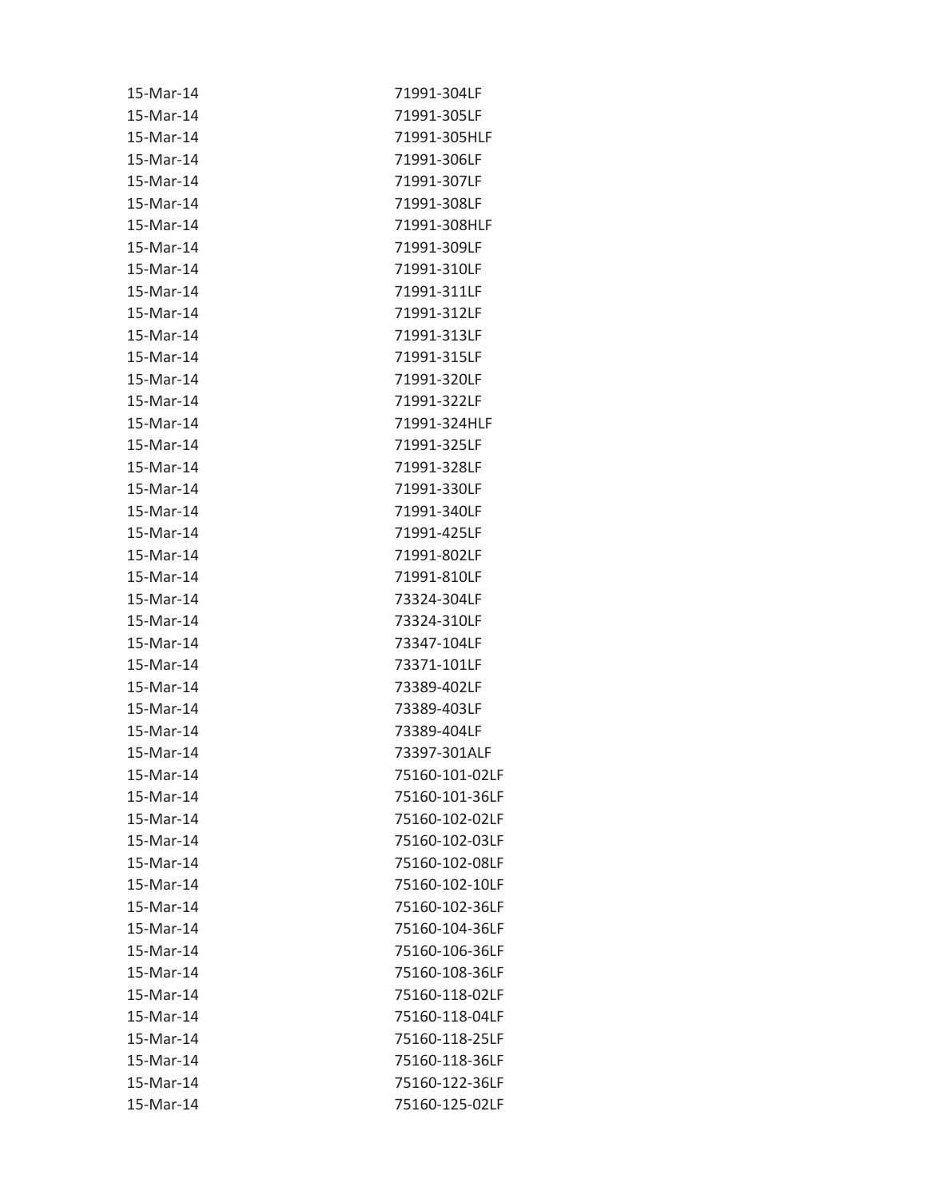| | |
|---|---|
| 15-Mar-14 | 71991-304LF |
| 15-Mar-14 | 71991-305LF |
| 15-Mar-14 | 71991-305HLF |
| 15-Mar-14 | 71991-306LF |
| 15-Mar-14 | 71991-307LF |
| 15-Mar-14 | 71991-308LF |
| 15-Mar-14 | 71991-308HLF |
| 15-Mar-14 | 71991-309LF |
| 15-Mar-14 | 71991-310LF |
| 15-Mar-14 | 71991-311LF |
| 15-Mar-14 | 71991-312LF |
| 15-Mar-14 | 71991-313LF |
| 15-Mar-14 | 71991-315LF |
| 15-Mar-14 | 71991-320LF |
| 15-Mar-14 | 71991-322LF |
| 15-Mar-14 | 71991-324HLF |
| 15-Mar-14 | 71991-325LF |
| 15-Mar-14 | 71991-328LF |
| 15-Mar-14 | 71991-330LF |
| 15-Mar-14 | 71991-340LF |
| 15-Mar-14 | 71991-425LF |
| 15-Mar-14 | 71991-802LF |
| 15-Mar-14 | 71991-810LF |
| 15-Mar-14 | 73324-304LF |
| 15-Mar-14 | 73324-310LF |
| 15-Mar-14 | 73347-104LF |
| 15-Mar-14 | 73371-101LF |
| 15-Mar-14 | 73389-402LF |
| 15-Mar-14 | 73389-403LF |
| 15-Mar-14 | 73389-404LF |
| 15-Mar-14 | 73397-301ALF |
| 15-Mar-14 | 75160-101-02LF |
| 15-Mar-14 | 75160-101-36LF |
| 15-Mar-14 | 75160-102-02LF |
| 15-Mar-14 | 75160-102-03LF |
| 15-Mar-14 | 75160-102-08LF |
| 15-Mar-14 | 75160-102-10LF |
| 15-Mar-14 | 75160-102-36LF |
| 15-Mar-14 | 75160-104-36LF |
| 15-Mar-14 | 75160-106-36LF |
| 15-Mar-14 | 75160-108-36LF |
| 15-Mar-14 | 75160-118-02LF |
| 15-Mar-14 | 75160-118-04LF |
| 15-Mar-14 | 75160-118-25LF |
| 15-Mar-14 | 75160-118-36LF |
| 15-Mar-14 | 75160-122-36LF |
| 15-Mar-14 | 75160-125-02LF |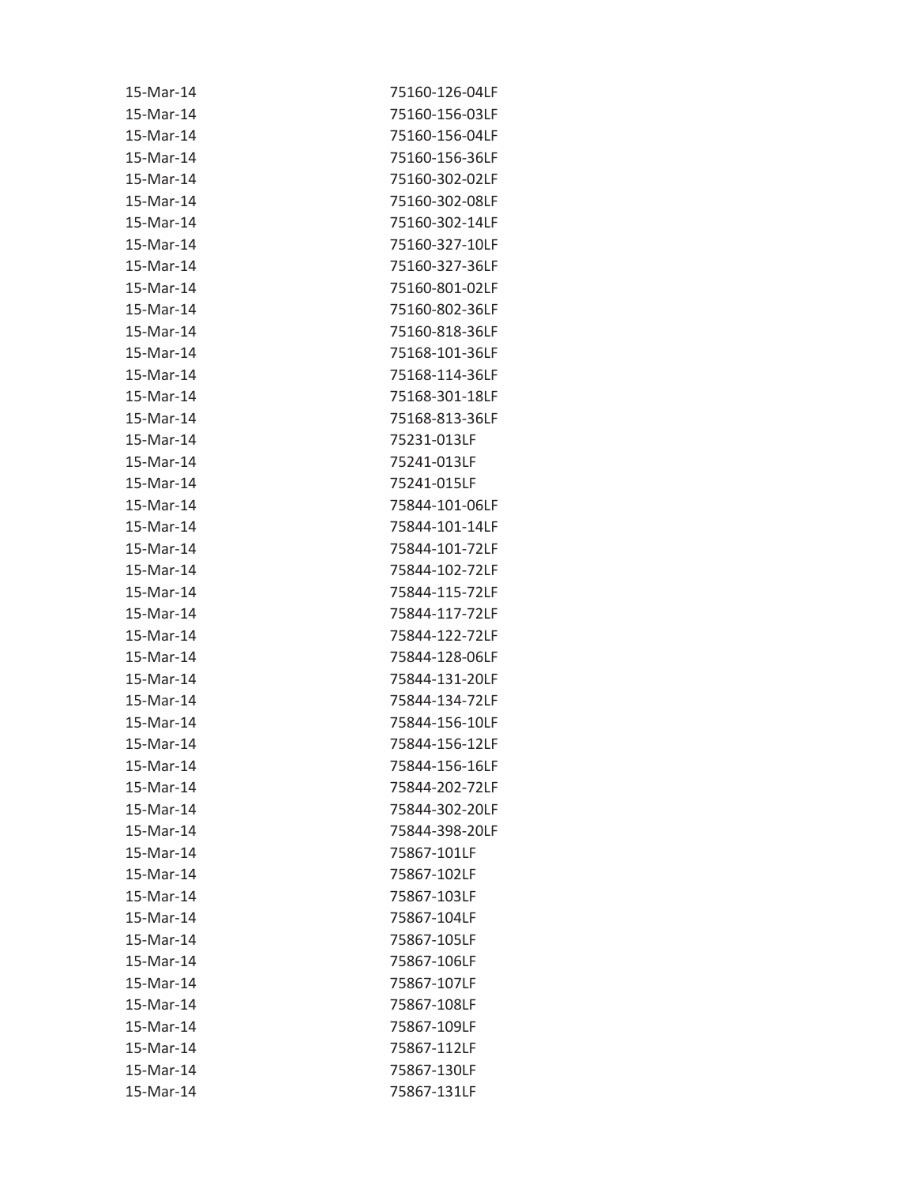| | |
|---|---|
| 15-Mar-14 | 75160-126-04LF |
| 15-Mar-14 | 75160-156-03LF |
| 15-Mar-14 | 75160-156-04LF |
| 15-Mar-14 | 75160-156-36LF |
| 15-Mar-14 | 75160-302-02LF |
| 15-Mar-14 | 75160-302-08LF |
| 15-Mar-14 | 75160-302-14LF |
| 15-Mar-14 | 75160-327-10LF |
| 15-Mar-14 | 75160-327-36LF |
| 15-Mar-14 | 75160-801-02LF |
| 15-Mar-14 | 75160-802-36LF |
| 15-Mar-14 | 75160-818-36LF |
| 15-Mar-14 | 75168-101-36LF |
| 15-Mar-14 | 75168-114-36LF |
| 15-Mar-14 | 75168-301-18LF |
| 15-Mar-14 | 75168-813-36LF |
| 15-Mar-14 | 75231-013LF |
| 15-Mar-14 | 75241-013LF |
| 15-Mar-14 | 75241-015LF |
| 15-Mar-14 | 75844-101-06LF |
| 15-Mar-14 | 75844-101-14LF |
| 15-Mar-14 | 75844-101-72LF |
| 15-Mar-14 | 75844-102-72LF |
| 15-Mar-14 | 75844-115-72LF |
| 15-Mar-14 | 75844-117-72LF |
| 15-Mar-14 | 75844-122-72LF |
| 15-Mar-14 | 75844-128-06LF |
| 15-Mar-14 | 75844-131-20LF |
| 15-Mar-14 | 75844-134-72LF |
| 15-Mar-14 | 75844-156-10LF |
| 15-Mar-14 | 75844-156-12LF |
| 15-Mar-14 | 75844-156-16LF |
| 15-Mar-14 | 75844-202-72LF |
| 15-Mar-14 | 75844-302-20LF |
| 15-Mar-14 | 75844-398-20LF |
| 15-Mar-14 | 75867-101LF |
| 15-Mar-14 | 75867-102LF |
| 15-Mar-14 | 75867-103LF |
| 15-Mar-14 | 75867-104LF |
| 15-Mar-14 | 75867-105LF |
| 15-Mar-14 | 75867-106LF |
| 15-Mar-14 | 75867-107LF |
| 15-Mar-14 | 75867-108LF |
| 15-Mar-14 | 75867-109LF |
| 15-Mar-14 | 75867-112LF |
| 15-Mar-14 | 75867-130LF |
| 15-Mar-14 | 75867-131LF |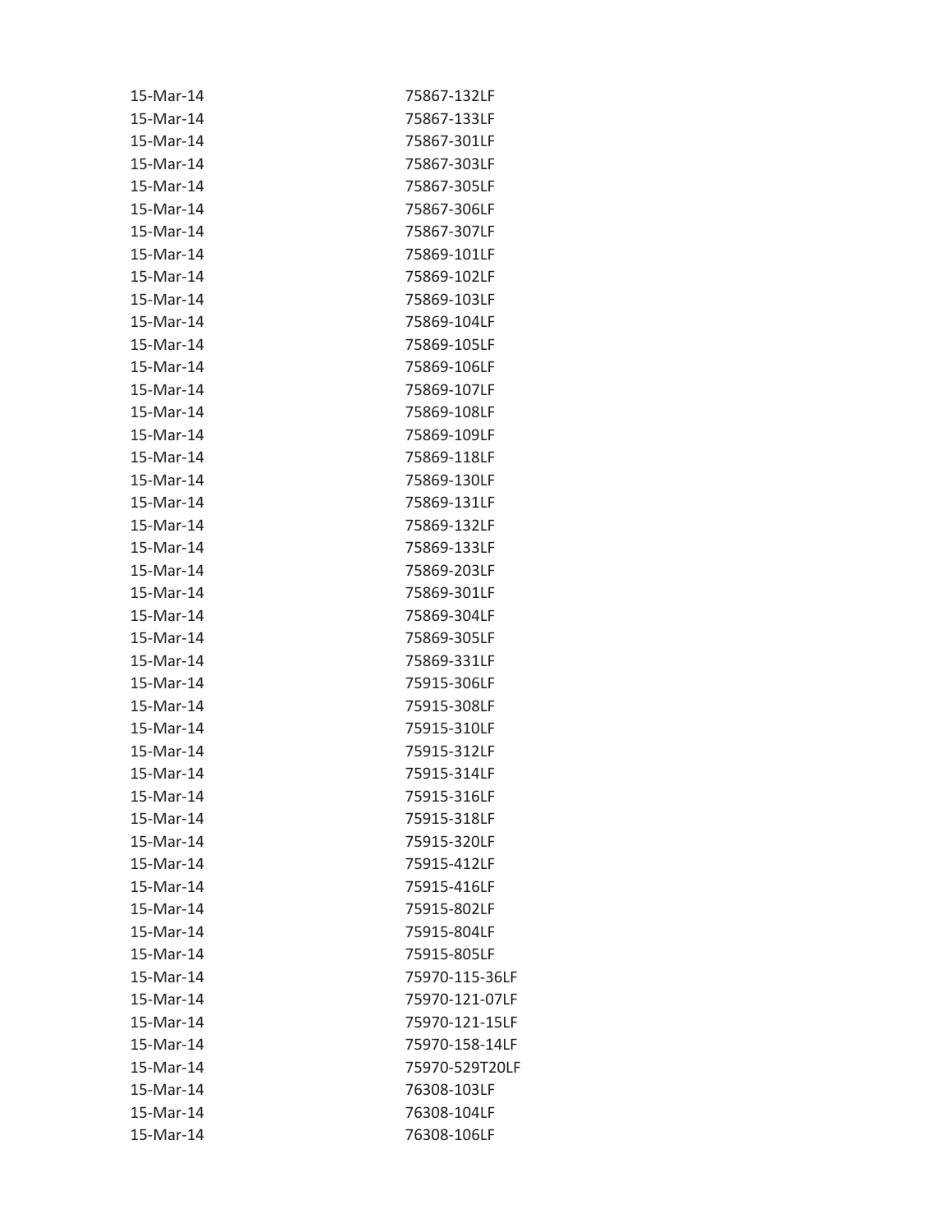| | |
|---|---|
| 15-Mar-14 | 75867-132LF |
| 15-Mar-14 | 75867-133LF |
| 15-Mar-14 | 75867-301LF |
| 15-Mar-14 | 75867-303LF |
| 15-Mar-14 | 75867-305LF |
| 15-Mar-14 | 75867-306LF |
| 15-Mar-14 | 75867-307LF |
| 15-Mar-14 | 75869-101LF |
| 15-Mar-14 | 75869-102LF |
| 15-Mar-14 | 75869-103LF |
| 15-Mar-14 | 75869-104LF |
| 15-Mar-14 | 75869-105LF |
| 15-Mar-14 | 75869-106LF |
| 15-Mar-14 | 75869-107LF |
| 15-Mar-14 | 75869-108LF |
| 15-Mar-14 | 75869-109LF |
| 15-Mar-14 | 75869-118LF |
| 15-Mar-14 | 75869-130LF |
| 15-Mar-14 | 75869-131LF |
| 15-Mar-14 | 75869-132LF |
| 15-Mar-14 | 75869-133LF |
| 15-Mar-14 | 75869-203LF |
| 15-Mar-14 | 75869-301LF |
| 15-Mar-14 | 75869-304LF |
| 15-Mar-14 | 75869-305LF |
| 15-Mar-14 | 75869-331LF |
| 15-Mar-14 | 75915-306LF |
| 15-Mar-14 | 75915-308LF |
| 15-Mar-14 | 75915-310LF |
| 15-Mar-14 | 75915-312LF |
| 15-Mar-14 | 75915-314LF |
| 15-Mar-14 | 75915-316LF |
| 15-Mar-14 | 75915-318LF |
| 15-Mar-14 | 75915-320LF |
| 15-Mar-14 | 75915-412LF |
| 15-Mar-14 | 75915-416LF |
| 15-Mar-14 | 75915-802LF |
| 15-Mar-14 | 75915-804LF |
| 15-Mar-14 | 75915-805LF |
| 15-Mar-14 | 75970-115-36LF |
| 15-Mar-14 | 75970-121-07LF |
| 15-Mar-14 | 75970-121-15LF |
| 15-Mar-14 | 75970-158-14LF |
| 15-Mar-14 | 75970-529T20LF |
| 15-Mar-14 | 76308-103LF |
| 15-Mar-14 | 76308-104LF |
| 15-Mar-14 | 76308-106LF |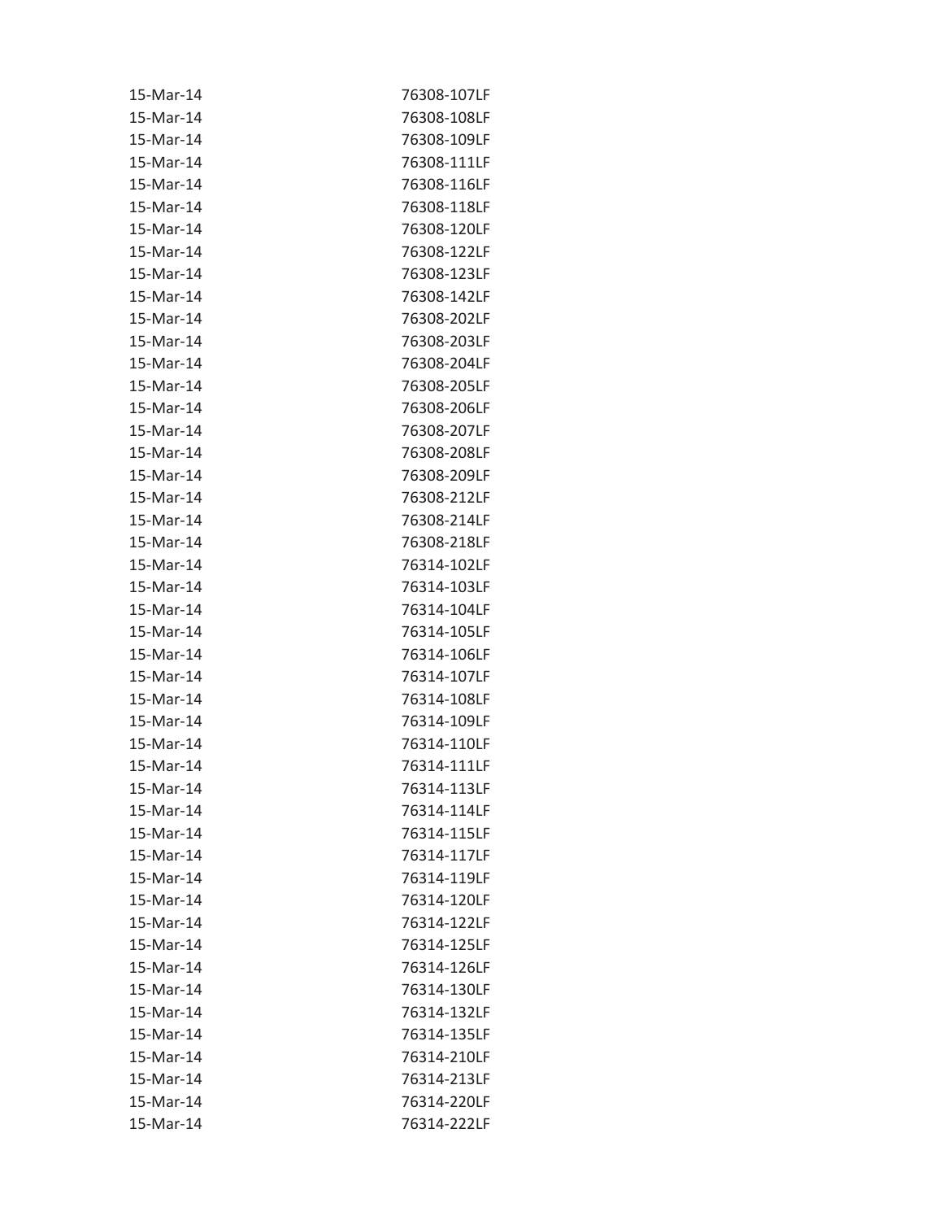| | |
|---|---|
| 15-Mar-14 | 76308-107LF |
| 15-Mar-14 | 76308-108LF |
| 15-Mar-14 | 76308-109LF |
| 15-Mar-14 | 76308-111LF |
| 15-Mar-14 | 76308-116LF |
| 15-Mar-14 | 76308-118LF |
| 15-Mar-14 | 76308-120LF |
| 15-Mar-14 | 76308-122LF |
| 15-Mar-14 | 76308-123LF |
| 15-Mar-14 | 76308-142LF |
| 15-Mar-14 | 76308-202LF |
| 15-Mar-14 | 76308-203LF |
| 15-Mar-14 | 76308-204LF |
| 15-Mar-14 | 76308-205LF |
| 15-Mar-14 | 76308-206LF |
| 15-Mar-14 | 76308-207LF |
| 15-Mar-14 | 76308-208LF |
| 15-Mar-14 | 76308-209LF |
| 15-Mar-14 | 76308-212LF |
| 15-Mar-14 | 76308-214LF |
| 15-Mar-14 | 76308-218LF |
| 15-Mar-14 | 76314-102LF |
| 15-Mar-14 | 76314-103LF |
| 15-Mar-14 | 76314-104LF |
| 15-Mar-14 | 76314-105LF |
| 15-Mar-14 | 76314-106LF |
| 15-Mar-14 | 76314-107LF |
| 15-Mar-14 | 76314-108LF |
| 15-Mar-14 | 76314-109LF |
| 15-Mar-14 | 76314-110LF |
| 15-Mar-14 | 76314-111LF |
| 15-Mar-14 | 76314-113LF |
| 15-Mar-14 | 76314-114LF |
| 15-Mar-14 | 76314-115LF |
| 15-Mar-14 | 76314-117LF |
| 15-Mar-14 | 76314-119LF |
| 15-Mar-14 | 76314-120LF |
| 15-Mar-14 | 76314-122LF |
| 15-Mar-14 | 76314-125LF |
| 15-Mar-14 | 76314-126LF |
| 15-Mar-14 | 76314-130LF |
| 15-Mar-14 | 76314-132LF |
| 15-Mar-14 | 76314-135LF |
| 15-Mar-14 | 76314-210LF |
| 15-Mar-14 | 76314-213LF |
| 15-Mar-14 | 76314-220LF |
| 15-Mar-14 | 76314-222LF |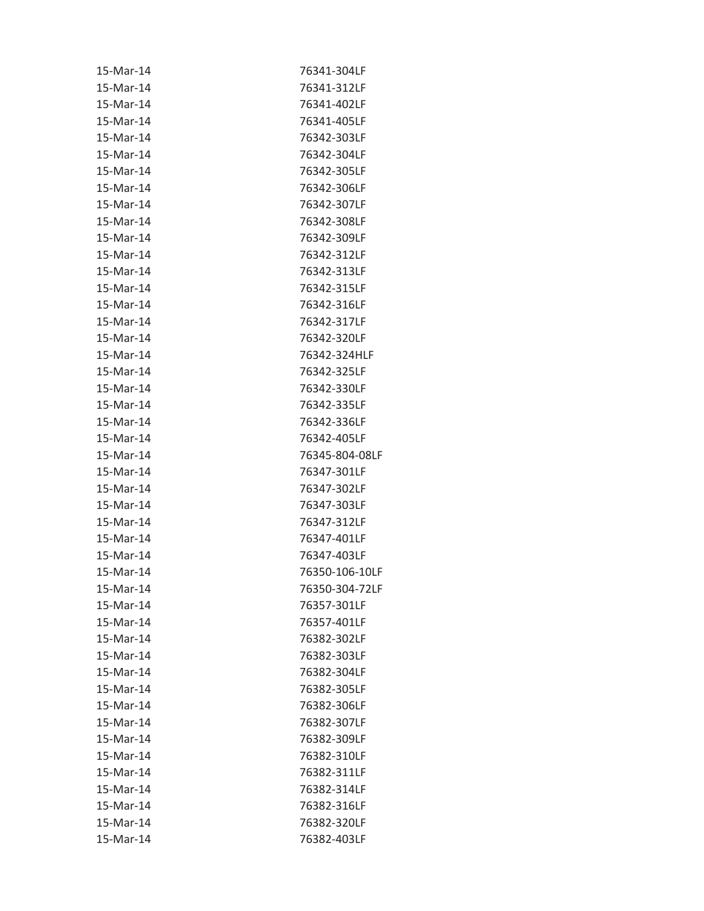| | |
|---|---|
| 15-Mar-14 | 76341-304LF |
| 15-Mar-14 | 76341-312LF |
| 15-Mar-14 | 76341-402LF |
| 15-Mar-14 | 76341-405LF |
| 15-Mar-14 | 76342-303LF |
| 15-Mar-14 | 76342-304LF |
| 15-Mar-14 | 76342-305LF |
| 15-Mar-14 | 76342-306LF |
| 15-Mar-14 | 76342-307LF |
| 15-Mar-14 | 76342-308LF |
| 15-Mar-14 | 76342-309LF |
| 15-Mar-14 | 76342-312LF |
| 15-Mar-14 | 76342-313LF |
| 15-Mar-14 | 76342-315LF |
| 15-Mar-14 | 76342-316LF |
| 15-Mar-14 | 76342-317LF |
| 15-Mar-14 | 76342-320LF |
| 15-Mar-14 | 76342-324HLF |
| 15-Mar-14 | 76342-325LF |
| 15-Mar-14 | 76342-330LF |
| 15-Mar-14 | 76342-335LF |
| 15-Mar-14 | 76342-336LF |
| 15-Mar-14 | 76342-405LF |
| 15-Mar-14 | 76345-804-08LF |
| 15-Mar-14 | 76347-301LF |
| 15-Mar-14 | 76347-302LF |
| 15-Mar-14 | 76347-303LF |
| 15-Mar-14 | 76347-312LF |
| 15-Mar-14 | 76347-401LF |
| 15-Mar-14 | 76347-403LF |
| 15-Mar-14 | 76350-106-10LF |
| 15-Mar-14 | 76350-304-72LF |
| 15-Mar-14 | 76357-301LF |
| 15-Mar-14 | 76357-401LF |
| 15-Mar-14 | 76382-302LF |
| 15-Mar-14 | 76382-303LF |
| 15-Mar-14 | 76382-304LF |
| 15-Mar-14 | 76382-305LF |
| 15-Mar-14 | 76382-306LF |
| 15-Mar-14 | 76382-307LF |
| 15-Mar-14 | 76382-309LF |
| 15-Mar-14 | 76382-310LF |
| 15-Mar-14 | 76382-311LF |
| 15-Mar-14 | 76382-314LF |
| 15-Mar-14 | 76382-316LF |
| 15-Mar-14 | 76382-320LF |
| 15-Mar-14 | 76382-403LF |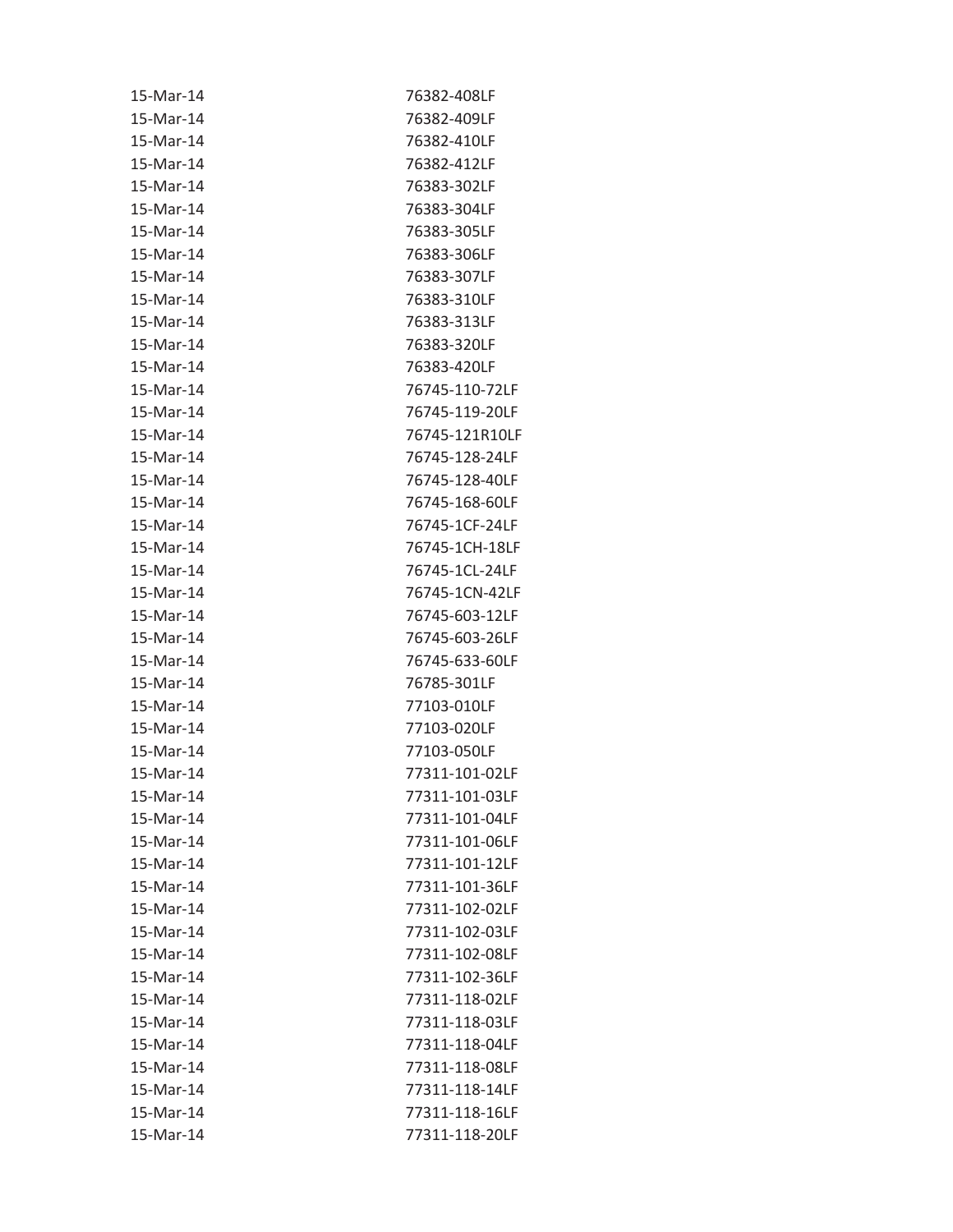| | |
|---|---|
| 15-Mar-14 | 76382-408LF |
| 15-Mar-14 | 76382-409LF |
| 15-Mar-14 | 76382-410LF |
| 15-Mar-14 | 76382-412LF |
| 15-Mar-14 | 76383-302LF |
| 15-Mar-14 | 76383-304LF |
| 15-Mar-14 | 76383-305LF |
| 15-Mar-14 | 76383-306LF |
| 15-Mar-14 | 76383-307LF |
| 15-Mar-14 | 76383-310LF |
| 15-Mar-14 | 76383-313LF |
| 15-Mar-14 | 76383-320LF |
| 15-Mar-14 | 76383-420LF |
| 15-Mar-14 | 76745-110-72LF |
| 15-Mar-14 | 76745-119-20LF |
| 15-Mar-14 | 76745-121R10LF |
| 15-Mar-14 | 76745-128-24LF |
| 15-Mar-14 | 76745-128-40LF |
| 15-Mar-14 | 76745-168-60LF |
| 15-Mar-14 | 76745-1CF-24LF |
| 15-Mar-14 | 76745-1CH-18LF |
| 15-Mar-14 | 76745-1CL-24LF |
| 15-Mar-14 | 76745-1CN-42LF |
| 15-Mar-14 | 76745-603-12LF |
| 15-Mar-14 | 76745-603-26LF |
| 15-Mar-14 | 76745-633-60LF |
| 15-Mar-14 | 76785-301LF |
| 15-Mar-14 | 77103-010LF |
| 15-Mar-14 | 77103-020LF |
| 15-Mar-14 | 77103-050LF |
| 15-Mar-14 | 77311-101-02LF |
| 15-Mar-14 | 77311-101-03LF |
| 15-Mar-14 | 77311-101-04LF |
| 15-Mar-14 | 77311-101-06LF |
| 15-Mar-14 | 77311-101-12LF |
| 15-Mar-14 | 77311-101-36LF |
| 15-Mar-14 | 77311-102-02LF |
| 15-Mar-14 | 77311-102-03LF |
| 15-Mar-14 | 77311-102-08LF |
| 15-Mar-14 | 77311-102-36LF |
| 15-Mar-14 | 77311-118-02LF |
| 15-Mar-14 | 77311-118-03LF |
| 15-Mar-14 | 77311-118-04LF |
| 15-Mar-14 | 77311-118-08LF |
| 15-Mar-14 | 77311-118-14LF |
| 15-Mar-14 | 77311-118-16LF |
| 15-Mar-14 | 77311-118-20LF |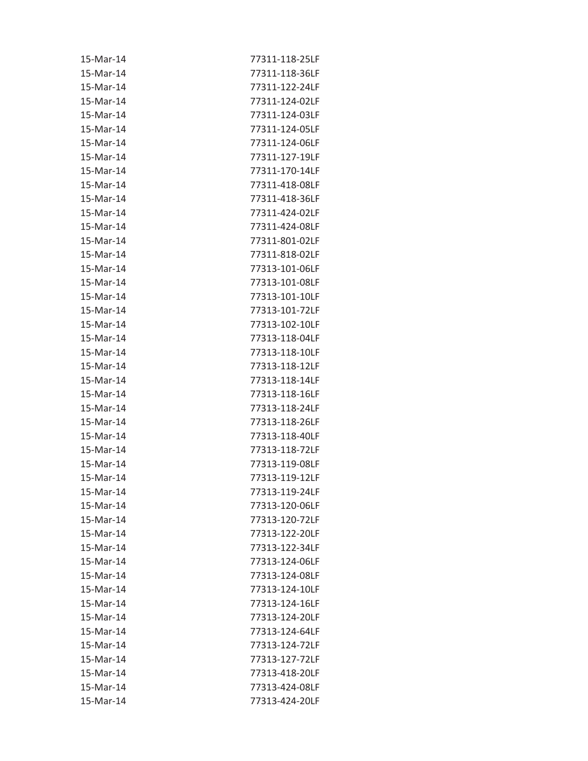| | |
|---|---|
| 15-Mar-14 | 77311-118-25LF |
| 15-Mar-14 | 77311-118-36LF |
| 15-Mar-14 | 77311-122-24LF |
| 15-Mar-14 | 77311-124-02LF |
| 15-Mar-14 | 77311-124-03LF |
| 15-Mar-14 | 77311-124-05LF |
| 15-Mar-14 | 77311-124-06LF |
| 15-Mar-14 | 77311-127-19LF |
| 15-Mar-14 | 77311-170-14LF |
| 15-Mar-14 | 77311-418-08LF |
| 15-Mar-14 | 77311-418-36LF |
| 15-Mar-14 | 77311-424-02LF |
| 15-Mar-14 | 77311-424-08LF |
| 15-Mar-14 | 77311-801-02LF |
| 15-Mar-14 | 77311-818-02LF |
| 15-Mar-14 | 77313-101-06LF |
| 15-Mar-14 | 77313-101-08LF |
| 15-Mar-14 | 77313-101-10LF |
| 15-Mar-14 | 77313-101-72LF |
| 15-Mar-14 | 77313-102-10LF |
| 15-Mar-14 | 77313-118-04LF |
| 15-Mar-14 | 77313-118-10LF |
| 15-Mar-14 | 77313-118-12LF |
| 15-Mar-14 | 77313-118-14LF |
| 15-Mar-14 | 77313-118-16LF |
| 15-Mar-14 | 77313-118-24LF |
| 15-Mar-14 | 77313-118-26LF |
| 15-Mar-14 | 77313-118-40LF |
| 15-Mar-14 | 77313-118-72LF |
| 15-Mar-14 | 77313-119-08LF |
| 15-Mar-14 | 77313-119-12LF |
| 15-Mar-14 | 77313-119-24LF |
| 15-Mar-14 | 77313-120-06LF |
| 15-Mar-14 | 77313-120-72LF |
| 15-Mar-14 | 77313-122-20LF |
| 15-Mar-14 | 77313-122-34LF |
| 15-Mar-14 | 77313-124-06LF |
| 15-Mar-14 | 77313-124-08LF |
| 15-Mar-14 | 77313-124-10LF |
| 15-Mar-14 | 77313-124-16LF |
| 15-Mar-14 | 77313-124-20LF |
| 15-Mar-14 | 77313-124-64LF |
| 15-Mar-14 | 77313-124-72LF |
| 15-Mar-14 | 77313-127-72LF |
| 15-Mar-14 | 77313-418-20LF |
| 15-Mar-14 | 77313-424-08LF |
| 15-Mar-14 | 77313-424-20LF |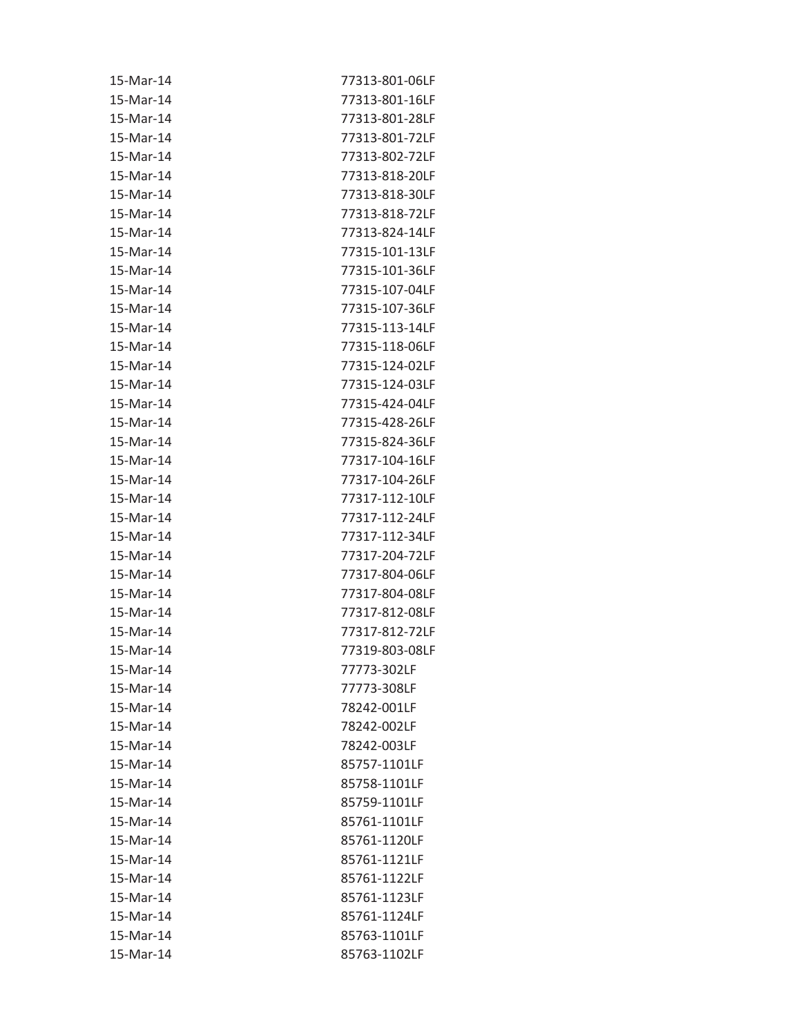| | |
|---|---|
| 15-Mar-14 | 77313-801-06LF |
| 15-Mar-14 | 77313-801-16LF |
| 15-Mar-14 | 77313-801-28LF |
| 15-Mar-14 | 77313-801-72LF |
| 15-Mar-14 | 77313-802-72LF |
| 15-Mar-14 | 77313-818-20LF |
| 15-Mar-14 | 77313-818-30LF |
| 15-Mar-14 | 77313-818-72LF |
| 15-Mar-14 | 77313-824-14LF |
| 15-Mar-14 | 77315-101-13LF |
| 15-Mar-14 | 77315-101-36LF |
| 15-Mar-14 | 77315-107-04LF |
| 15-Mar-14 | 77315-107-36LF |
| 15-Mar-14 | 77315-113-14LF |
| 15-Mar-14 | 77315-118-06LF |
| 15-Mar-14 | 77315-124-02LF |
| 15-Mar-14 | 77315-124-03LF |
| 15-Mar-14 | 77315-424-04LF |
| 15-Mar-14 | 77315-428-26LF |
| 15-Mar-14 | 77315-824-36LF |
| 15-Mar-14 | 77317-104-16LF |
| 15-Mar-14 | 77317-104-26LF |
| 15-Mar-14 | 77317-112-10LF |
| 15-Mar-14 | 77317-112-24LF |
| 15-Mar-14 | 77317-112-34LF |
| 15-Mar-14 | 77317-204-72LF |
| 15-Mar-14 | 77317-804-06LF |
| 15-Mar-14 | 77317-804-08LF |
| 15-Mar-14 | 77317-812-08LF |
| 15-Mar-14 | 77317-812-72LF |
| 15-Mar-14 | 77319-803-08LF |
| 15-Mar-14 | 77773-302LF |
| 15-Mar-14 | 77773-308LF |
| 15-Mar-14 | 78242-001LF |
| 15-Mar-14 | 78242-002LF |
| 15-Mar-14 | 78242-003LF |
| 15-Mar-14 | 85757-1101LF |
| 15-Mar-14 | 85758-1101LF |
| 15-Mar-14 | 85759-1101LF |
| 15-Mar-14 | 85761-1101LF |
| 15-Mar-14 | 85761-1120LF |
| 15-Mar-14 | 85761-1121LF |
| 15-Mar-14 | 85761-1122LF |
| 15-Mar-14 | 85761-1123LF |
| 15-Mar-14 | 85761-1124LF |
| 15-Mar-14 | 85763-1101LF |
| 15-Mar-14 | 85763-1102LF |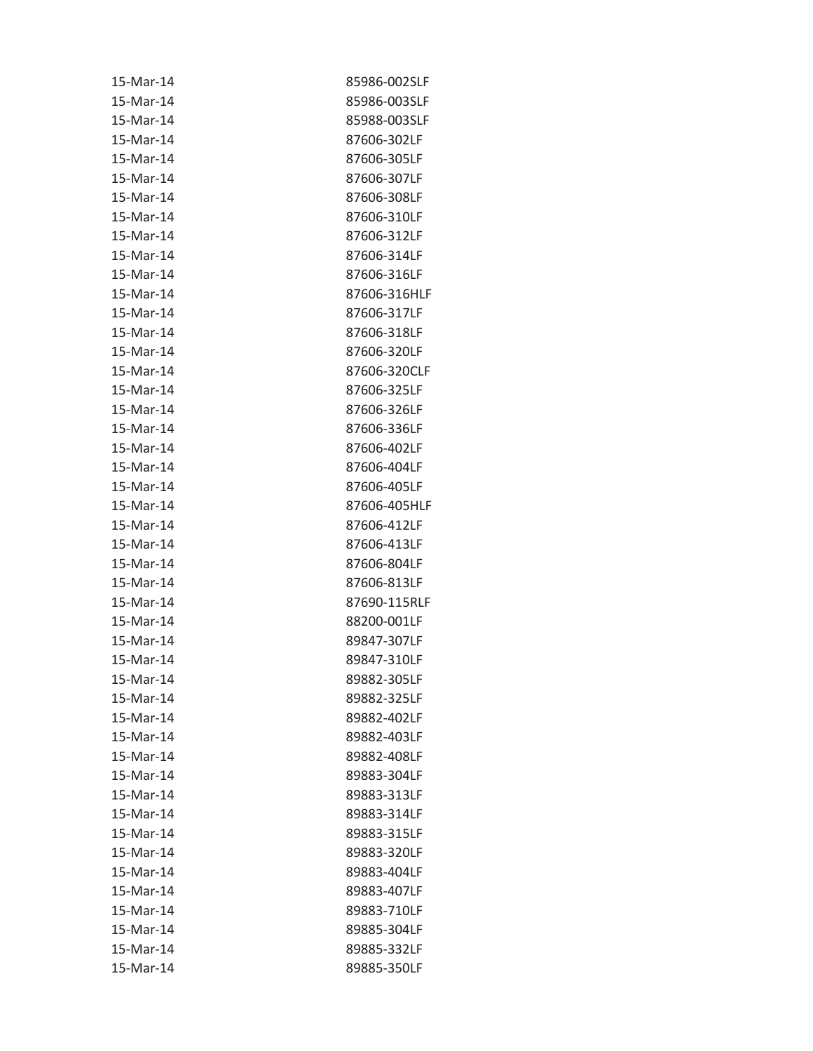| | |
|---|---|
| 15-Mar-14 | 85986-002SLF |
| 15-Mar-14 | 85986-003SLF |
| 15-Mar-14 | 85988-003SLF |
| 15-Mar-14 | 87606-302LF |
| 15-Mar-14 | 87606-305LF |
| 15-Mar-14 | 87606-307LF |
| 15-Mar-14 | 87606-308LF |
| 15-Mar-14 | 87606-310LF |
| 15-Mar-14 | 87606-312LF |
| 15-Mar-14 | 87606-314LF |
| 15-Mar-14 | 87606-316LF |
| 15-Mar-14 | 87606-316HLF |
| 15-Mar-14 | 87606-317LF |
| 15-Mar-14 | 87606-318LF |
| 15-Mar-14 | 87606-320LF |
| 15-Mar-14 | 87606-320CLF |
| 15-Mar-14 | 87606-325LF |
| 15-Mar-14 | 87606-326LF |
| 15-Mar-14 | 87606-336LF |
| 15-Mar-14 | 87606-402LF |
| 15-Mar-14 | 87606-404LF |
| 15-Mar-14 | 87606-405LF |
| 15-Mar-14 | 87606-405HLF |
| 15-Mar-14 | 87606-412LF |
| 15-Mar-14 | 87606-413LF |
| 15-Mar-14 | 87606-804LF |
| 15-Mar-14 | 87606-813LF |
| 15-Mar-14 | 87690-115RLF |
| 15-Mar-14 | 88200-001LF |
| 15-Mar-14 | 89847-307LF |
| 15-Mar-14 | 89847-310LF |
| 15-Mar-14 | 89882-305LF |
| 15-Mar-14 | 89882-325LF |
| 15-Mar-14 | 89882-402LF |
| 15-Mar-14 | 89882-403LF |
| 15-Mar-14 | 89882-408LF |
| 15-Mar-14 | 89883-304LF |
| 15-Mar-14 | 89883-313LF |
| 15-Mar-14 | 89883-314LF |
| 15-Mar-14 | 89883-315LF |
| 15-Mar-14 | 89883-320LF |
| 15-Mar-14 | 89883-404LF |
| 15-Mar-14 | 89883-407LF |
| 15-Mar-14 | 89883-710LF |
| 15-Mar-14 | 89885-304LF |
| 15-Mar-14 | 89885-332LF |
| 15-Mar-14 | 89885-350LF |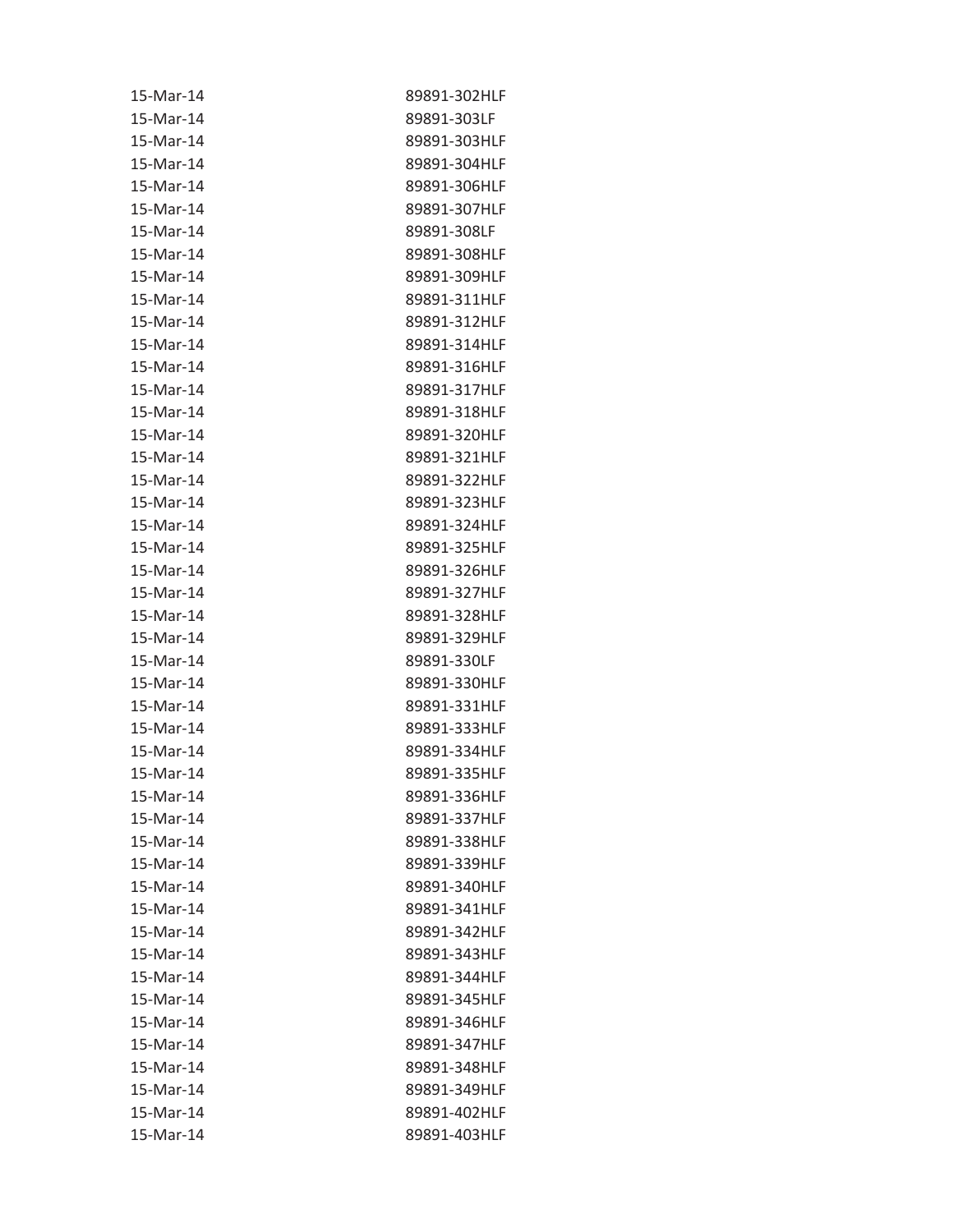| | |
|---|---|
| 15-Mar-14 | 89891-302HLF |
| 15-Mar-14 | 89891-303LF |
| 15-Mar-14 | 89891-303HLF |
| 15-Mar-14 | 89891-304HLF |
| 15-Mar-14 | 89891-306HLF |
| 15-Mar-14 | 89891-307HLF |
| 15-Mar-14 | 89891-308LF |
| 15-Mar-14 | 89891-308HLF |
| 15-Mar-14 | 89891-309HLF |
| 15-Mar-14 | 89891-311HLF |
| 15-Mar-14 | 89891-312HLF |
| 15-Mar-14 | 89891-314HLF |
| 15-Mar-14 | 89891-316HLF |
| 15-Mar-14 | 89891-317HLF |
| 15-Mar-14 | 89891-318HLF |
| 15-Mar-14 | 89891-320HLF |
| 15-Mar-14 | 89891-321HLF |
| 15-Mar-14 | 89891-322HLF |
| 15-Mar-14 | 89891-323HLF |
| 15-Mar-14 | 89891-324HLF |
| 15-Mar-14 | 89891-325HLF |
| 15-Mar-14 | 89891-326HLF |
| 15-Mar-14 | 89891-327HLF |
| 15-Mar-14 | 89891-328HLF |
| 15-Mar-14 | 89891-329HLF |
| 15-Mar-14 | 89891-330LF |
| 15-Mar-14 | 89891-330HLF |
| 15-Mar-14 | 89891-331HLF |
| 15-Mar-14 | 89891-333HLF |
| 15-Mar-14 | 89891-334HLF |
| 15-Mar-14 | 89891-335HLF |
| 15-Mar-14 | 89891-336HLF |
| 15-Mar-14 | 89891-337HLF |
| 15-Mar-14 | 89891-338HLF |
| 15-Mar-14 | 89891-339HLF |
| 15-Mar-14 | 89891-340HLF |
| 15-Mar-14 | 89891-341HLF |
| 15-Mar-14 | 89891-342HLF |
| 15-Mar-14 | 89891-343HLF |
| 15-Mar-14 | 89891-344HLF |
| 15-Mar-14 | 89891-345HLF |
| 15-Mar-14 | 89891-346HLF |
| 15-Mar-14 | 89891-347HLF |
| 15-Mar-14 | 89891-348HLF |
| 15-Mar-14 | 89891-349HLF |
| 15-Mar-14 | 89891-402HLF |
| 15-Mar-14 | 89891-403HLF |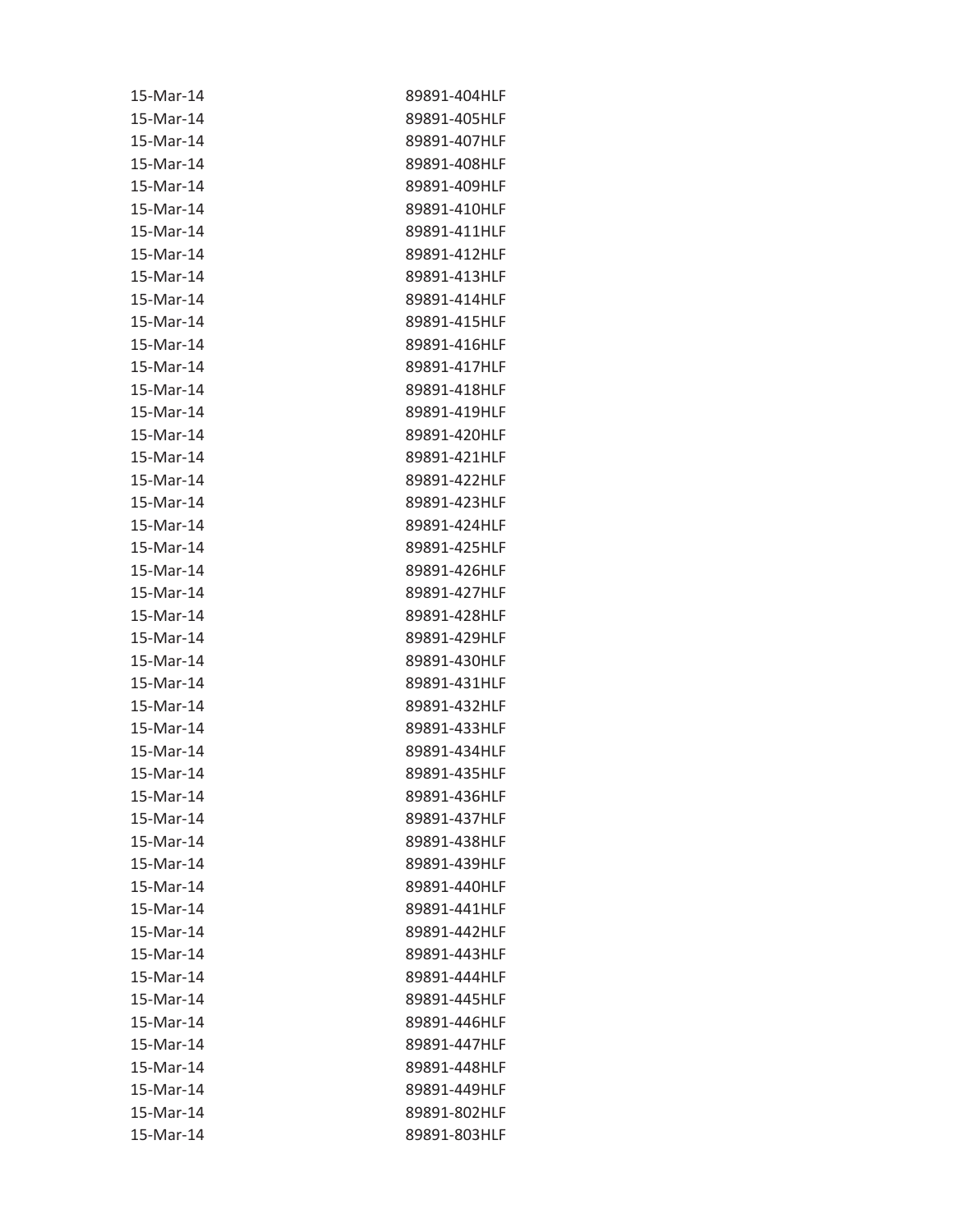| | |
|---|---|
| 15-Mar-14 | 89891-404HLF |
| 15-Mar-14 | 89891-405HLF |
| 15-Mar-14 | 89891-407HLF |
| 15-Mar-14 | 89891-408HLF |
| 15-Mar-14 | 89891-409HLF |
| 15-Mar-14 | 89891-410HLF |
| 15-Mar-14 | 89891-411HLF |
| 15-Mar-14 | 89891-412HLF |
| 15-Mar-14 | 89891-413HLF |
| 15-Mar-14 | 89891-414HLF |
| 15-Mar-14 | 89891-415HLF |
| 15-Mar-14 | 89891-416HLF |
| 15-Mar-14 | 89891-417HLF |
| 15-Mar-14 | 89891-418HLF |
| 15-Mar-14 | 89891-419HLF |
| 15-Mar-14 | 89891-420HLF |
| 15-Mar-14 | 89891-421HLF |
| 15-Mar-14 | 89891-422HLF |
| 15-Mar-14 | 89891-423HLF |
| 15-Mar-14 | 89891-424HLF |
| 15-Mar-14 | 89891-425HLF |
| 15-Mar-14 | 89891-426HLF |
| 15-Mar-14 | 89891-427HLF |
| 15-Mar-14 | 89891-428HLF |
| 15-Mar-14 | 89891-429HLF |
| 15-Mar-14 | 89891-430HLF |
| 15-Mar-14 | 89891-431HLF |
| 15-Mar-14 | 89891-432HLF |
| 15-Mar-14 | 89891-433HLF |
| 15-Mar-14 | 89891-434HLF |
| 15-Mar-14 | 89891-435HLF |
| 15-Mar-14 | 89891-436HLF |
| 15-Mar-14 | 89891-437HLF |
| 15-Mar-14 | 89891-438HLF |
| 15-Mar-14 | 89891-439HLF |
| 15-Mar-14 | 89891-440HLF |
| 15-Mar-14 | 89891-441HLF |
| 15-Mar-14 | 89891-442HLF |
| 15-Mar-14 | 89891-443HLF |
| 15-Mar-14 | 89891-444HLF |
| 15-Mar-14 | 89891-445HLF |
| 15-Mar-14 | 89891-446HLF |
| 15-Mar-14 | 89891-447HLF |
| 15-Mar-14 | 89891-448HLF |
| 15-Mar-14 | 89891-449HLF |
| 15-Mar-14 | 89891-802HLF |
| 15-Mar-14 | 89891-803HLF |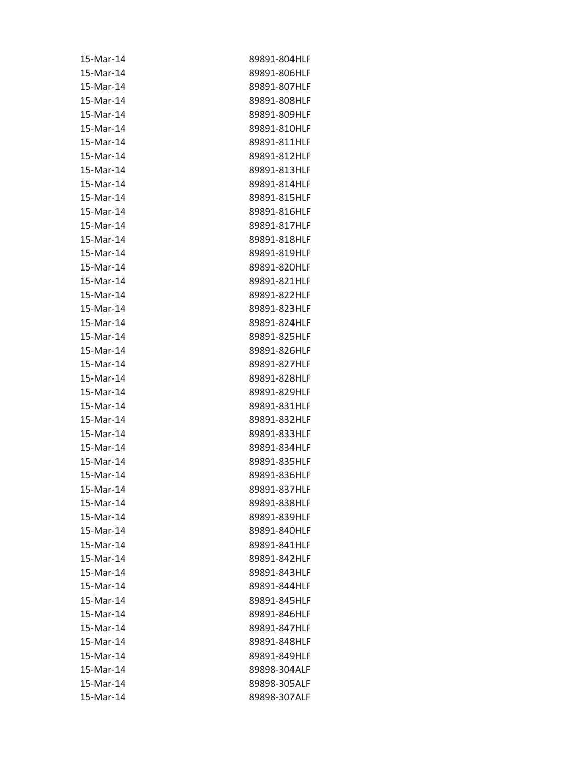| | |
|---|---|
| 15-Mar-14 | 89891-804HLF |
| 15-Mar-14 | 89891-806HLF |
| 15-Mar-14 | 89891-807HLF |
| 15-Mar-14 | 89891-808HLF |
| 15-Mar-14 | 89891-809HLF |
| 15-Mar-14 | 89891-810HLF |
| 15-Mar-14 | 89891-811HLF |
| 15-Mar-14 | 89891-812HLF |
| 15-Mar-14 | 89891-813HLF |
| 15-Mar-14 | 89891-814HLF |
| 15-Mar-14 | 89891-815HLF |
| 15-Mar-14 | 89891-816HLF |
| 15-Mar-14 | 89891-817HLF |
| 15-Mar-14 | 89891-818HLF |
| 15-Mar-14 | 89891-819HLF |
| 15-Mar-14 | 89891-820HLF |
| 15-Mar-14 | 89891-821HLF |
| 15-Mar-14 | 89891-822HLF |
| 15-Mar-14 | 89891-823HLF |
| 15-Mar-14 | 89891-824HLF |
| 15-Mar-14 | 89891-825HLF |
| 15-Mar-14 | 89891-826HLF |
| 15-Mar-14 | 89891-827HLF |
| 15-Mar-14 | 89891-828HLF |
| 15-Mar-14 | 89891-829HLF |
| 15-Mar-14 | 89891-831HLF |
| 15-Mar-14 | 89891-832HLF |
| 15-Mar-14 | 89891-833HLF |
| 15-Mar-14 | 89891-834HLF |
| 15-Mar-14 | 89891-835HLF |
| 15-Mar-14 | 89891-836HLF |
| 15-Mar-14 | 89891-837HLF |
| 15-Mar-14 | 89891-838HLF |
| 15-Mar-14 | 89891-839HLF |
| 15-Mar-14 | 89891-840HLF |
| 15-Mar-14 | 89891-841HLF |
| 15-Mar-14 | 89891-842HLF |
| 15-Mar-14 | 89891-843HLF |
| 15-Mar-14 | 89891-844HLF |
| 15-Mar-14 | 89891-845HLF |
| 15-Mar-14 | 89891-846HLF |
| 15-Mar-14 | 89891-847HLF |
| 15-Mar-14 | 89891-848HLF |
| 15-Mar-14 | 89891-849HLF |
| 15-Mar-14 | 89898-304ALF |
| 15-Mar-14 | 89898-305ALF |
| 15-Mar-14 | 89898-307ALF |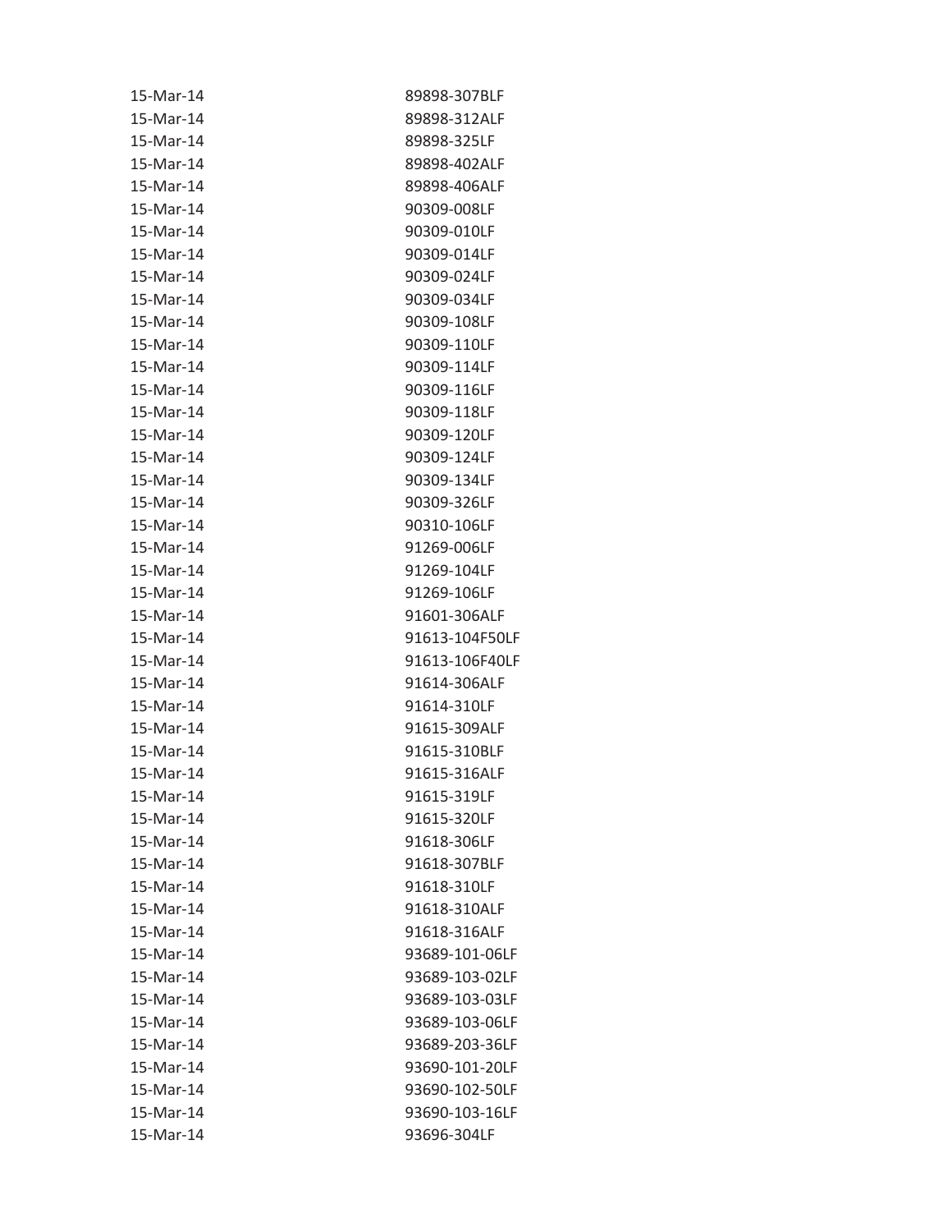| | |
|---|---|
| 15-Mar-14 | 89898-307BLF |
| 15-Mar-14 | 89898-312ALF |
| 15-Mar-14 | 89898-325LF |
| 15-Mar-14 | 89898-402ALF |
| 15-Mar-14 | 89898-406ALF |
| 15-Mar-14 | 90309-008LF |
| 15-Mar-14 | 90309-010LF |
| 15-Mar-14 | 90309-014LF |
| 15-Mar-14 | 90309-024LF |
| 15-Mar-14 | 90309-034LF |
| 15-Mar-14 | 90309-108LF |
| 15-Mar-14 | 90309-110LF |
| 15-Mar-14 | 90309-114LF |
| 15-Mar-14 | 90309-116LF |
| 15-Mar-14 | 90309-118LF |
| 15-Mar-14 | 90309-120LF |
| 15-Mar-14 | 90309-124LF |
| 15-Mar-14 | 90309-134LF |
| 15-Mar-14 | 90309-326LF |
| 15-Mar-14 | 90310-106LF |
| 15-Mar-14 | 91269-006LF |
| 15-Mar-14 | 91269-104LF |
| 15-Mar-14 | 91269-106LF |
| 15-Mar-14 | 91601-306ALF |
| 15-Mar-14 | 91613-104F50LF |
| 15-Mar-14 | 91613-106F40LF |
| 15-Mar-14 | 91614-306ALF |
| 15-Mar-14 | 91614-310LF |
| 15-Mar-14 | 91615-309ALF |
| 15-Mar-14 | 91615-310BLF |
| 15-Mar-14 | 91615-316ALF |
| 15-Mar-14 | 91615-319LF |
| 15-Mar-14 | 91615-320LF |
| 15-Mar-14 | 91618-306LF |
| 15-Mar-14 | 91618-307BLF |
| 15-Mar-14 | 91618-310LF |
| 15-Mar-14 | 91618-310ALF |
| 15-Mar-14 | 91618-316ALF |
| 15-Mar-14 | 93689-101-06LF |
| 15-Mar-14 | 93689-103-02LF |
| 15-Mar-14 | 93689-103-03LF |
| 15-Mar-14 | 93689-103-06LF |
| 15-Mar-14 | 93689-203-36LF |
| 15-Mar-14 | 93690-101-20LF |
| 15-Mar-14 | 93690-102-50LF |
| 15-Mar-14 | 93690-103-16LF |
| 15-Mar-14 | 93696-304LF |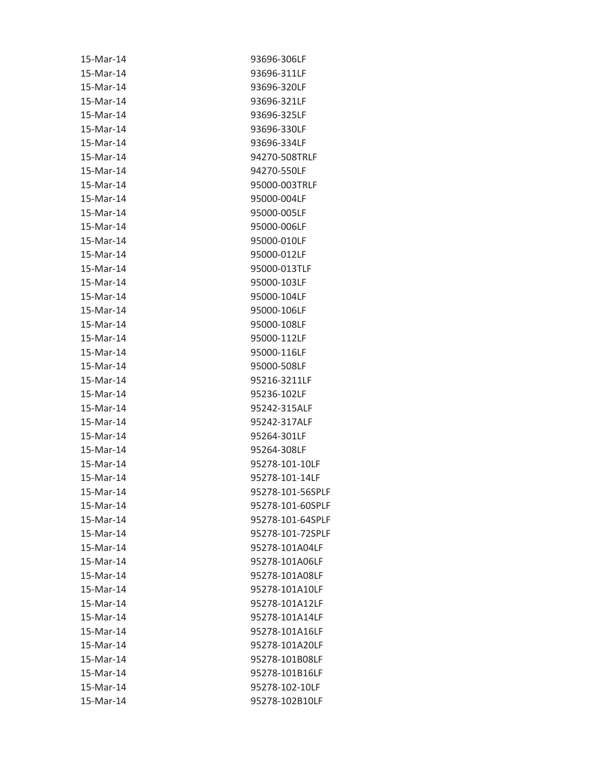| | |
|---|---|
| 15-Mar-14 | 93696-306LF |
| 15-Mar-14 | 93696-311LF |
| 15-Mar-14 | 93696-320LF |
| 15-Mar-14 | 93696-321LF |
| 15-Mar-14 | 93696-325LF |
| 15-Mar-14 | 93696-330LF |
| 15-Mar-14 | 93696-334LF |
| 15-Mar-14 | 94270-508TRLF |
| 15-Mar-14 | 94270-550LF |
| 15-Mar-14 | 95000-003TRLF |
| 15-Mar-14 | 95000-004LF |
| 15-Mar-14 | 95000-005LF |
| 15-Mar-14 | 95000-006LF |
| 15-Mar-14 | 95000-010LF |
| 15-Mar-14 | 95000-012LF |
| 15-Mar-14 | 95000-013TLF |
| 15-Mar-14 | 95000-103LF |
| 15-Mar-14 | 95000-104LF |
| 15-Mar-14 | 95000-106LF |
| 15-Mar-14 | 95000-108LF |
| 15-Mar-14 | 95000-112LF |
| 15-Mar-14 | 95000-116LF |
| 15-Mar-14 | 95000-508LF |
| 15-Mar-14 | 95216-3211LF |
| 15-Mar-14 | 95236-102LF |
| 15-Mar-14 | 95242-315ALF |
| 15-Mar-14 | 95242-317ALF |
| 15-Mar-14 | 95264-301LF |
| 15-Mar-14 | 95264-308LF |
| 15-Mar-14 | 95278-101-10LF |
| 15-Mar-14 | 95278-101-14LF |
| 15-Mar-14 | 95278-101-56SPLF |
| 15-Mar-14 | 95278-101-60SPLF |
| 15-Mar-14 | 95278-101-64SPLF |
| 15-Mar-14 | 95278-101-72SPLF |
| 15-Mar-14 | 95278-101A04LF |
| 15-Mar-14 | 95278-101A06LF |
| 15-Mar-14 | 95278-101A08LF |
| 15-Mar-14 | 95278-101A10LF |
| 15-Mar-14 | 95278-101A12LF |
| 15-Mar-14 | 95278-101A14LF |
| 15-Mar-14 | 95278-101A16LF |
| 15-Mar-14 | 95278-101A20LF |
| 15-Mar-14 | 95278-101B08LF |
| 15-Mar-14 | 95278-101B16LF |
| 15-Mar-14 | 95278-102-10LF |
| 15-Mar-14 | 95278-102B10LF |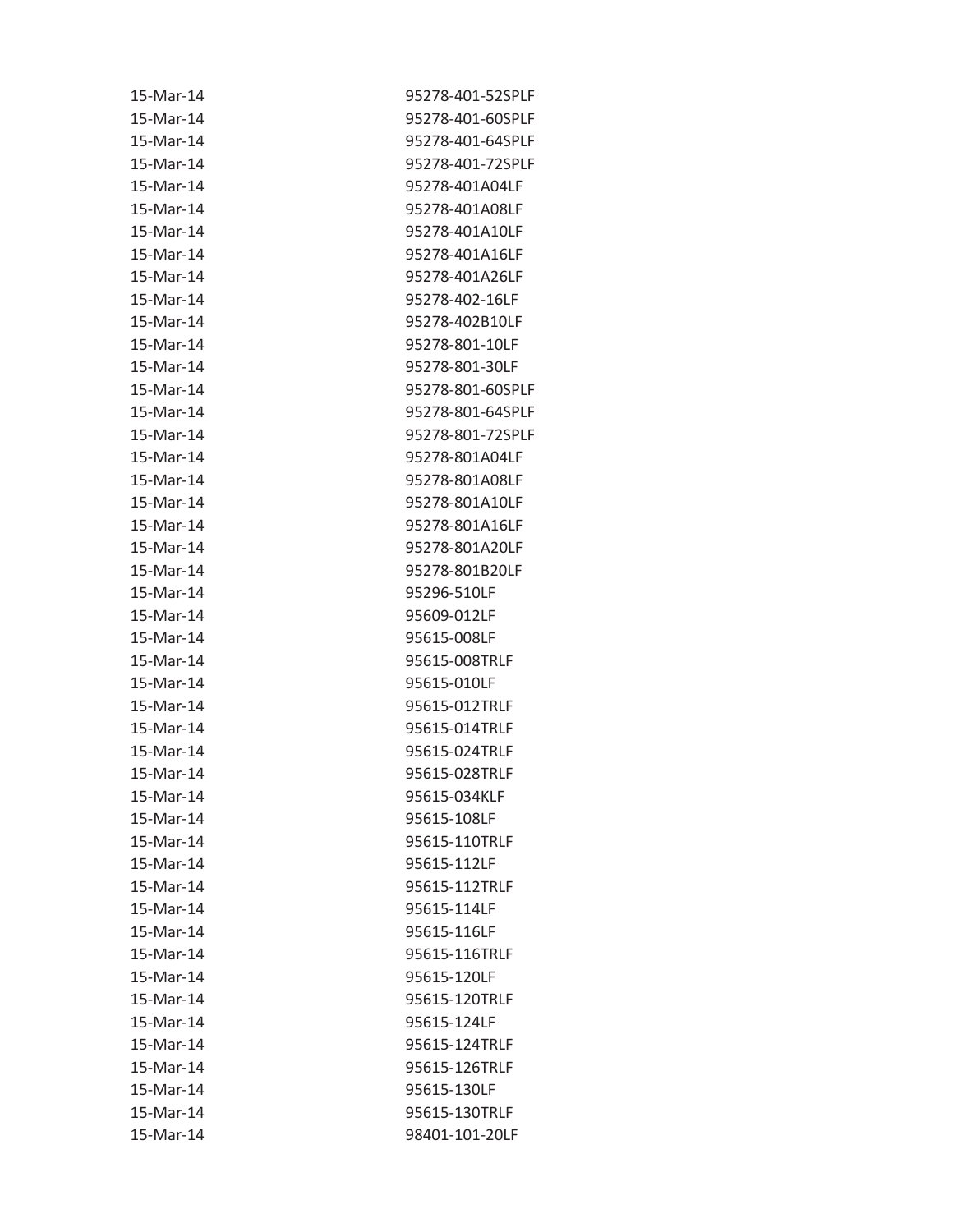| | |
|---|---|
| 15-Mar-14 | 95278-401-52SPLF |
| 15-Mar-14 | 95278-401-60SPLF |
| 15-Mar-14 | 95278-401-64SPLF |
| 15-Mar-14 | 95278-401-72SPLF |
| 15-Mar-14 | 95278-401A04LF |
| 15-Mar-14 | 95278-401A08LF |
| 15-Mar-14 | 95278-401A10LF |
| 15-Mar-14 | 95278-401A16LF |
| 15-Mar-14 | 95278-401A26LF |
| 15-Mar-14 | 95278-402-16LF |
| 15-Mar-14 | 95278-402B10LF |
| 15-Mar-14 | 95278-801-10LF |
| 15-Mar-14 | 95278-801-30LF |
| 15-Mar-14 | 95278-801-60SPLF |
| 15-Mar-14 | 95278-801-64SPLF |
| 15-Mar-14 | 95278-801-72SPLF |
| 15-Mar-14 | 95278-801A04LF |
| 15-Mar-14 | 95278-801A08LF |
| 15-Mar-14 | 95278-801A10LF |
| 15-Mar-14 | 95278-801A16LF |
| 15-Mar-14 | 95278-801A20LF |
| 15-Mar-14 | 95278-801B20LF |
| 15-Mar-14 | 95296-510LF |
| 15-Mar-14 | 95609-012LF |
| 15-Mar-14 | 95615-008LF |
| 15-Mar-14 | 95615-008TRLF |
| 15-Mar-14 | 95615-010LF |
| 15-Mar-14 | 95615-012TRLF |
| 15-Mar-14 | 95615-014TRLF |
| 15-Mar-14 | 95615-024TRLF |
| 15-Mar-14 | 95615-028TRLF |
| 15-Mar-14 | 95615-034KLF |
| 15-Mar-14 | 95615-108LF |
| 15-Mar-14 | 95615-110TRLF |
| 15-Mar-14 | 95615-112LF |
| 15-Mar-14 | 95615-112TRLF |
| 15-Mar-14 | 95615-114LF |
| 15-Mar-14 | 95615-116LF |
| 15-Mar-14 | 95615-116TRLF |
| 15-Mar-14 | 95615-120LF |
| 15-Mar-14 | 95615-120TRLF |
| 15-Mar-14 | 95615-124LF |
| 15-Mar-14 | 95615-124TRLF |
| 15-Mar-14 | 95615-126TRLF |
| 15-Mar-14 | 95615-130LF |
| 15-Mar-14 | 95615-130TRLF |
| 15-Mar-14 | 98401-101-20LF |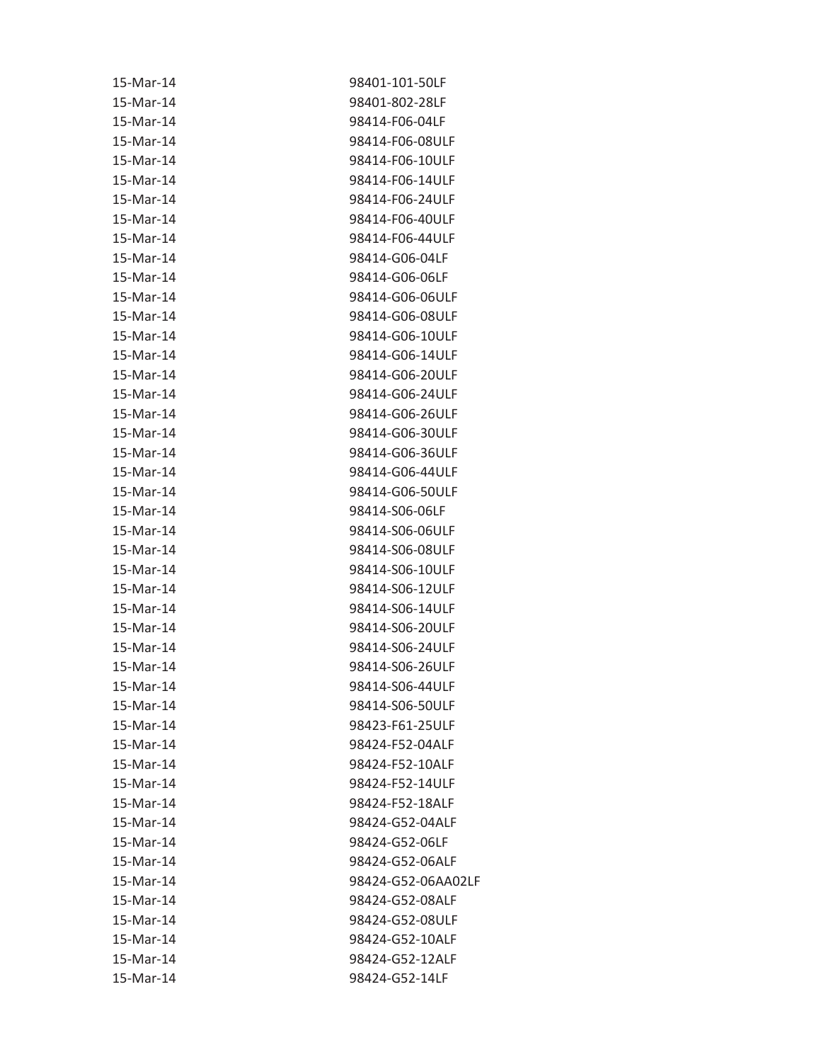| | |
|---|---|
| 15-Mar-14 | 98401-101-50LF |
| 15-Mar-14 | 98401-802-28LF |
| 15-Mar-14 | 98414-F06-04LF |
| 15-Mar-14 | 98414-F06-08ULF |
| 15-Mar-14 | 98414-F06-10ULF |
| 15-Mar-14 | 98414-F06-14ULF |
| 15-Mar-14 | 98414-F06-24ULF |
| 15-Mar-14 | 98414-F06-40ULF |
| 15-Mar-14 | 98414-F06-44ULF |
| 15-Mar-14 | 98414-G06-04LF |
| 15-Mar-14 | 98414-G06-06LF |
| 15-Mar-14 | 98414-G06-06ULF |
| 15-Mar-14 | 98414-G06-08ULF |
| 15-Mar-14 | 98414-G06-10ULF |
| 15-Mar-14 | 98414-G06-14ULF |
| 15-Mar-14 | 98414-G06-20ULF |
| 15-Mar-14 | 98414-G06-24ULF |
| 15-Mar-14 | 98414-G06-26ULF |
| 15-Mar-14 | 98414-G06-30ULF |
| 15-Mar-14 | 98414-G06-36ULF |
| 15-Mar-14 | 98414-G06-44ULF |
| 15-Mar-14 | 98414-G06-50ULF |
| 15-Mar-14 | 98414-S06-06LF |
| 15-Mar-14 | 98414-S06-06ULF |
| 15-Mar-14 | 98414-S06-08ULF |
| 15-Mar-14 | 98414-S06-10ULF |
| 15-Mar-14 | 98414-S06-12ULF |
| 15-Mar-14 | 98414-S06-14ULF |
| 15-Mar-14 | 98414-S06-20ULF |
| 15-Mar-14 | 98414-S06-24ULF |
| 15-Mar-14 | 98414-S06-26ULF |
| 15-Mar-14 | 98414-S06-44ULF |
| 15-Mar-14 | 98414-S06-50ULF |
| 15-Mar-14 | 98423-F61-25ULF |
| 15-Mar-14 | 98424-F52-04ALF |
| 15-Mar-14 | 98424-F52-10ALF |
| 15-Mar-14 | 98424-F52-14ULF |
| 15-Mar-14 | 98424-F52-18ALF |
| 15-Mar-14 | 98424-G52-04ALF |
| 15-Mar-14 | 98424-G52-06LF |
| 15-Mar-14 | 98424-G52-06ALF |
| 15-Mar-14 | 98424-G52-06AA02LF |
| 15-Mar-14 | 98424-G52-08ALF |
| 15-Mar-14 | 98424-G52-08ULF |
| 15-Mar-14 | 98424-G52-10ALF |
| 15-Mar-14 | 98424-G52-12ALF |
| 15-Mar-14 | 98424-G52-14LF |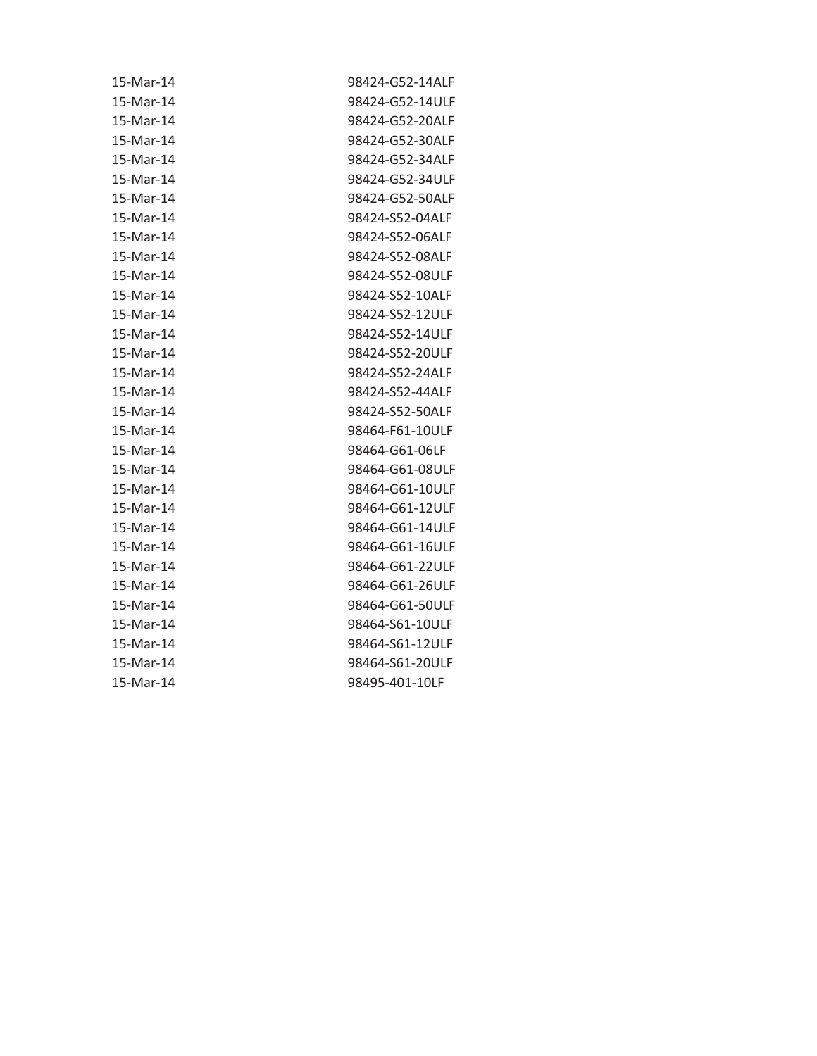| | |
|---|---|
| 15-Mar-14 | 98424-G52-14ALF |
| 15-Mar-14 | 98424-G52-14ULF |
| 15-Mar-14 | 98424-G52-20ALF |
| 15-Mar-14 | 98424-G52-30ALF |
| 15-Mar-14 | 98424-G52-34ALF |
| 15-Mar-14 | 98424-G52-34ULF |
| 15-Mar-14 | 98424-G52-50ALF |
| 15-Mar-14 | 98424-S52-04ALF |
| 15-Mar-14 | 98424-S52-06ALF |
| 15-Mar-14 | 98424-S52-08ALF |
| 15-Mar-14 | 98424-S52-08ULF |
| 15-Mar-14 | 98424-S52-10ALF |
| 15-Mar-14 | 98424-S52-12ULF |
| 15-Mar-14 | 98424-S52-14ULF |
| 15-Mar-14 | 98424-S52-20ULF |
| 15-Mar-14 | 98424-S52-24ALF |
| 15-Mar-14 | 98424-S52-44ALF |
| 15-Mar-14 | 98424-S52-50ALF |
| 15-Mar-14 | 98464-F61-10ULF |
| 15-Mar-14 | 98464-G61-06LF |
| 15-Mar-14 | 98464-G61-08ULF |
| 15-Mar-14 | 98464-G61-10ULF |
| 15-Mar-14 | 98464-G61-12ULF |
| 15-Mar-14 | 98464-G61-14ULF |
| 15-Mar-14 | 98464-G61-16ULF |
| 15-Mar-14 | 98464-G61-22ULF |
| 15-Mar-14 | 98464-G61-26ULF |
| 15-Mar-14 | 98464-G61-50ULF |
| 15-Mar-14 | 98464-S61-10ULF |
| 15-Mar-14 | 98464-S61-12ULF |
| 15-Mar-14 | 98464-S61-20ULF |
| 15-Mar-14 | 98495-401-10LF |